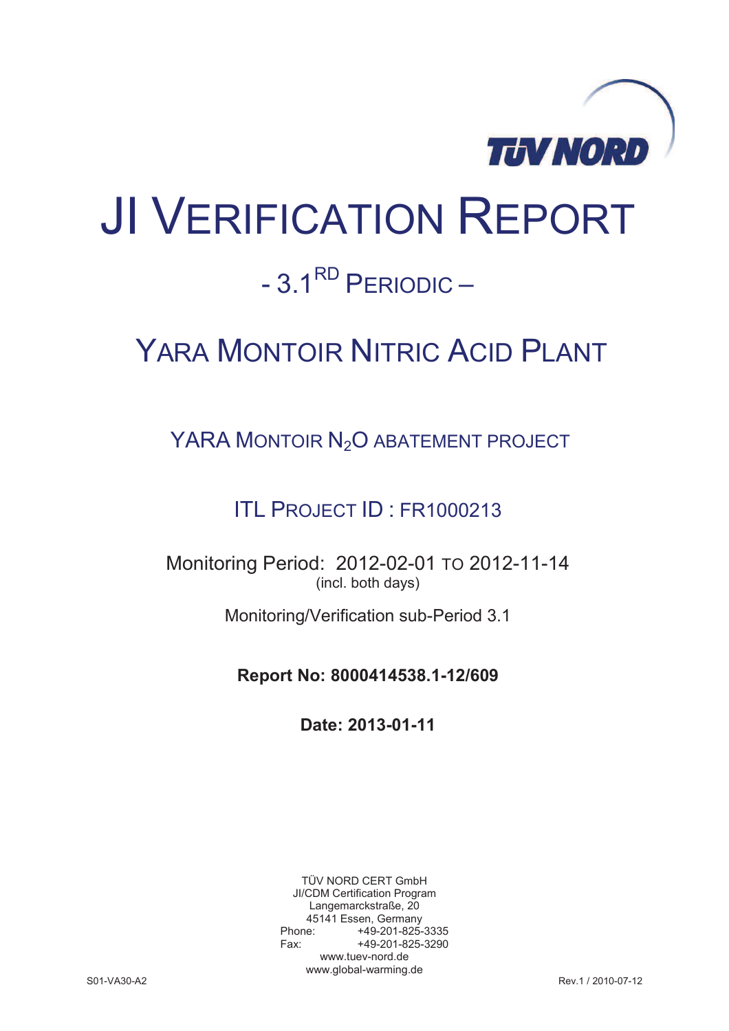TÜV NORD

# JI Verification Report

## - 3.1[RD] Periodic –

## Yara Montoir Nitric Acid Plant

### YARA Montoir $N_2O$ abatement project

### ITL Project ID : FR1000213

Monitoring Period: 2012-02-01 to 2012-11-14
(incl. both days)

Monitoring/Verification sub-Period 3.1

**Report No: 8000414538.1-12/609**

**Date: 2013-01-11**

TÜV NORD CERT GmbH
JI/CDM Certification Program
Langemarckstraße, 20
45141 Essen, Germany
Phone: +49-201-825-3335
Fax: +49-201-825-3290
www.tuev-nord.de
www.global-warming.de

S01-VA30-A2

Rev.1 / 2010-07-12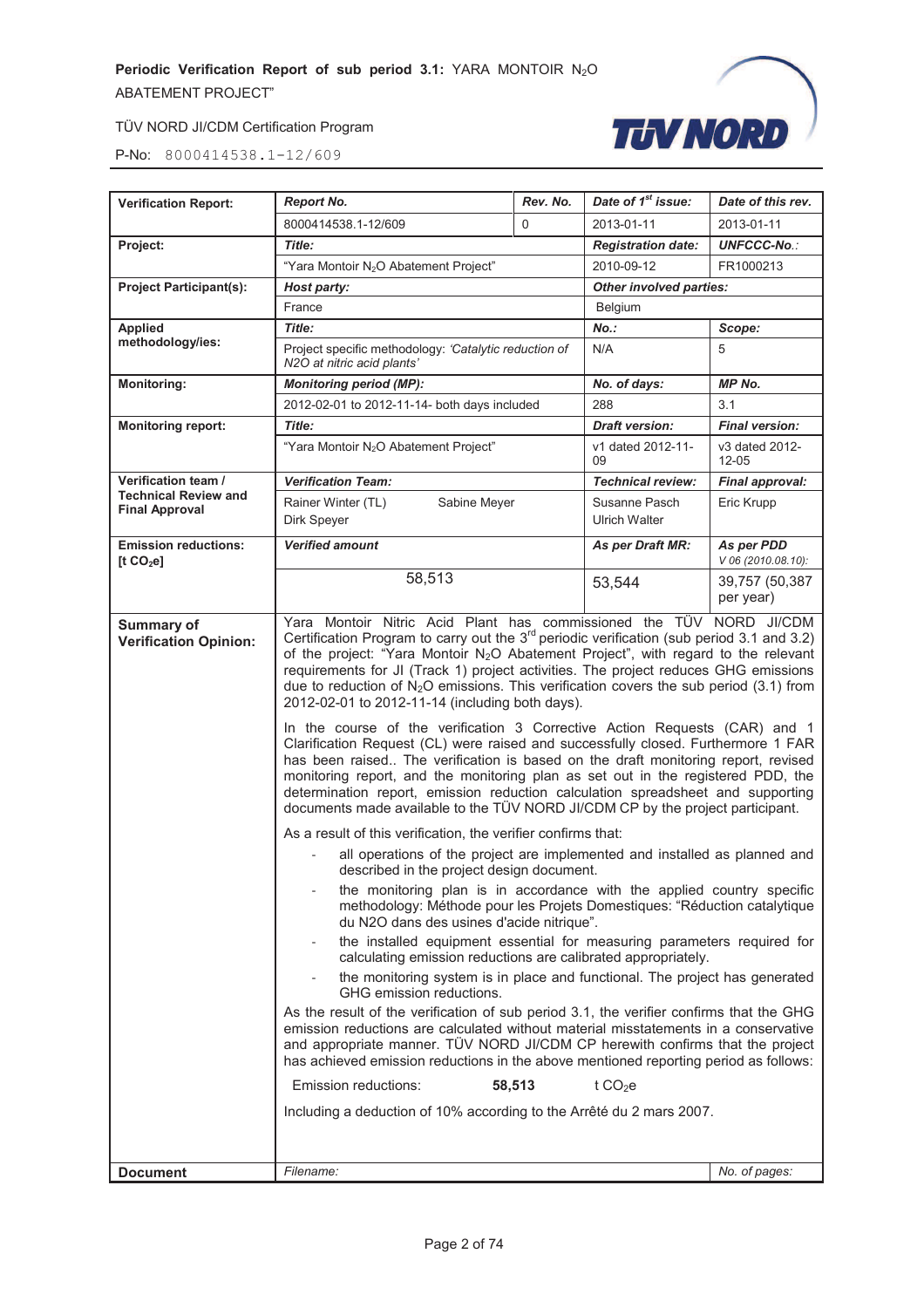| Verification Report: | *Report No.* | *Rev. No.* | *Date of 1st issue:* | *Date of this rev.* |
|---|---|---|---|---|
| | 8000414538.1-12/609 | 0 | 2013-01-11 | 2013-01-11 |
| **Project:** | *Title:* | | *Registration date:* | *UNFCCC-No.:* |
| | "Yara Montoir $N_2O$ Abatement Project" | | 2010-09-12 | FR1000213 |
| **Project Participant(s):** | *Host party:* | | *Other involved parties:* | |
| | France | | Belgium | |
| **Applied methodology/ies:** | *Title:* | | *No.:* | *Scope:* |
| | Project specific methodology: *'Catalytic reduction of N2O at nitric acid plants'* | | N/A | 5 |
| **Monitoring:** | *Monitoring period (MP):* | | *No. of days:* | *MP No.* |
| | 2012-02-01 to 2012-11-14- both days included | | 288 | 3.1 |
| **Monitoring report:** | *Title:* | | *Draft version:* | *Final version:* |
| | "Yara Montoir $N_2O$ Abatement Project" | | v1 dated 2012-11-09 | v3 dated 2012-12-05 |
| **Verification team / Technical Review and Final Approval** | *Verification Team:* | | *Technical review:* | *Final approval:* |
| | Rainer Winter (TL) Sabine Meyer Dirk Speyer | | Susanne Pasch Ulrich Walter | Eric Krupp |
| **Emission reductions: [t $CO_2e$]** | *Verified amount* | | *As per Draft MR:* | *As per PDD* *V 06 (2010.08.10):* |
| | 58,513 | | 53,544 | 39,757 (50,387 per year) |
| **Summary of Verification Opinion:** | Yara Montoir Nitric Acid Plant has commissioned the TÜV NORD JI/CDM Certification Program to carry out the 3rd periodic verification (sub period 3.1 and 3.2) of the project: "Yara Montoir $N_2O$ Abatement Project", with regard to the relevant requirements for JI (Track 1) project activities. The project reduces GHG emissions due to reduction of $N_2O$ emissions. This verification covers the sub period (3.1) from 2012-02-01 to 2012-11-14 (including both days).<br><br>In the course of the verification 3 Corrective Action Requests (CAR) and 1 Clarification Request (CL) were raised and successfully closed. Furthermore 1 FAR has been raised.. The verification is based on the draft monitoring report, revised monitoring report, and the monitoring plan as set out in the registered PDD, the determination report, emission reduction calculation spreadsheet and supporting documents made available to the TÜV NORD JI/CDM CP by the project participant.<br><br>As a result of this verification, the verifier confirms that:<br>- all operations of the project are implemented and installed as planned and described in the project design document.<br>- the monitoring plan is in accordance with the applied country specific methodology: Méthode pour les Projets Domestiques: "Réduction catalytique du N2O dans des usines d'acide nitrique".<br>- the installed equipment essential for measuring parameters required for calculating emission reductions are calibrated appropriately.<br>- the monitoring system is in place and functional. The project has generated GHG emission reductions.<br><br>As the result of the verification of sub period 3.1, the verifier confirms that the GHG emission reductions are calculated without material misstatements in a conservative and appropriate manner. TÜV NORD JI/CDM CP herewith confirms that the project has achieved emission reductions in the above mentioned reporting period as follows:<br><br>Emission reductions: **58,513** t $CO_2e$<br><br>Including a deduction of 10% according to the Arrêté du 2 mars 2007. | | | |
| **Document** | *Filename:* | | | *No. of pages:* |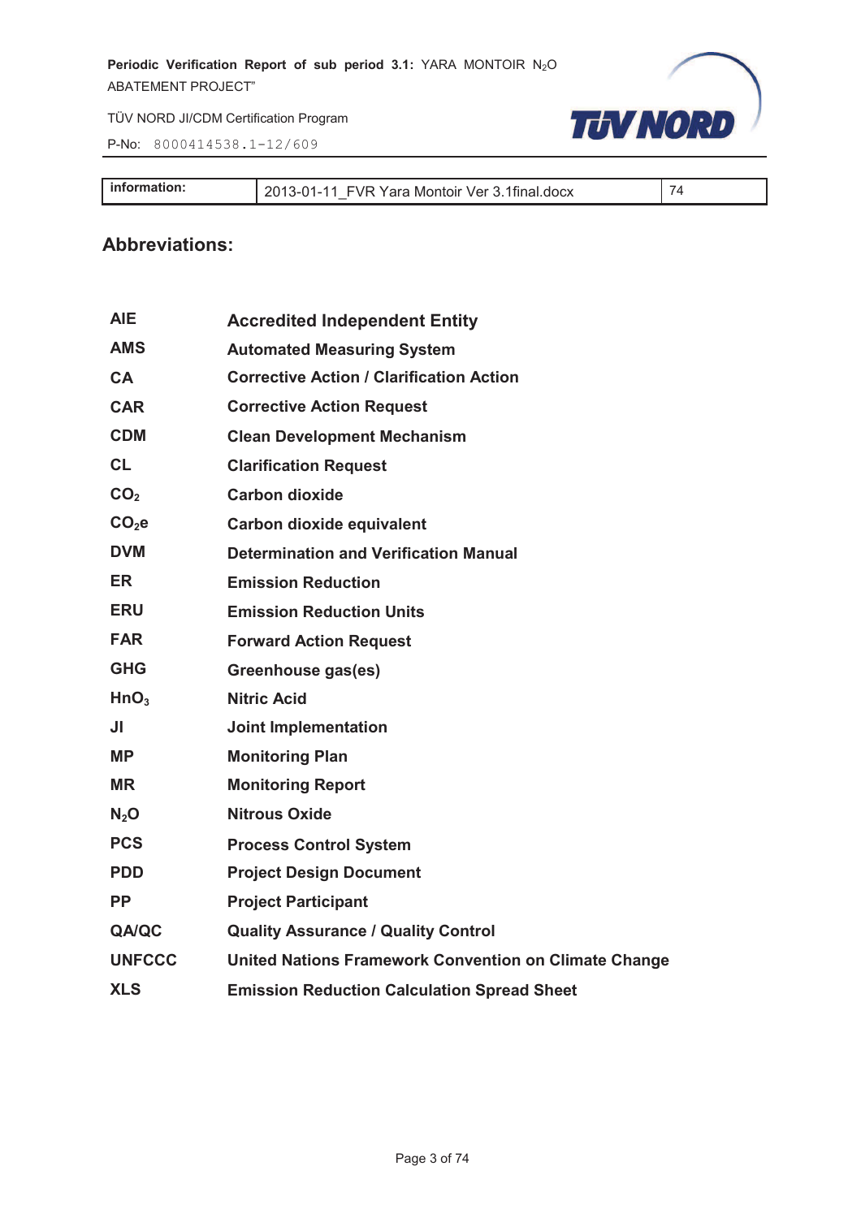| information: | 2013-01-11_FVR Yara Montoir Ver 3.1final.docx | 74 |
|---|---|---|

## Abbreviations:

| | |
|---|---|
| **AIE** | **Accredited Independent Entity** |
| **AMS** | **Automated Measuring System** |
| **CA** | **Corrective Action / Clarification Action** |
| **CAR** | **Corrective Action Request** |
| **CDM** | **Clean Development Mechanism** |
| **CL** | **Clarification Request** |
| **$CO_2$** | **Carbon dioxide** |
| **$CO_2e$** | **Carbon dioxide equivalent** |
| **DVM** | **Determination and Verification Manual** |
| **ER** | **Emission Reduction** |
| **ERU** | **Emission Reduction Units** |
| **FAR** | **Forward Action Request** |
| **GHG** | **Greenhouse gas(es)** |
| **$HnO_3$** | **Nitric Acid** |
| **JI** | **Joint Implementation** |
| **MP** | **Monitoring Plan** |
| **MR** | **Monitoring Report** |
| **$N_2O$** | **Nitrous Oxide** |
| **PCS** | **Process Control System** |
| **PDD** | **Project Design Document** |
| **PP** | **Project Participant** |
| **QA/QC** | **Quality Assurance / Quality Control** |
| **UNFCCC** | **United Nations Framework Convention on Climate Change** |
| **XLS** | **Emission Reduction Calculation Spread Sheet** |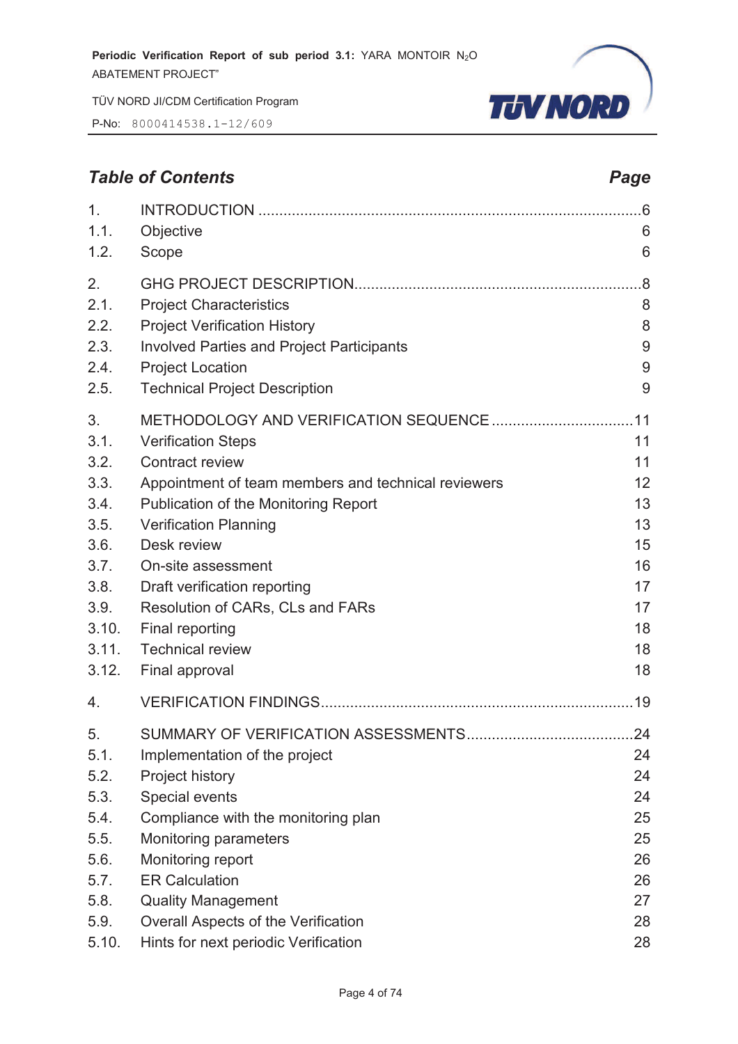## *Table of Contents* — *Page*

| | | |
|---|---|---|
| 1. | INTRODUCTION | 6 |
| 1.1. | Objective | 6 |
| 1.2. | Scope | 6 |
| 2. | GHG PROJECT DESCRIPTION | 8 |
| 2.1. | Project Characteristics | 8 |
| 2.2. | Project Verification History | 8 |
| 2.3. | Involved Parties and Project Participants | 9 |
| 2.4. | Project Location | 9 |
| 2.5. | Technical Project Description | 9 |
| 3. | METHODOLOGY AND VERIFICATION SEQUENCE | 11 |
| 3.1. | Verification Steps | 11 |
| 3.2. | Contract review | 11 |
| 3.3. | Appointment of team members and technical reviewers | 12 |
| 3.4. | Publication of the Monitoring Report | 13 |
| 3.5. | Verification Planning | 13 |
| 3.6. | Desk review | 15 |
| 3.7. | On-site assessment | 16 |
| 3.8. | Draft verification reporting | 17 |
| 3.9. | Resolution of CARs, CLs and FARs | 17 |
| 3.10. | Final reporting | 18 |
| 3.11. | Technical review | 18 |
| 3.12. | Final approval | 18 |
| 4. | VERIFICATION FINDINGS | 19 |
| 5. | SUMMARY OF VERIFICATION ASSESSMENTS | 24 |
| 5.1. | Implementation of the project | 24 |
| 5.2. | Project history | 24 |
| 5.3. | Special events | 24 |
| 5.4. | Compliance with the monitoring plan | 25 |
| 5.5. | Monitoring parameters | 25 |
| 5.6. | Monitoring report | 26 |
| 5.7. | ER Calculation | 26 |
| 5.8. | Quality Management | 27 |
| 5.9. | Overall Aspects of the Verification | 28 |
| 5.10. | Hints for next periodic Verification | 28 |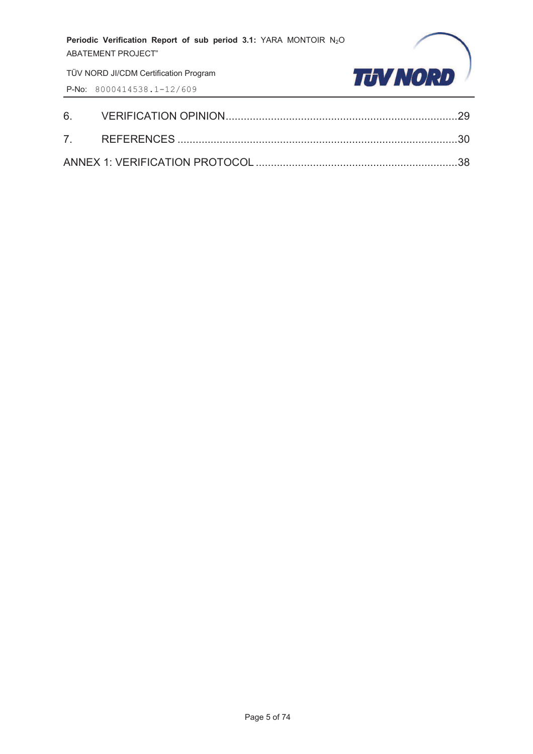6. VERIFICATION OPINION............................................................................29

7. REFERENCES ............................................................................................30

ANNEX 1: VERIFICATION PROTOCOL ..................................................................38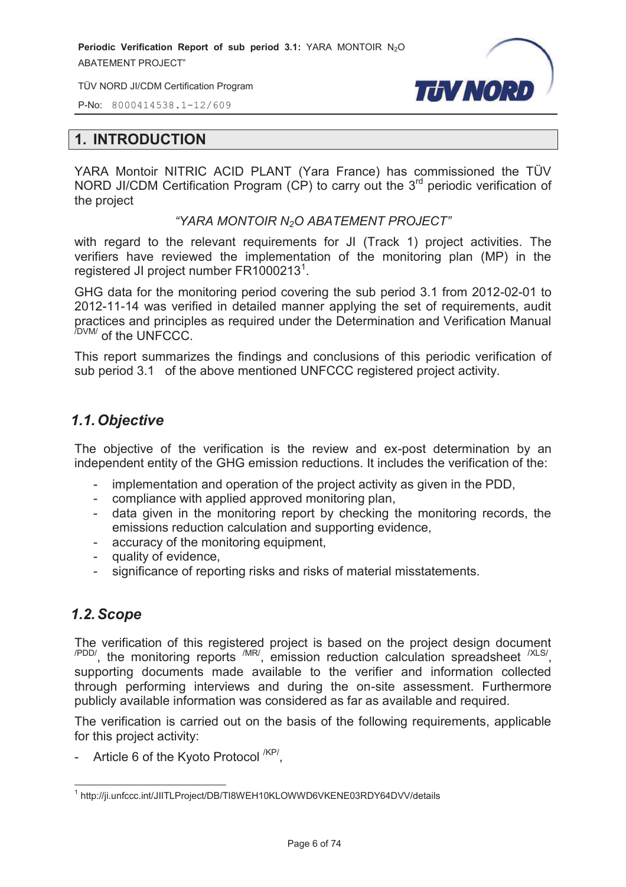## 1. INTRODUCTION

YARA Montoir NITRIC ACID PLANT (Yara France) has commissioned the TÜV NORD JI/CDM Certification Program (CP) to carry out the 3rd periodic verification of the project

*"YARA MONTOIR $N_2O$ ABATEMENT PROJECT"*

with regard to the relevant requirements for JI (Track 1) project activities. The verifiers have reviewed the implementation of the monitoring plan (MP) in the registered JI project number FR1000213[1].

GHG data for the monitoring period covering the sub period 3.1 from 2012-02-01 to 2012-11-14 was verified in detailed manner applying the set of requirements, audit practices and principles as required under the Determination and Verification Manual /DVM/ of the UNFCCC.

This report summarizes the findings and conclusions of this periodic verification of sub period 3.1 of the above mentioned UNFCCC registered project activity.

### 1.1. Objective

The objective of the verification is the review and ex-post determination by an independent entity of the GHG emission reductions. It includes the verification of the:

- implementation and operation of the project activity as given in the PDD,
- compliance with applied approved monitoring plan,
- data given in the monitoring report by checking the monitoring records, the emissions reduction calculation and supporting evidence,
- accuracy of the monitoring equipment,
- quality of evidence,
- significance of reporting risks and risks of material misstatements.

### 1.2. Scope

The verification of this registered project is based on the project design document /PDD/, the monitoring reports /MR/, emission reduction calculation spreadsheet /XLS/, supporting documents made available to the verifier and information collected through performing interviews and during the on-site assessment. Furthermore publicly available information was considered as far as available and required.

The verification is carried out on the basis of the following requirements, applicable for this project activity:

- Article 6 of the Kyoto Protocol /KP/,

[1] http://ji.unfccc.int/JIITLProject/DB/TI8WEH10KLOWWD6VKENE03RDY64DVV/details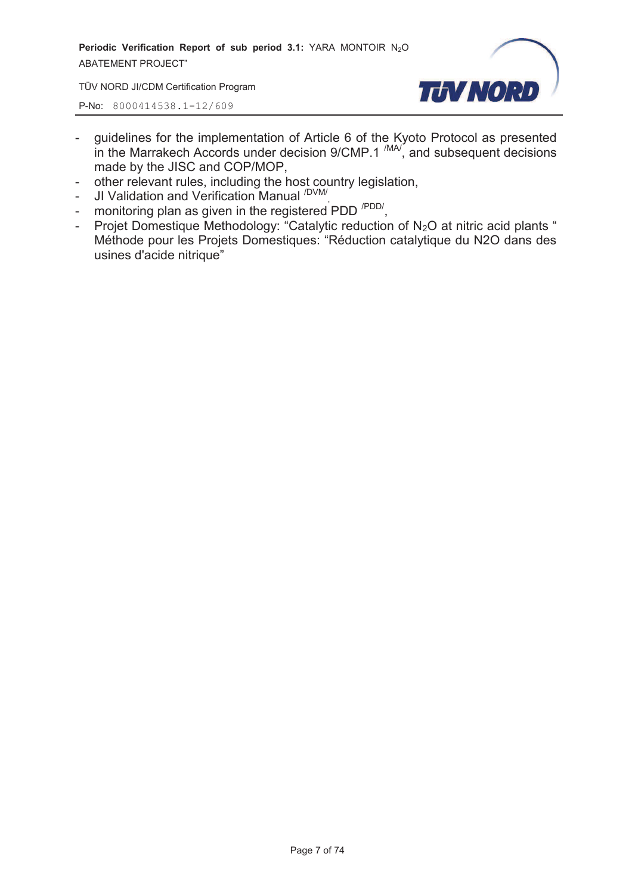- guidelines for the implementation of Article 6 of the Kyoto Protocol as presented in the Marrakech Accords under decision 9/CMP.1 [/MA/], and subsequent decisions made by the JISC and COP/MOP,
- other relevant rules, including the host country legislation,
- JI Validation and Verification Manual [/DVM/],
- monitoring plan as given in the registered PDD [/PDD/],
- Projet Domestique Methodology: “Catalytic reduction of $N_2O$ at nitric acid plants “ Méthode pour les Projets Domestiques: “Réduction catalytique du N2O dans des usines d'acide nitrique”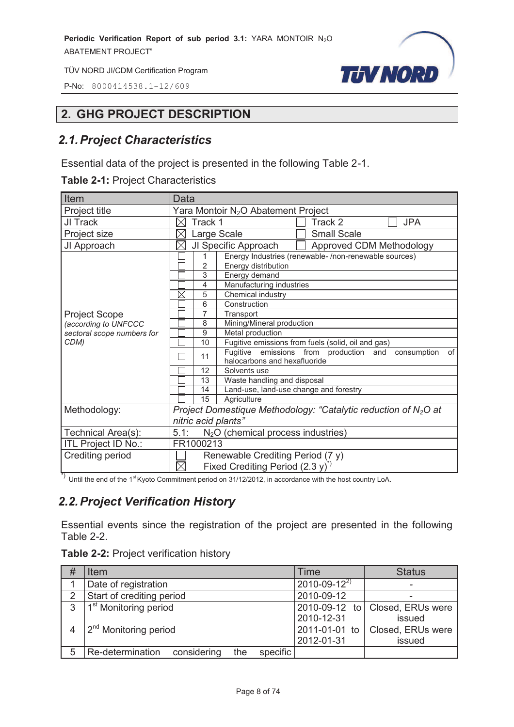## 2. GHG PROJECT DESCRIPTION

### 2.1. Project Characteristics

Essential data of the project is presented in the following Table 2-1.

**Table 2-1:** Project Characteristics

| Item | Data | | |
|---|---|---|---|
| Project title | Yara Montoir $N_2O$ Abatement Project | | |
| JI Track | ☒ Track 1 | ☐ Track 2 | ☐ JPA |
| Project size | ☒ Large Scale | ☐ Small Scale | |
| JI Approach | ☒ JI Specific Approach | ☐ Approved CDM Methodology | |
| Project Scope *(according to UNFCCC sectoral scope numbers for CDM)* | ☐ | 1 | Energy Industries (renewable- /non-renewable sources) |
| | ☐ | 2 | Energy distribution |
| | ☐ | 3 | Energy demand |
| | ☐ | 4 | Manufacturing industries |
| | ☒ | 5 | Chemical industry |
| | ☐ | 6 | Construction |
| | ☐ | 7 | Transport |
| | ☐ | 8 | Mining/Mineral production |
| | ☐ | 9 | Metal production |
| | ☐ | 10 | Fugitive emissions from fuels (solid, oil and gas) |
| | ☐ | 11 | Fugitive emissions from production and consumption of halocarbons and hexafluoride |
| | ☐ | 12 | Solvents use |
| | ☐ | 13 | Waste handling and disposal |
| | ☐ | 14 | Land-use, land-use change and forestry |
| | ☐ | 15 | Agriculture |
| Methodology: | *Project Domestique Methodology: "Catalytic reduction of $N_2O$ at nitric acid plants"* | | |
| Technical Area(s): | 5.1: $N_2O$ (chemical process industries) | | |
| ITL Project ID No.: | FR1000213 | | |
| Crediting period | ☐ Renewable Crediting Period (7 y)<br>☒ Fixed Crediting Period (2.3 y)[*)] | | |

[*)] Until the end of the 1st Kyoto Commitment period on 31/12/2012, in accordance with the host country LoA.

### 2.2. Project Verification History

Essential events since the registration of the project are presented in the following Table 2-2.

**Table 2-2:** Project verification history

| # | Item | Time | Status |
|---|---|---|---|
| 1 | Date of registration | 2010-09-12[2)] | - |
| 2 | Start of crediting period | 2010-09-12 | - |
| 3 | 1st Monitoring period | 2010-09-12 to 2010-12-31 | Closed, ERUs were issued |
| 4 | 2nd Monitoring period | 2011-01-01 to 2012-01-31 | Closed, ERUs were issued |
| 5 | Re-determination considering the specific | | |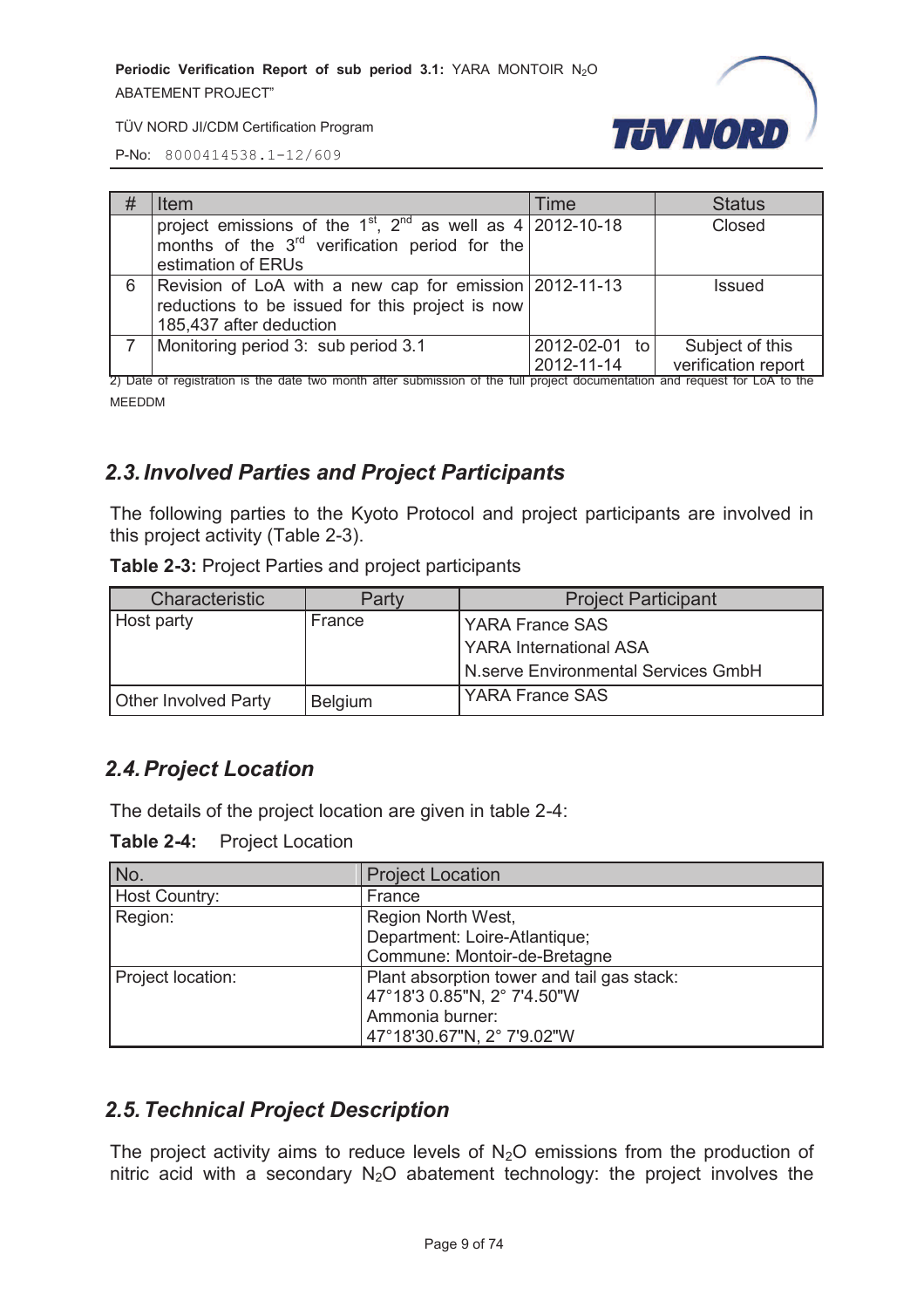| # | Item | Time | Status |
|---|---|---|---|
| | project emissions of the 1st, 2nd as well as 4 months of the 3rd verification period for the estimation of ERUs | 2012-10-18 | Closed |
| 6 | Revision of LoA with a new cap for emission reductions to be issued for this project is now 185,437 after deduction | 2012-11-13 | Issued |
| 7 | Monitoring period 3: sub period 3.1 | 2012-02-01 to 2012-11-14 | Subject of this verification report |

2) Date of registration is the date two month after submission of the full project documentation and request for LoA to the MEEDDM

## 2.3. Involved Parties and Project Participants

The following parties to the Kyoto Protocol and project participants are involved in this project activity (Table 2-3).

**Table 2-3:** Project Parties and project participants

| Characteristic | Party | Project Participant |
|---|---|---|
| Host party | France | YARA France SAS<br>YARA International ASA<br>N.serve Environmental Services GmbH |
| Other Involved Party | Belgium | YARA France SAS |

## 2.4. Project Location

The details of the project location are given in table 2-4:

**Table 2-4:** Project Location

| No. | Project Location |
|---|---|
| Host Country: | France |
| Region: | Region North West,<br>Department: Loire-Atlantique;<br>Commune: Montoir-de-Bretagne |
| Project location: | Plant absorption tower and tail gas stack:<br>47°18'3 0.85"N, 2° 7'4.50"W<br>Ammonia burner:<br>47°18'30.67"N, 2° 7'9.02"W |

## 2.5. Technical Project Description

The project activity aims to reduce levels of $N_2O$ emissions from the production of nitric acid with a secondary $N_2O$ abatement technology: the project involves the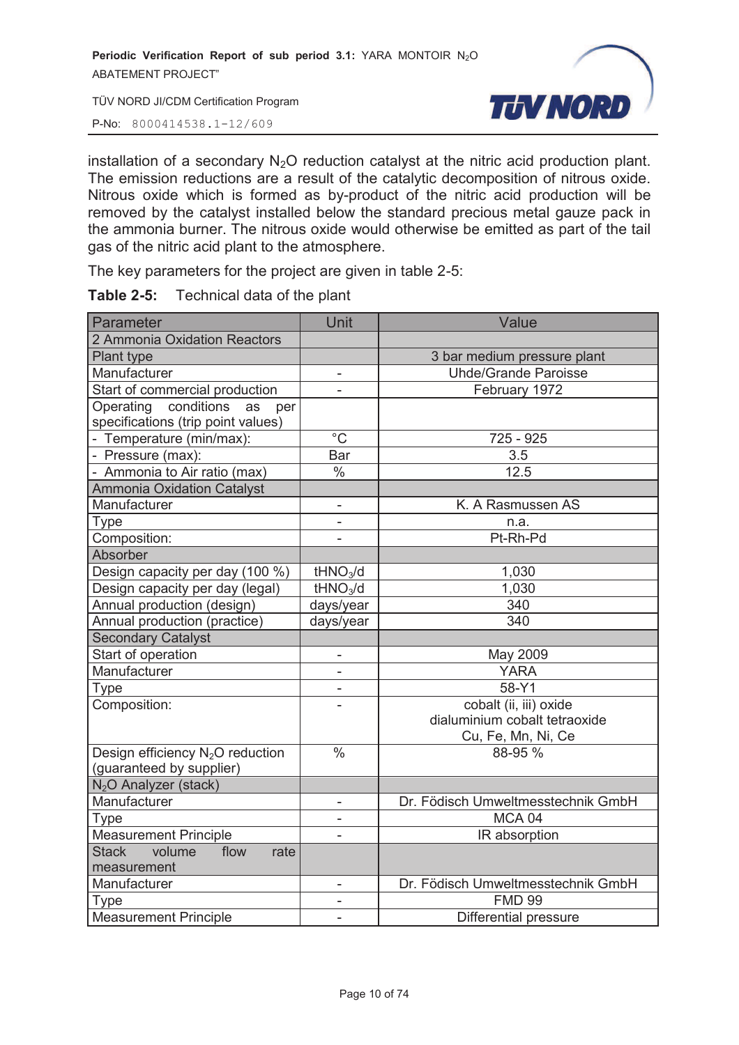installation of a secondary $N_2O$ reduction catalyst at the nitric acid production plant. The emission reductions are a result of the catalytic decomposition of nitrous oxide. Nitrous oxide which is formed as by-product of the nitric acid production will be removed by the catalyst installed below the standard precious metal gauze pack in the ammonia burner. The nitrous oxide would otherwise be emitted as part of the tail gas of the nitric acid plant to the atmosphere.

The key parameters for the project are given in table 2-5:

**Table 2-5:** Technical data of the plant

| Parameter | Unit | Value |
|---|---|---|
| 2 Ammonia Oxidation Reactors | | |
| Plant type | | 3 bar medium pressure plant |
| Manufacturer | - | Uhde/Grande Paroisse |
| Start of commercial production | - | February 1972 |
| Operating conditions as per specifications (trip point values) | | |
| - Temperature (min/max): | °C | 725 - 925 |
| - Pressure (max): | Bar | 3.5 |
| - Ammonia to Air ratio (max) | % | 12.5 |
| Ammonia Oxidation Catalyst | | |
| Manufacturer | - | K. A Rasmussen AS |
| Type | - | n.a. |
| Composition: | - | Pt-Rh-Pd |
| Absorber | | |
| Design capacity per day (100 %) | $tHNO_3/d$ | 1,030 |
| Design capacity per day (legal) | $tHNO_3/d$ | 1,030 |
| Annual production (design) | days/year | 340 |
| Annual production (practice) | days/year | 340 |
| Secondary Catalyst | | |
| Start of operation | - | May 2009 |
| Manufacturer | - | YARA |
| Type | - | 58-Y1 |
| Composition: | - | cobalt (ii, iii) oxide<br>dialuminium cobalt tetraoxide<br>Cu, Fe, Mn, Ni, Ce |
| Design efficiency $N_2O$ reduction (guaranteed by supplier) | % | 88-95 % |
| $N_2O$ Analyzer (stack) | | |
| Manufacturer | - | Dr. Födisch Umweltmesstechnik GmbH |
| Type | - | MCA 04 |
| Measurement Principle | - | IR absorption |
| Stack volume flow rate measurement | | |
| Manufacturer | - | Dr. Födisch Umweltmesstechnik GmbH |
| Type | - | FMD 99 |
| Measurement Principle | - | Differential pressure |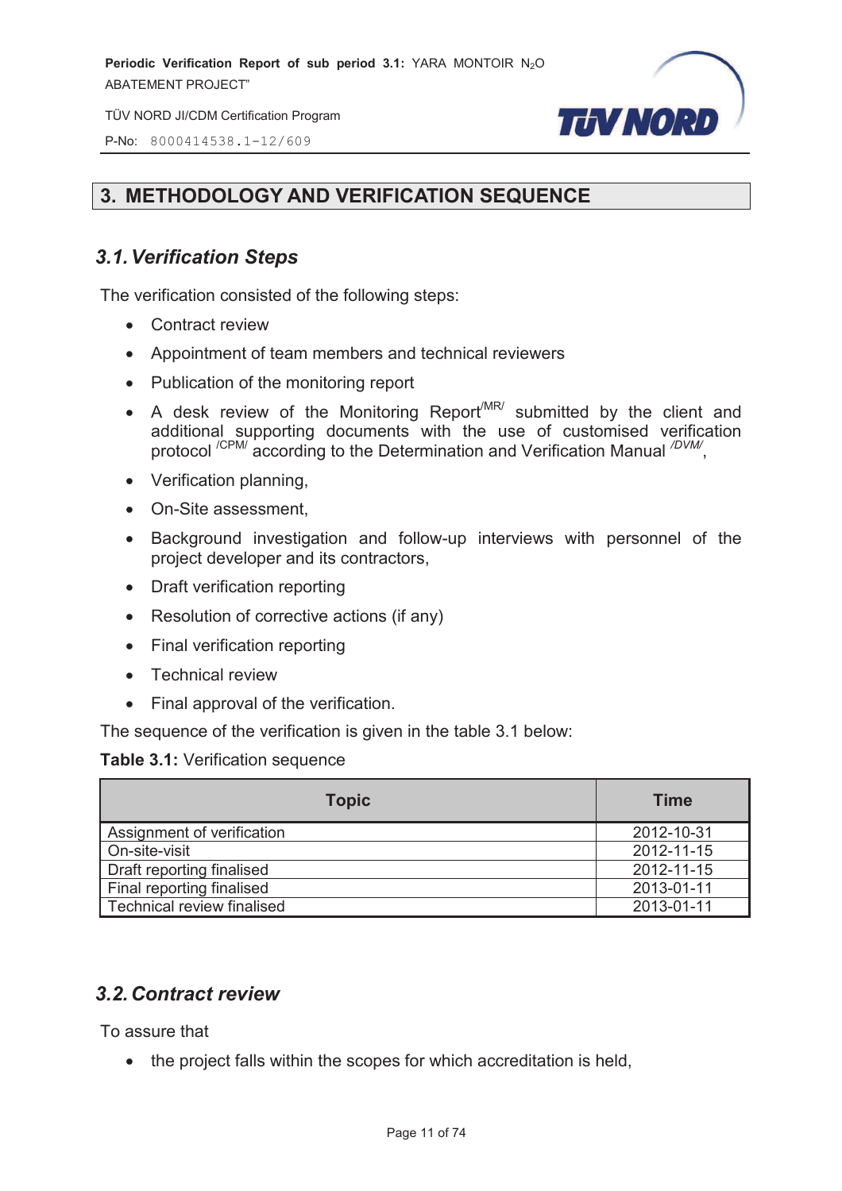# 3. METHODOLOGY AND VERIFICATION SEQUENCE

## 3.1. Verification Steps

The verification consisted of the following steps:

- Contract review
- Appointment of team members and technical reviewers
- Publication of the monitoring report
- A desk review of the Monitoring Report/MR/ submitted by the client and additional supporting documents with the use of customised verification protocol /CPM/ according to the Determination and Verification Manual /DVM/,
- Verification planning,
- On-Site assessment,
- Background investigation and follow-up interviews with personnel of the project developer and its contractors,
- Draft verification reporting
- Resolution of corrective actions (if any)
- Final verification reporting
- Technical review
- Final approval of the verification.

The sequence of the verification is given in the table 3.1 below:

**Table 3.1:** Verification sequence

| Topic | Time |
|---|---|
| Assignment of verification | 2012-10-31 |
| On-site-visit | 2012-11-15 |
| Draft reporting finalised | 2012-11-15 |
| Final reporting finalised | 2013-01-11 |
| Technical review finalised | 2013-01-11 |

## 3.2. Contract review

To assure that

- the project falls within the scopes for which accreditation is held,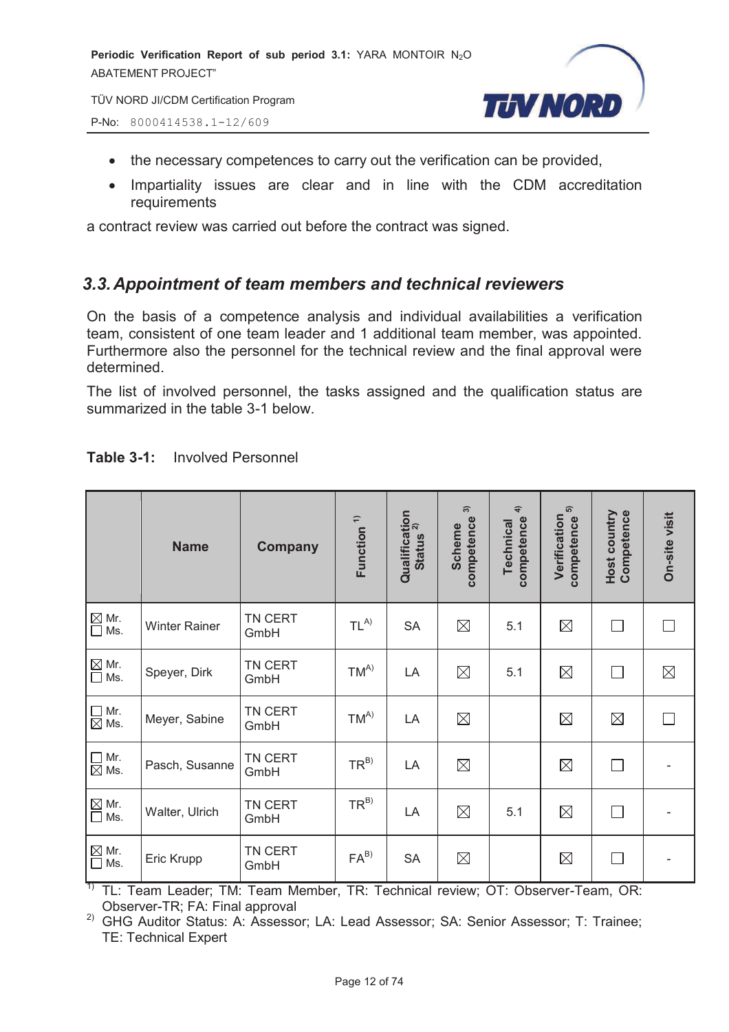- the necessary competences to carry out the verification can be provided,
- Impartiality issues are clear and in line with the CDM accreditation requirements

a contract review was carried out before the contract was signed.

## 3.3. Appointment of team members and technical reviewers

On the basis of a competence analysis and individual availabilities a verification team, consistent of one team leader and 1 additional team member, was appointed. Furthermore also the personnel for the technical review and the final approval were determined.

The list of involved personnel, the tasks assigned and the qualification status are summarized in the table 3-1 below.

**Table 3-1:** Involved Personnel

| | Name | Company | Function [1] | Qualification Status [2] | Scheme competence [3] | Technical competence [4] | Verification competence [5] | Host country Competence | On-site visit |
|---|---|---|---|---|---|---|---|---|---|
| ☒ Mr. ☐ Ms. | Winter Rainer | TN CERT GmbH | TL[A)] | SA | ☒ | 5.1 | ☒ | ☐ | ☐ |
| ☒ Mr. ☐ Ms. | Speyer, Dirk | TN CERT GmbH | TM[A)] | LA | ☒ | 5.1 | ☒ | ☐ | ☒ |
| ☐ Mr. ☒ Ms. | Meyer, Sabine | TN CERT GmbH | TM[A)] | LA | ☒ | | ☒ | ☒ | ☐ |
| ☐ Mr. ☒ Ms. | Pasch, Susanne | TN CERT GmbH | TR[B)] | LA | ☒ | | ☒ | ☐ | - |
| ☒ Mr. ☐ Ms. | Walter, Ulrich | TN CERT GmbH | TR[B)] | LA | ☒ | 5.1 | ☒ | ☐ | - |
| ☒ Mr. ☐ Ms. | Eric Krupp | TN CERT GmbH | FA[B)] | SA | ☒ | | ☒ | ☐ | - |

[1] TL: Team Leader; TM: Team Member, TR: Technical review; OT: Observer-Team, OR: Observer-TR; FA: Final approval

[2] GHG Auditor Status: A: Assessor; LA: Lead Assessor; SA: Senior Assessor; T: Trainee; TE: Technical Expert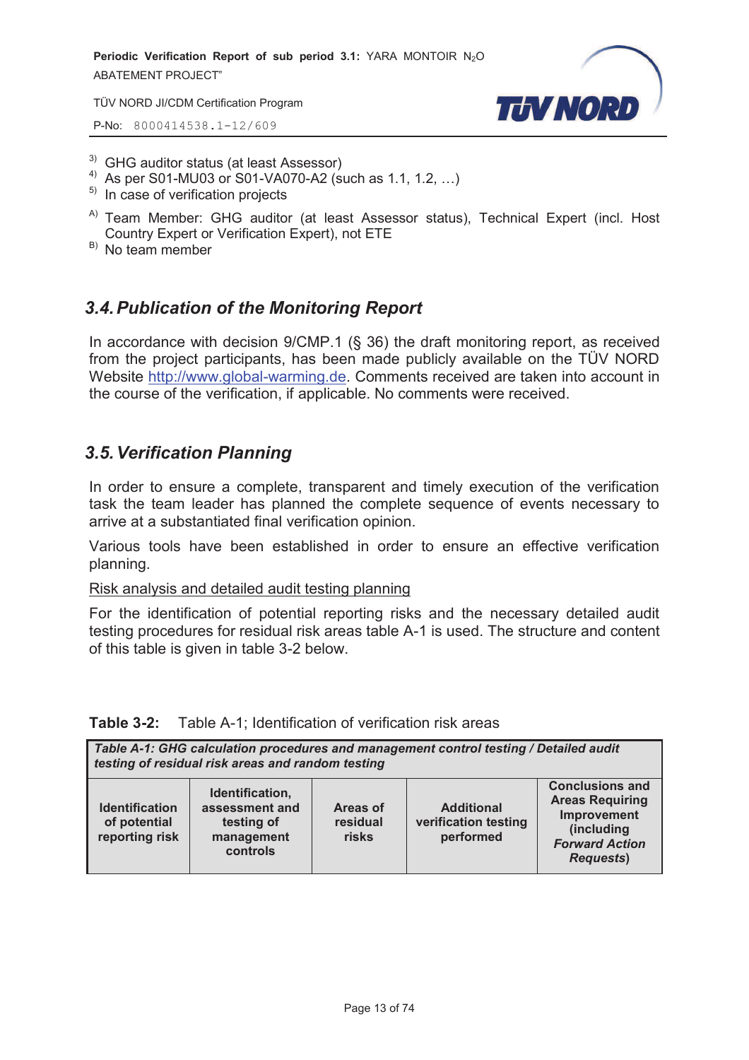3) GHG auditor status (at least Assessor)
4) As per S01-MU03 or S01-VA070-A2 (such as 1.1, 1.2, …)
5) In case of verification projects

A) Team Member: GHG auditor (at least Assessor status), Technical Expert (incl. Host Country Expert or Verification Expert), not ETE
B) No team member

## *3.4. Publication of the Monitoring Report*

In accordance with decision 9/CMP.1 (§ 36) the draft monitoring report, as received from the project participants, has been made publicly available on the TÜV NORD Website http://www.global-warming.de. Comments received are taken into account in the course of the verification, if applicable. No comments were received.

## *3.5. Verification Planning*

In order to ensure a complete, transparent and timely execution of the verification task the team leader has planned the complete sequence of events necessary to arrive at a substantiated final verification opinion.

Various tools have been established in order to ensure an effective verification planning.

Risk analysis and detailed audit testing planning

For the identification of potential reporting risks and the necessary detailed audit testing procedures for residual risk areas table A-1 is used. The structure and content of this table is given in table 3-2 below.

**Table 3-2:** Table A-1; Identification of verification risk areas

| ***Table A-1: GHG calculation procedures and management control testing / Detailed audit testing of residual risk areas and random testing*** | | | | |
|---|---|---|---|---|
| **Identification of potential reporting risk** | **Identification, assessment and testing of management controls** | **Areas of residual risks** | **Additional verification testing performed** | **Conclusions and Areas Requiring Improvement (including *Forward Action Requests*)** |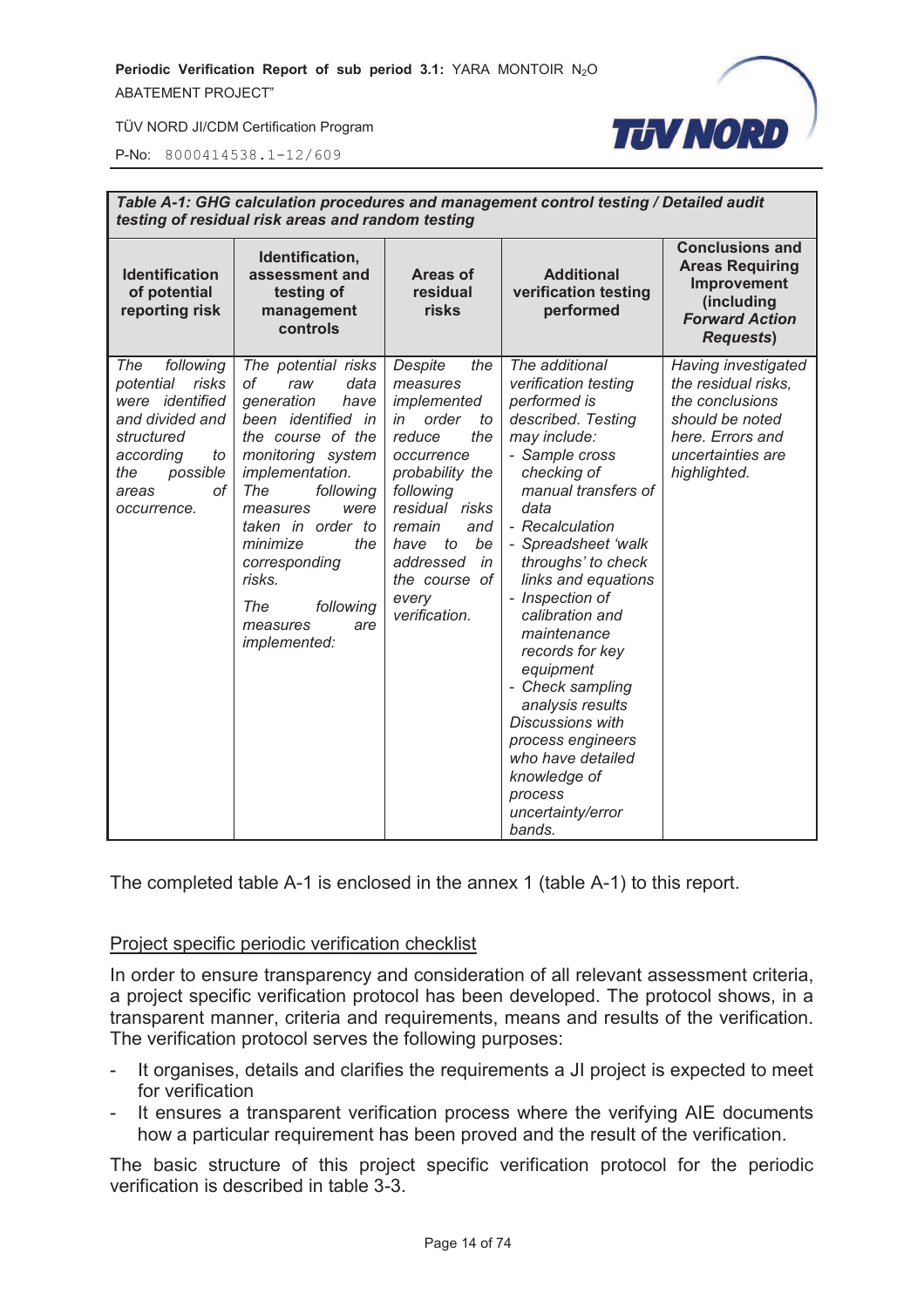| *Table A-1: GHG calculation procedures and management control testing / Detailed audit testing of residual risk areas and random testing* | | | | |
|---|---|---|---|---|
| **Identification of potential reporting risk** | **Identification, assessment and testing of management controls** | **Areas of residual risks** | **Additional verification testing performed** | **Conclusions and Areas Requiring Improvement (including *Forward Action Requests*)** |
| *The following potential risks were identified and divided and structured according to the possible areas of occurrence.* | *The potential risks of raw data generation have been identified in the course of the monitoring system implementation. The following measures were taken in order to minimize the corresponding risks.*<br><br>*The following measures are implemented:* | *Despite the measures implemented in order to reduce the occurrence probability the following residual risks remain and have to be addressed in the course of every verification.* | *The additional verification testing performed is described. Testing may include:*<br>*- Sample cross checking of manual transfers of data*<br>*- Recalculation*<br>*- Spreadsheet 'walk throughs' to check links and equations*<br>*- Inspection of calibration and maintenance records for key equipment*<br>*- Check sampling analysis results*<br>*Discussions with process engineers who have detailed knowledge of process uncertainty/error bands.* | *Having investigated the residual risks, the conclusions should be noted here. Errors and uncertainties are highlighted.* |

The completed table A-1 is enclosed in the annex 1 (table A-1) to this report.

<u>Project specific periodic verification checklist</u>

In order to ensure transparency and consideration of all relevant assessment criteria, a project specific verification protocol has been developed. The protocol shows, in a transparent manner, criteria and requirements, means and results of the verification. The verification protocol serves the following purposes:

- It organises, details and clarifies the requirements a JI project is expected to meet for verification
- It ensures a transparent verification process where the verifying AIE documents how a particular requirement has been proved and the result of the verification.

The basic structure of this project specific verification protocol for the periodic verification is described in table 3-3.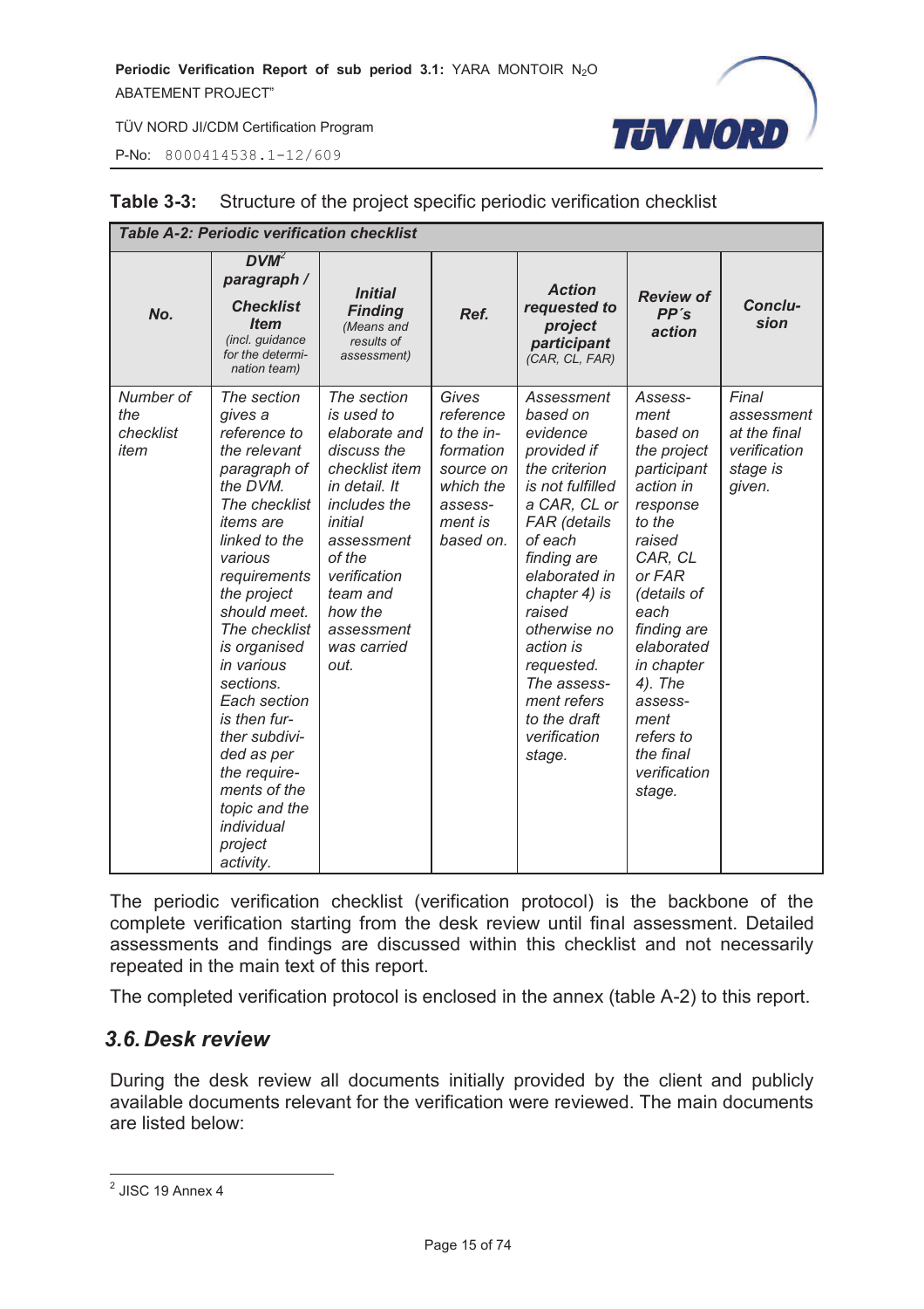**Table 3-3:** Structure of the project specific periodic verification checklist

| ***Table A-2: Periodic verification checklist*** | | | | | | |
|---|---|---|---|---|---|---|
| ***No.*** | ***DVM[2] paragraph / Checklist Item*** *(incl. guidance for the determination team)* | ***Initial Finding*** *(Means and results of assessment)* | ***Ref.*** | ***Action requested to project participant*** *(CAR, CL, FAR)* | ***Review of PP´s action*** | ***Conclusion*** |
| *Number of the checklist item* | *The section gives a reference to the relevant paragraph of the DVM. The checklist items are linked to the various requirements the project should meet. The checklist is organised in various sections. Each section is then further subdivided as per the requirements of the topic and the individual project activity.* | *The section is used to elaborate and discuss the checklist item in detail. It includes the initial assessment of the verification team and how the assessment was carried out.* | *Gives reference to the information source on which the assessment is based on.* | *Assessment based on evidence provided if the criterion is not fulfilled a CAR, CL or FAR (details of each finding are elaborated in chapter 4) is raised otherwise no action is requested. The assessment refers to the draft verification stage.* | *Assessment based on the project participant action in response to the raised CAR, CL or FAR (details of each finding are elaborated in chapter 4). The assessment refers to the final verification stage.* | *Final assessment at the final verification stage is given.* |

The periodic verification checklist (verification protocol) is the backbone of the complete verification starting from the desk review until final assessment. Detailed assessments and findings are discussed within this checklist and not necessarily repeated in the main text of this report.

The completed verification protocol is enclosed in the annex (table A-2) to this report.

## 3.6. Desk review

During the desk review all documents initially provided by the client and publicly available documents relevant for the verification were reviewed. The main documents are listed below:

---

[2] JISC 19 Annex 4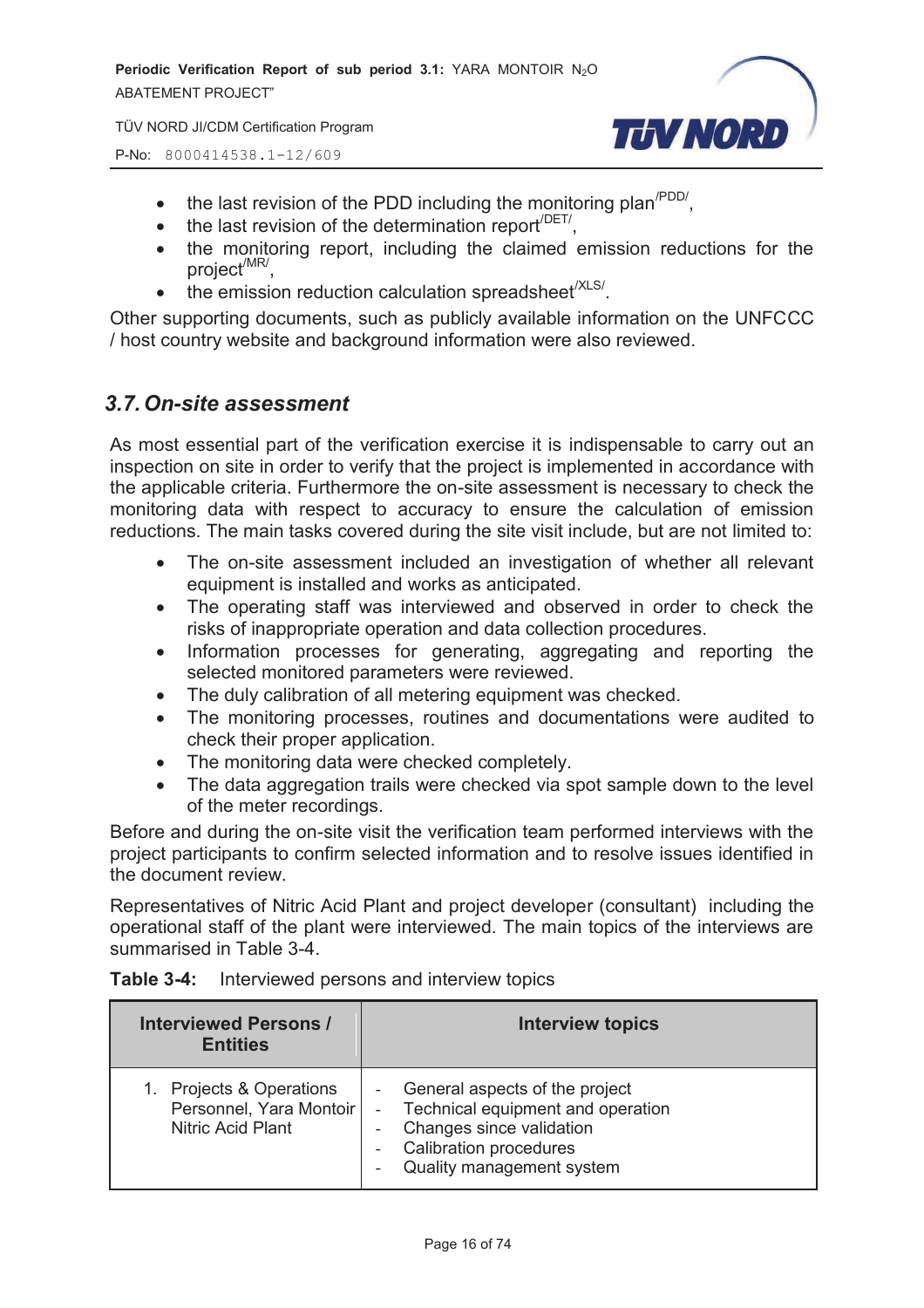- the last revision of the PDD including the monitoring plan /PDD/,
- the last revision of the determination report /DET/,
- the monitoring report, including the claimed emission reductions for the project /MR/,
- the emission reduction calculation spreadsheet /XLS/.

Other supporting documents, such as publicly available information on the UNFCCC / host country website and background information were also reviewed.

## *3.7. On-site assessment*

As most essential part of the verification exercise it is indispensable to carry out an inspection on site in order to verify that the project is implemented in accordance with the applicable criteria. Furthermore the on-site assessment is necessary to check the monitoring data with respect to accuracy to ensure the calculation of emission reductions. The main tasks covered during the site visit include, but are not limited to:

- The on-site assessment included an investigation of whether all relevant equipment is installed and works as anticipated.
- The operating staff was interviewed and observed in order to check the risks of inappropriate operation and data collection procedures.
- Information processes for generating, aggregating and reporting the selected monitored parameters were reviewed.
- The duly calibration of all metering equipment was checked.
- The monitoring processes, routines and documentations were audited to check their proper application.
- The monitoring data were checked completely.
- The data aggregation trails were checked via spot sample down to the level of the meter recordings.

Before and during the on-site visit the verification team performed interviews with the project participants to confirm selected information and to resolve issues identified in the document review.

Representatives of Nitric Acid Plant and project developer (consultant) including the operational staff of the plant were interviewed. The main topics of the interviews are summarised in Table 3-4.

**Table 3-4:** Interviewed persons and interview topics

| Interviewed Persons / Entities | Interview topics |
|---|---|
| 1. Projects & Operations Personnel, Yara Montoir Nitric Acid Plant | - General aspects of the project<br>- Technical equipment and operation<br>- Changes since validation<br>- Calibration procedures<br>- Quality management system |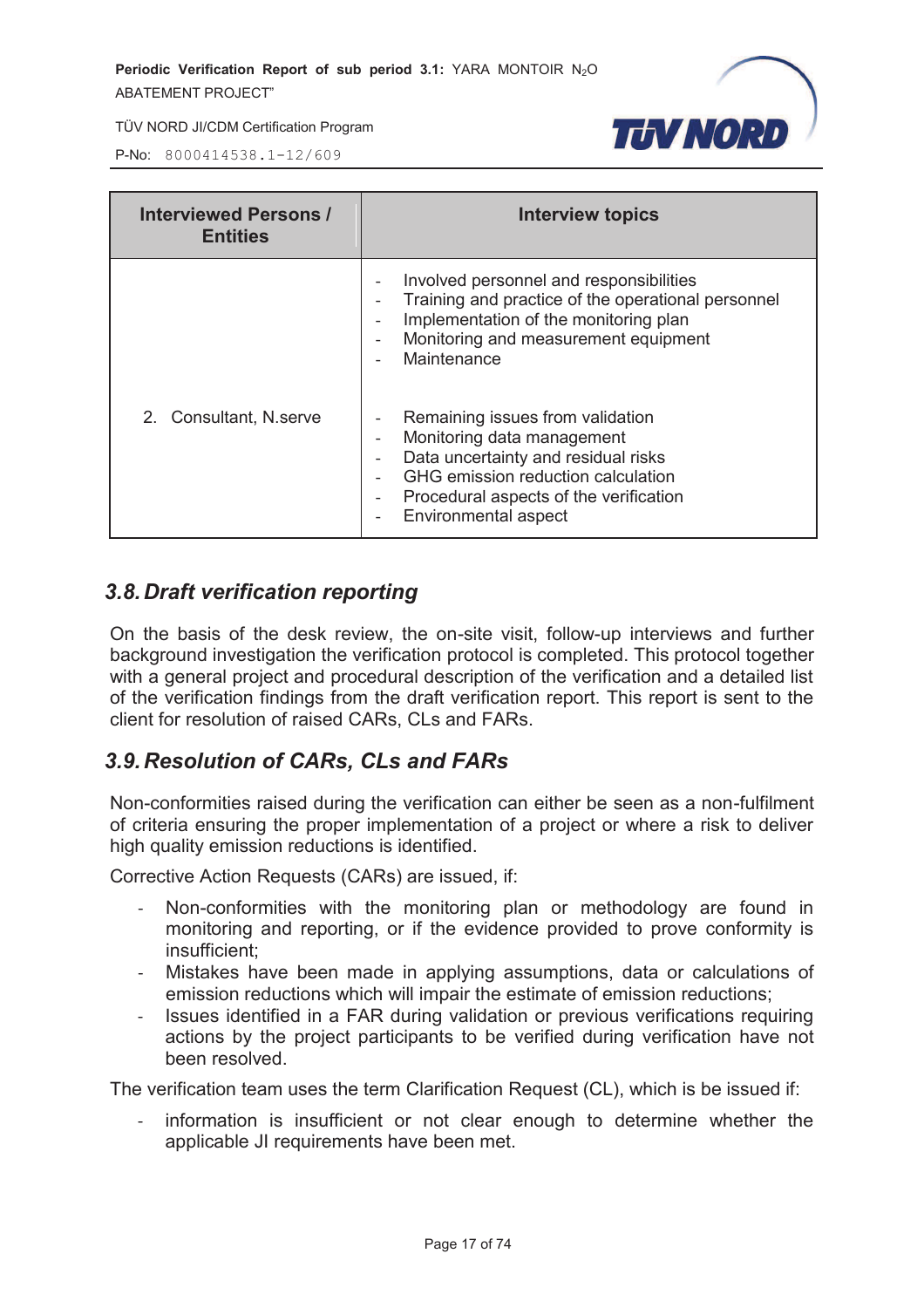| Interviewed Persons / Entities | Interview topics |
|---|---|
| 2. Consultant, N.serve | - Involved personnel and responsibilities<br>- Training and practice of the operational personnel<br>- Implementation of the monitoring plan<br>- Monitoring and measurement equipment<br>- Maintenance<br><br>- Remaining issues from validation<br>- Monitoring data management<br>- Data uncertainty and residual risks<br>- GHG emission reduction calculation<br>- Procedural aspects of the verification<br>- Environmental aspect |

## *3.8. Draft verification reporting*

On the basis of the desk review, the on-site visit, follow-up interviews and further background investigation the verification protocol is completed. This protocol together with a general project and procedural description of the verification and a detailed list of the verification findings from the draft verification report. This report is sent to the client for resolution of raised CARs, CLs and FARs.

## *3.9. Resolution of CARs, CLs and FARs*

Non-conformities raised during the verification can either be seen as a non-fulfilment of criteria ensuring the proper implementation of a project or where a risk to deliver high quality emission reductions is identified.

Corrective Action Requests (CARs) are issued, if:

- Non-conformities with the monitoring plan or methodology are found in monitoring and reporting, or if the evidence provided to prove conformity is insufficient;
- Mistakes have been made in applying assumptions, data or calculations of emission reductions which will impair the estimate of emission reductions;
- Issues identified in a FAR during validation or previous verifications requiring actions by the project participants to be verified during verification have not been resolved.

The verification team uses the term Clarification Request (CL), which is be issued if:

- information is insufficient or not clear enough to determine whether the applicable JI requirements have been met.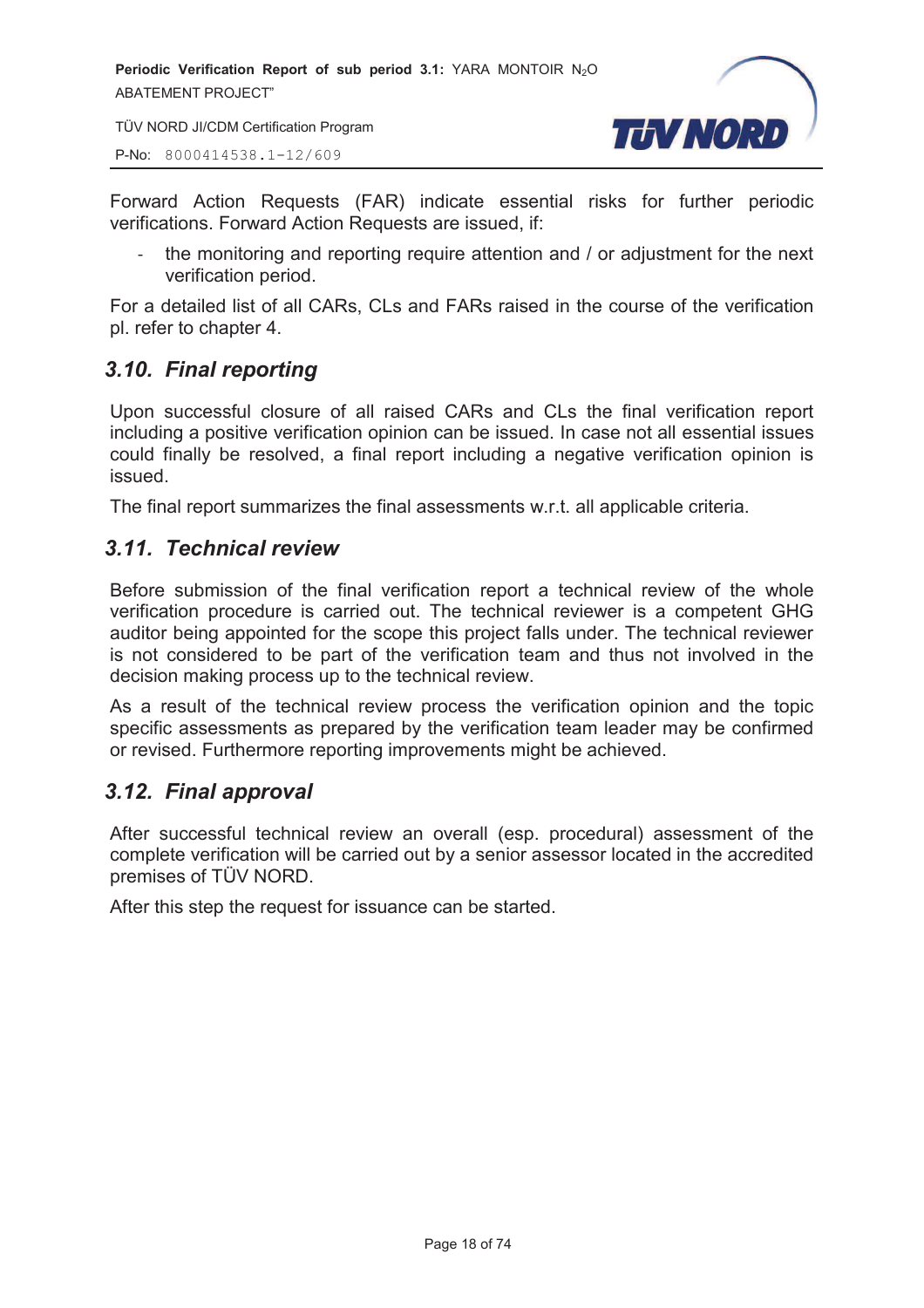Forward Action Requests (FAR) indicate essential risks for further periodic verifications. Forward Action Requests are issued, if:

- the monitoring and reporting require attention and / or adjustment for the next verification period.

For a detailed list of all CARs, CLs and FARs raised in the course of the verification pl. refer to chapter 4.

## *3.10. Final reporting*

Upon successful closure of all raised CARs and CLs the final verification report including a positive verification opinion can be issued. In case not all essential issues could finally be resolved, a final report including a negative verification opinion is issued.

The final report summarizes the final assessments w.r.t. all applicable criteria.

## *3.11. Technical review*

Before submission of the final verification report a technical review of the whole verification procedure is carried out. The technical reviewer is a competent GHG auditor being appointed for the scope this project falls under. The technical reviewer is not considered to be part of the verification team and thus not involved in the decision making process up to the technical review.

As a result of the technical review process the verification opinion and the topic specific assessments as prepared by the verification team leader may be confirmed or revised. Furthermore reporting improvements might be achieved.

## *3.12. Final approval*

After successful technical review an overall (esp. procedural) assessment of the complete verification will be carried out by a senior assessor located in the accredited premises of TÜV NORD.

After this step the request for issuance can be started.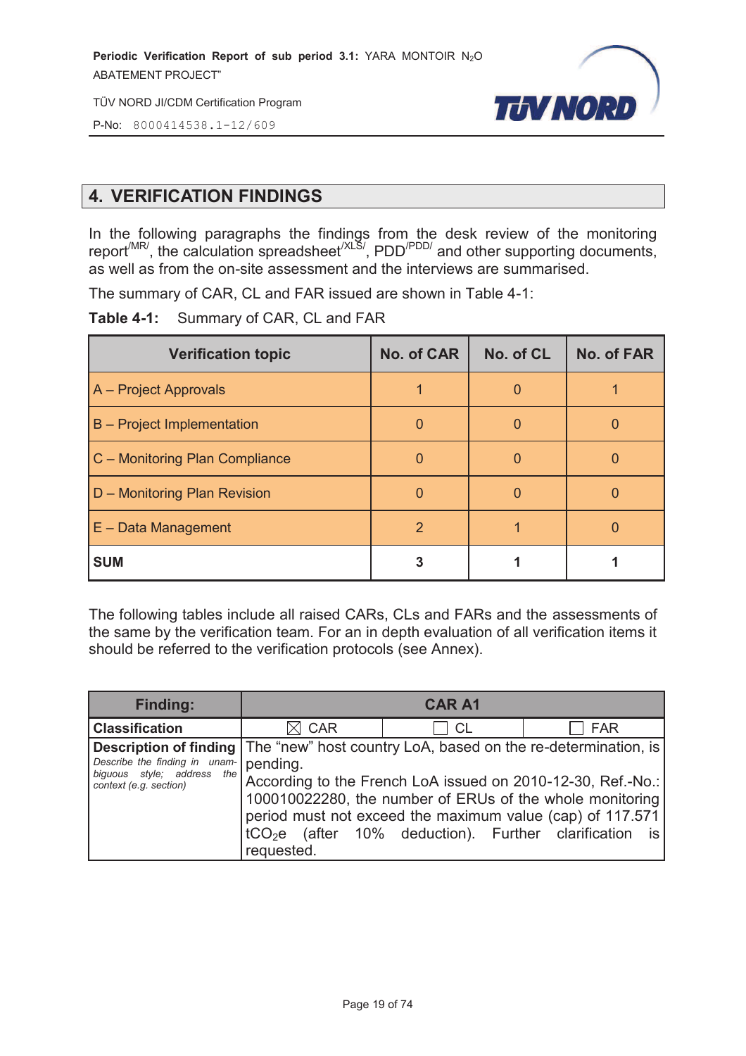## 4. VERIFICATION FINDINGS

In the following paragraphs the findings from the desk review of the monitoring report[/MR/], the calculation spreadsheet[/XLS/], PDD[/PDD/] and other supporting documents, as well as from the on-site assessment and the interviews are summarised.

The summary of CAR, CL and FAR issued are shown in Table 4-1:

**Table 4-1:** Summary of CAR, CL and FAR

| Verification topic | No. of CAR | No. of CL | No. of FAR |
|---|---|---|---|
| A – Project Approvals | 1 | 0 | 1 |
| B – Project Implementation | 0 | 0 | 0 |
| C – Monitoring Plan Compliance | 0 | 0 | 0 |
| D – Monitoring Plan Revision | 0 | 0 | 0 |
| E – Data Management | 2 | 1 | 0 |
| **SUM** | **3** | **1** | **1** |

The following tables include all raised CARs, CLs and FARs and the assessments of the same by the verification team. For an in depth evaluation of all verification items it should be referred to the verification protocols (see Annex).

| Finding: | CAR A1 | | |
|---|---|---|---|
| **Classification** | ☒ CAR | ☐ CL | ☐ FAR |
| **Description of finding** *Describe the finding in unambiguous style; address the context (e.g. section)* | The "new" host country LoA, based on the re-determination, is pending. According to the French LoA issued on 2010-12-30, Ref.-No.: 100010022280, the number of ERUs of the whole monitoring period must not exceed the maximum value (cap) of 117.571 $tCO_2e$ (after 10% deduction). Further clarification is requested. | | |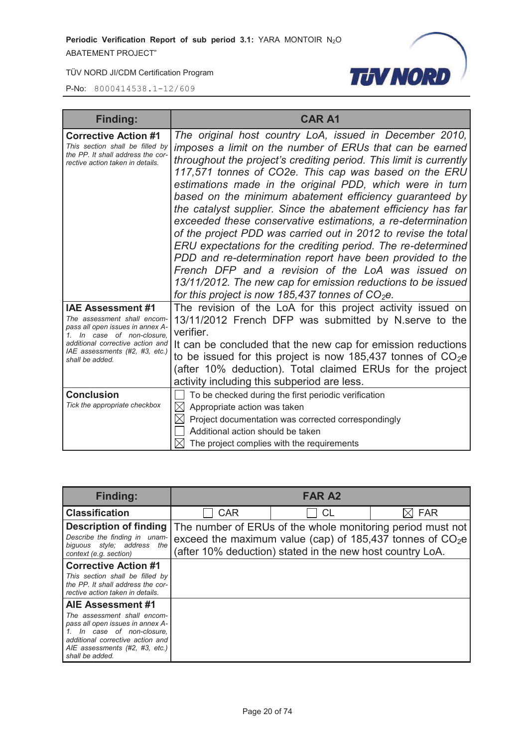| Finding: | CAR A1 |
|---|---|
| **Corrective Action #1**<br>*This section shall be filled by the PP. It shall address the corrective action taken in details.* | *The original host country LoA, issued in December 2010, imposes a limit on the number of ERUs that can be earned throughout the project's crediting period. This limit is currently 117,571 tonnes of CO2e. This cap was based on the ERU estimations made in the original PDD, which were in turn based on the minimum abatement efficiency guaranteed by the catalyst supplier. Since the abatement efficiency has far exceeded these conservative estimations, a re-determination of the project PDD was carried out in 2012 to revise the total ERU expectations for the crediting period. The re-determined PDD and re-determination report have been provided to the French DFP and a revision of the LoA was issued on 13/11/2012. The new cap for emission reductions to be issued for this project is now 185,437 tonnes of $CO_2$e.* |
| **IAE Assessment #1**<br>*The assessment shall encompass all open issues in annex A-1. In case of non-closure, additional corrective action and IAE assessments (#2, #3, etc.) shall be added.* | The revision of the LoA for this project activity issued on 13/11/2012 French DFP was submitted by N.serve to the verifier.<br>It can be concluded that the new cap for emission reductions to be issued for this project is now 185,437 tonnes of $CO_2$e (after 10% deduction). Total claimed ERUs for the project activity including this subperiod are less. |
| **Conclusion**<br>*Tick the appropriate checkbox* | ☐ To be checked during the first periodic verification<br>☒ Appropriate action was taken<br>☒ Project documentation was corrected correspondingly<br>☐ Additional action should be taken<br>☒ The project complies with the requirements |

| Finding: | FAR A2 | | |
|---|---|---|---|
| **Classification** | ☐ CAR | ☐ CL | ☒ FAR |
| **Description of finding**<br>*Describe the finding in unambiguous style; address the context (e.g. section)* | The number of ERUs of the whole monitoring period must not exceed the maximum value (cap) of 185,437 tonnes of $CO_2$e (after 10% deduction) stated in the new host country LoA. | | |
| **Corrective Action #1**<br>*This section shall be filled by the PP. It shall address the corrective action taken in details.* | | | |
| **AIE Assessment #1**<br>*The assessment shall encompass all open issues in annex A-1. In case of non-closure, additional corrective action and AIE assessments (#2, #3, etc.) shall be added.* | | | |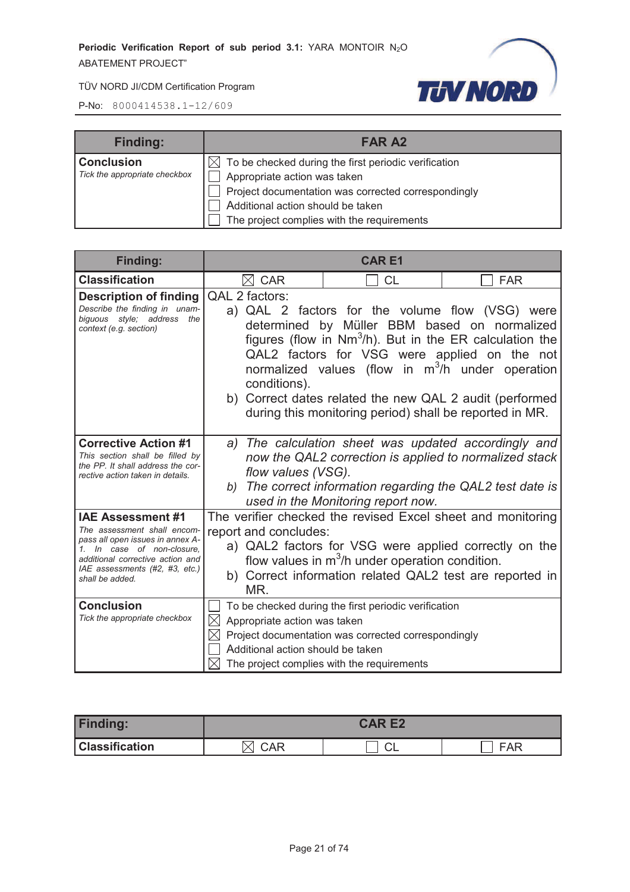| Finding: | FAR A2 |
|---|---|
| **Conclusion**<br>*Tick the appropriate checkbox* | ☒ To be checked during the first periodic verification<br>☐ Appropriate action was taken<br>☐ Project documentation was corrected correspondingly<br>☐ Additional action should be taken<br>☐ The project complies with the requirements |

| Finding: | CAR E1 | | |
|---|---|---|---|
| **Classification** | ☒ CAR | ☐ CL | ☐ FAR |
| **Description of finding**<br>*Describe the finding in unambiguous style; address the context (e.g. section)* | QAL 2 factors:<br>a) QAL 2 factors for the volume flow (VSG) were determined by Müller BBM based on normalized figures (flow in $Nm^3/h$). But in the ER calculation the QAL2 factors for VSG were applied on the not normalized values (flow in $m^3/h$ under operation conditions).<br>b) Correct dates related the new QAL 2 audit (performed during this monitoring period) shall be reported in MR. | | |
| **Corrective Action #1**<br>*This section shall be filled by the PP. It shall address the corrective action taken in details.* | *a) The calculation sheet was updated accordingly and now the QAL2 correction is applied to normalized stack flow values (VSG).*<br>*b) The correct information regarding the QAL2 test date is used in the Monitoring report now.* | | |
| **IAE Assessment #1**<br>*The assessment shall encompass all open issues in annex A-1. In case of non-closure, additional corrective action and IAE assessments (#2, #3, etc.) shall be added.* | The verifier checked the revised Excel sheet and monitoring report and concludes:<br>a) QAL2 factors for VSG were applied correctly on the flow values in $m^3/h$ under operation condition.<br>b) Correct information related QAL2 test are reported in MR. | | |
| **Conclusion**<br>*Tick the appropriate checkbox* | ☐ To be checked during the first periodic verification<br>☒ Appropriate action was taken<br>☒ Project documentation was corrected correspondingly<br>☐ Additional action should be taken<br>☒ The project complies with the requirements | | |

| Finding: | CAR E2 | | |
|---|---|---|---|
| **Classification** | ☒ CAR | ☐ CL | ☐ FAR |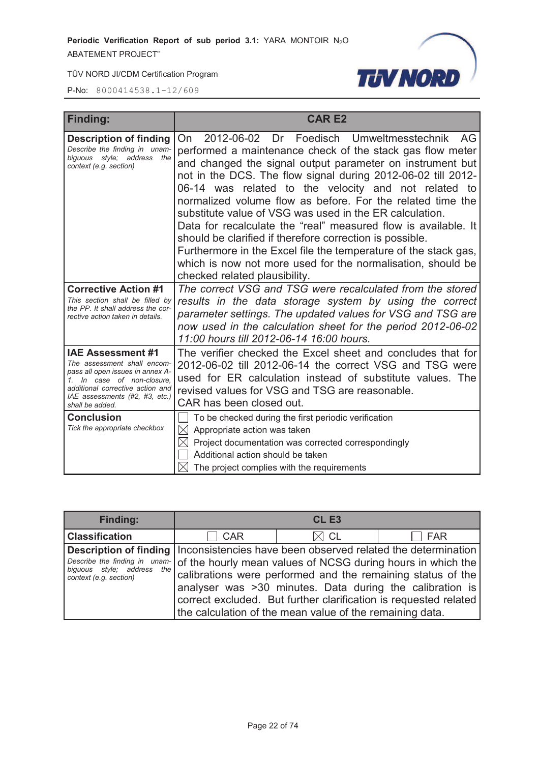| **Finding:** | **CAR E2** |
| --- | --- |
| **Description of finding**<br>*Describe the finding in unambiguous style; address the context (e.g. section)* | On 2012-06-02 Dr Foedisch Umweltmesstechnik AG performed a maintenance check of the stack gas flow meter and changed the signal output parameter on instrument but not in the DCS. The flow signal during 2012-06-02 till 2012-06-14 was related to the velocity and not related to normalized volume flow as before. For the related time the substitute value of VSG was used in the ER calculation.<br>Data for recalculate the "real" measured flow is available. It should be clarified if therefore correction is possible.<br>Furthermore in the Excel file the temperature of the stack gas, which is now not more used for the normalisation, should be checked related plausibility. |
| **Corrective Action #1**<br>*This section shall be filled by the PP. It shall address the corrective action taken in details.* | *The correct VSG and TSG were recalculated from the stored results in the data storage system by using the correct parameter settings. The updated values for VSG and TSG are now used in the calculation sheet for the period 2012-06-02 11:00 hours till 2012-06-14 16:00 hours.* |
| **IAE Assessment #1**<br>*The assessment shall encompass all open issues in annex A-1. In case of non-closure, additional corrective action and IAE assessments (#2, #3, etc.) shall be added.* | The verifier checked the Excel sheet and concludes that for 2012-06-02 till 2012-06-14 the correct VSG and TSG were used for ER calculation instead of substitute values. The revised values for VSG and TSG are reasonable.<br>CAR has been closed out. |
| **Conclusion**<br>*Tick the appropriate checkbox* | ☐ To be checked during the first periodic verification<br>☒ Appropriate action was taken<br>☒ Project documentation was corrected correspondingly<br>☐ Additional action should be taken<br>☒ The project complies with the requirements |

| **Finding:** | **CL E3** | | |
| --- | --- | --- | --- |
| **Classification** | ☐ CAR | ☒ CL | ☐ FAR |
| **Description of finding**<br>*Describe the finding in unambiguous style; address the context (e.g. section)* | Inconsistencies have been observed related the determination of the hourly mean values of NCSG during hours in which the calibrations were performed and the remaining status of the analyser was >30 minutes. Data during the calibration is correct excluded. But further clarification is requested related the calculation of the mean value of the remaining data. | | |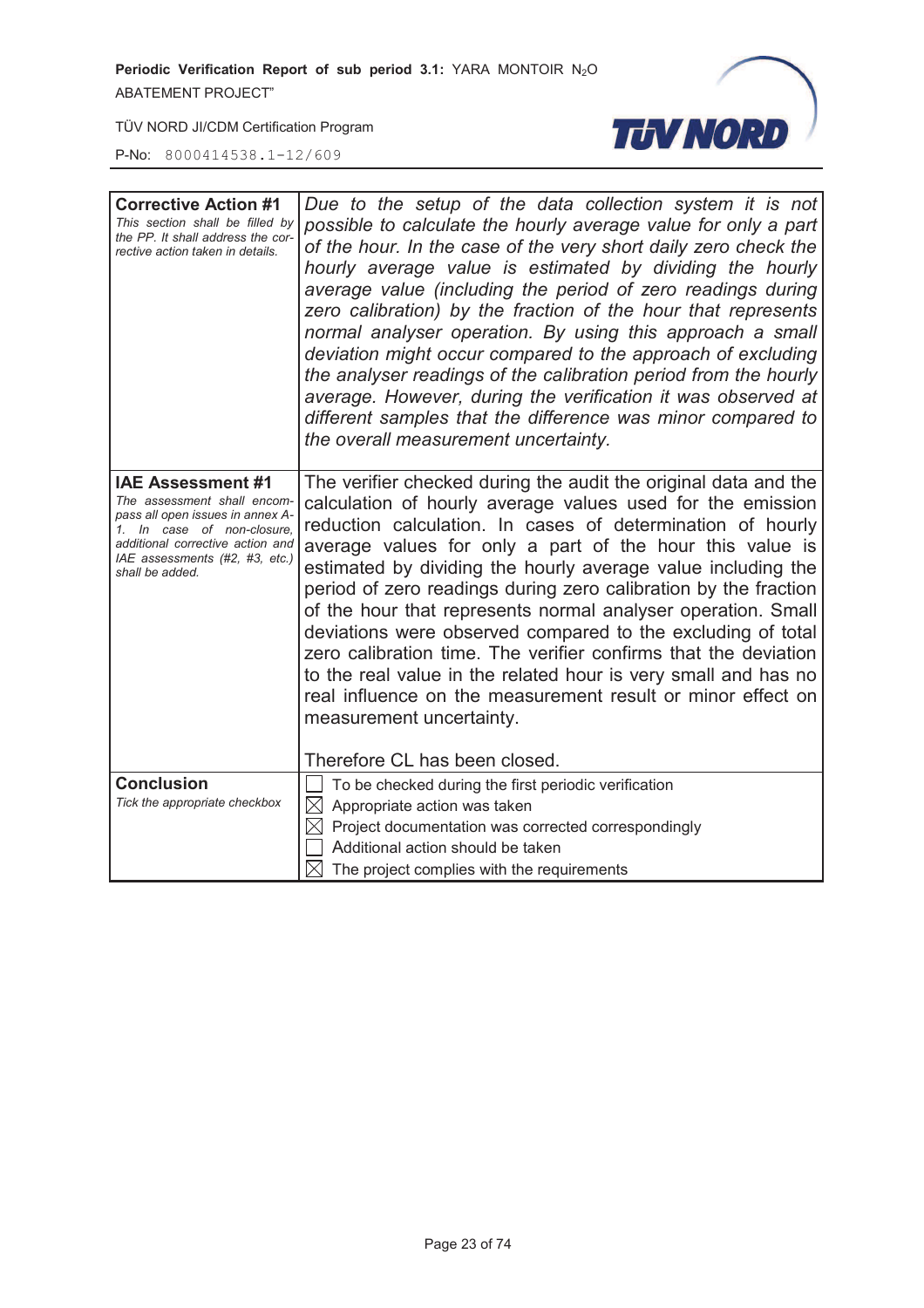| **Corrective Action #1**<br>*This section shall be filled by the PP. It shall address the corrective action taken in details.* | *Due to the setup of the data collection system it is not possible to calculate the hourly average value for only a part of the hour. In the case of the very short daily zero check the hourly average value is estimated by dividing the hourly average value (including the period of zero readings during zero calibration) by the fraction of the hour that represents normal analyser operation. By using this approach a small deviation might occur compared to the approach of excluding the analyser readings of the calibration period from the hourly average. However, during the verification it was observed at different samples that the difference was minor compared to the overall measurement uncertainty.* |
|---|---|
| **IAE Assessment #1**<br>*The assessment shall encompass all open issues in annex A-1. In case of non-closure, additional corrective action and IAE assessments (#2, #3, etc.) shall be added.* | The verifier checked during the audit the original data and the calculation of hourly average values used for the emission reduction calculation. In cases of determination of hourly average values for only a part of the hour this value is estimated by dividing the hourly average value including the period of zero readings during zero calibration by the fraction of the hour that represents normal analyser operation. Small deviations were observed compared to the excluding of total zero calibration time. The verifier confirms that the deviation to the real value in the related hour is very small and has no real influence on the measurement result or minor effect on measurement uncertainty.<br><br>Therefore CL has been closed. |
| **Conclusion**<br>*Tick the appropriate checkbox* | ☐ To be checked during the first periodic verification<br>☒ Appropriate action was taken<br>☒ Project documentation was corrected correspondingly<br>☐ Additional action should be taken<br>☒ The project complies with the requirements |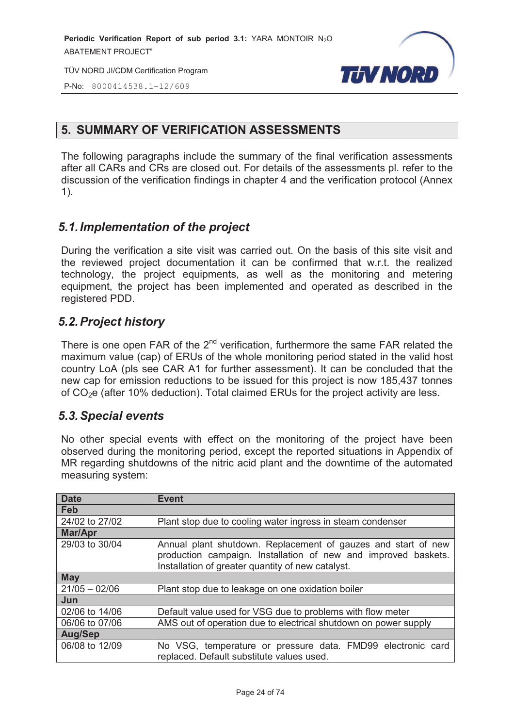## 5. SUMMARY OF VERIFICATION ASSESSMENTS

The following paragraphs include the summary of the final verification assessments after all CARs and CRs are closed out. For details of the assessments pl. refer to the discussion of the verification findings in chapter 4 and the verification protocol (Annex 1).

### 5.1. Implementation of the project

During the verification a site visit was carried out. On the basis of this site visit and the reviewed project documentation it can be confirmed that w.r.t. the realized technology, the project equipments, as well as the monitoring and metering equipment, the project has been implemented and operated as described in the registered PDD.

### 5.2. Project history

There is one open FAR of the 2nd verification, furthermore the same FAR related the maximum value (cap) of ERUs of the whole monitoring period stated in the valid host country LoA (pls see CAR A1 for further assessment). It can be concluded that the new cap for emission reductions to be issued for this project is now 185,437 tonnes of $CO_2e$ (after 10% deduction). Total claimed ERUs for the project activity are less.

### 5.3. Special events

No other special events with effect on the monitoring of the project have been observed during the monitoring period, except the reported situations in Appendix of MR regarding shutdowns of the nitric acid plant and the downtime of the automated measuring system:

| Date | Event |
|---|---|
| **Feb** | |
| 24/02 to 27/02 | Plant stop due to cooling water ingress in steam condenser |
| **Mar/Apr** | |
| 29/03 to 30/04 | Annual plant shutdown. Replacement of gauzes and start of new production campaign. Installation of new and improved baskets. Installation of greater quantity of new catalyst. |
| **May** | |
| 21/05 – 02/06 | Plant stop due to leakage on one oxidation boiler |
| **Jun** | |
| 02/06 to 14/06 | Default value used for VSG due to problems with flow meter |
| 06/06 to 07/06 | AMS out of operation due to electrical shutdown on power supply |
| **Aug/Sep** | |
| 06/08 to 12/09 | No VSG, temperature or pressure data. FMD99 electronic card replaced. Default substitute values used. |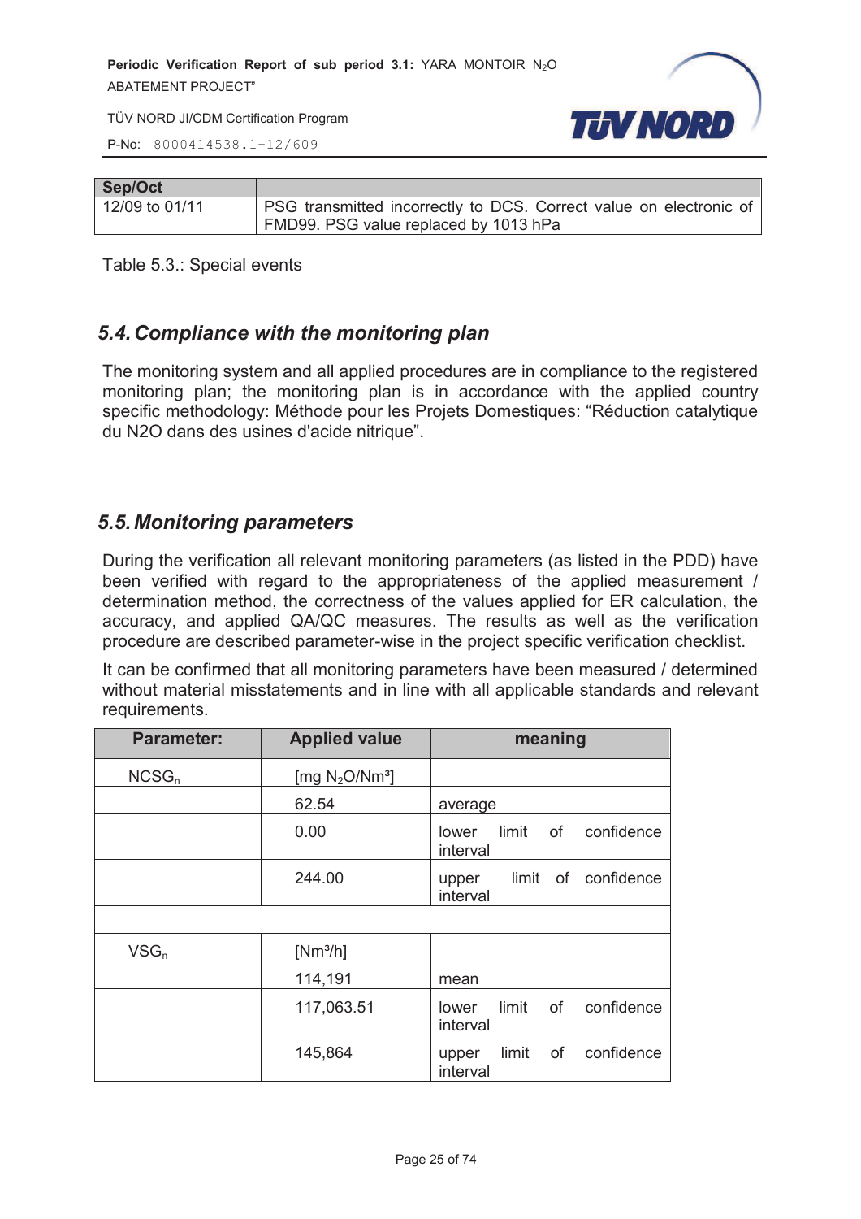| Sep/Oct | |
|---|---|
| 12/09 to 01/11 | PSG transmitted incorrectly to DCS. Correct value on electronic of FMD99. PSG value replaced by 1013 hPa |

Table 5.3.: Special events

## *5.4. Compliance with the monitoring plan*

The monitoring system and all applied procedures are in compliance to the registered monitoring plan; the monitoring plan is in accordance with the applied country specific methodology: Méthode pour les Projets Domestiques: “Réduction catalytique du N2O dans des usines d'acide nitrique”.

## *5.5. Monitoring parameters*

During the verification all relevant monitoring parameters (as listed in the PDD) have been verified with regard to the appropriateness of the applied measurement / determination method, the correctness of the values applied for ER calculation, the accuracy, and applied QA/QC measures. The results as well as the verification procedure are described parameter-wise in the project specific verification checklist.

It can be confirmed that all monitoring parameters have been measured / determined without material misstatements and in line with all applicable standards and relevant requirements.

| Parameter: | Applied value | meaning |
|---|---|---|
| $NCSG_n$ | [mg $N_2O/Nm^3$] | |
| | 62.54 | average |
| | 0.00 | lower limit of confidence interval |
| | 244.00 | upper limit of confidence interval |
| | | |
| $VSG_n$ | [$Nm^3/h$] | |
| | 114,191 | mean |
| | 117,063.51 | lower limit of confidence interval |
| | 145,864 | upper limit of confidence interval |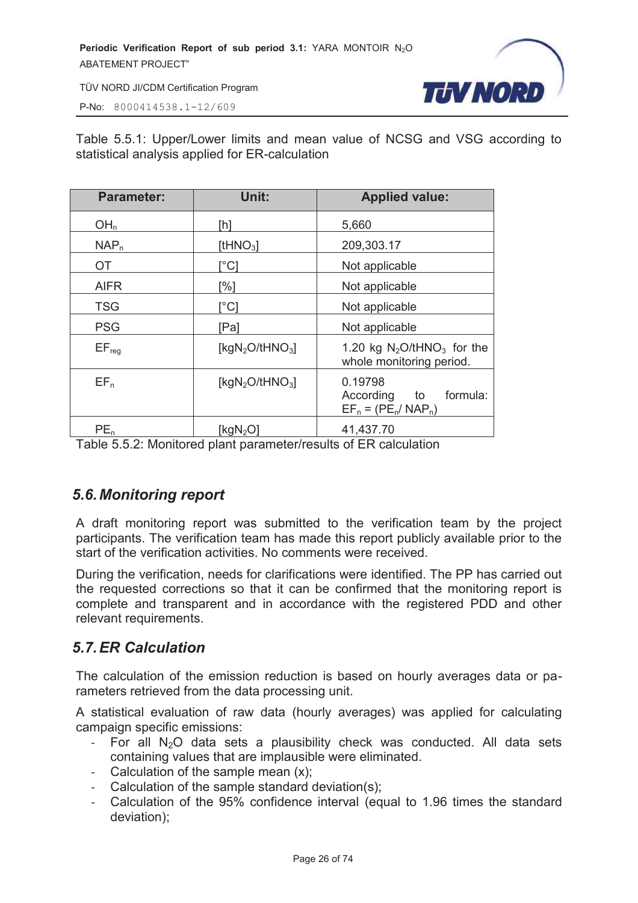Table 5.5.1: Upper/Lower limits and mean value of NCSG and VSG according to statistical analysis applied for ER-calculation

| Parameter: | Unit: | Applied value: |
|---|---|---|
| $OH_n$ | [h] | 5,660 |
| $NAP_n$ | [$tHNO_3$] | 209,303.17 |
| OT | [°C] | Not applicable |
| AIFR | [%] | Not applicable |
| TSG | [°C] | Not applicable |
| PSG | [Pa] | Not applicable |
| $EF_{reg}$ | [$kgN_2O/tHNO_3$] | 1.20 kg $N_2O/tHNO_3$ for the whole monitoring period. |
| $EF_n$ | [$kgN_2O/tHNO_3$] | 0.19798 According to formula: $EF_n = (PE_n / NAP_n)$ |
| $PE_n$ | [$kgN_2O$] | 41,437.70 |

Table 5.5.2: Monitored plant parameter/results of ER calculation

## 5.6. Monitoring report

A draft monitoring report was submitted to the verification team by the project participants. The verification team has made this report publicly available prior to the start of the verification activities. No comments were received.

During the verification, needs for clarifications were identified. The PP has carried out the requested corrections so that it can be confirmed that the monitoring report is complete and transparent and in accordance with the registered PDD and other relevant requirements.

## 5.7. ER Calculation

The calculation of the emission reduction is based on hourly averages data or parameters retrieved from the data processing unit.

A statistical evaluation of raw data (hourly averages) was applied for calculating campaign specific emissions:

- For all $N_2O$ data sets a plausibility check was conducted. All data sets containing values that are implausible were eliminated.
- Calculation of the sample mean (x);
- Calculation of the sample standard deviation(s);
- Calculation of the 95% confidence interval (equal to 1.96 times the standard deviation);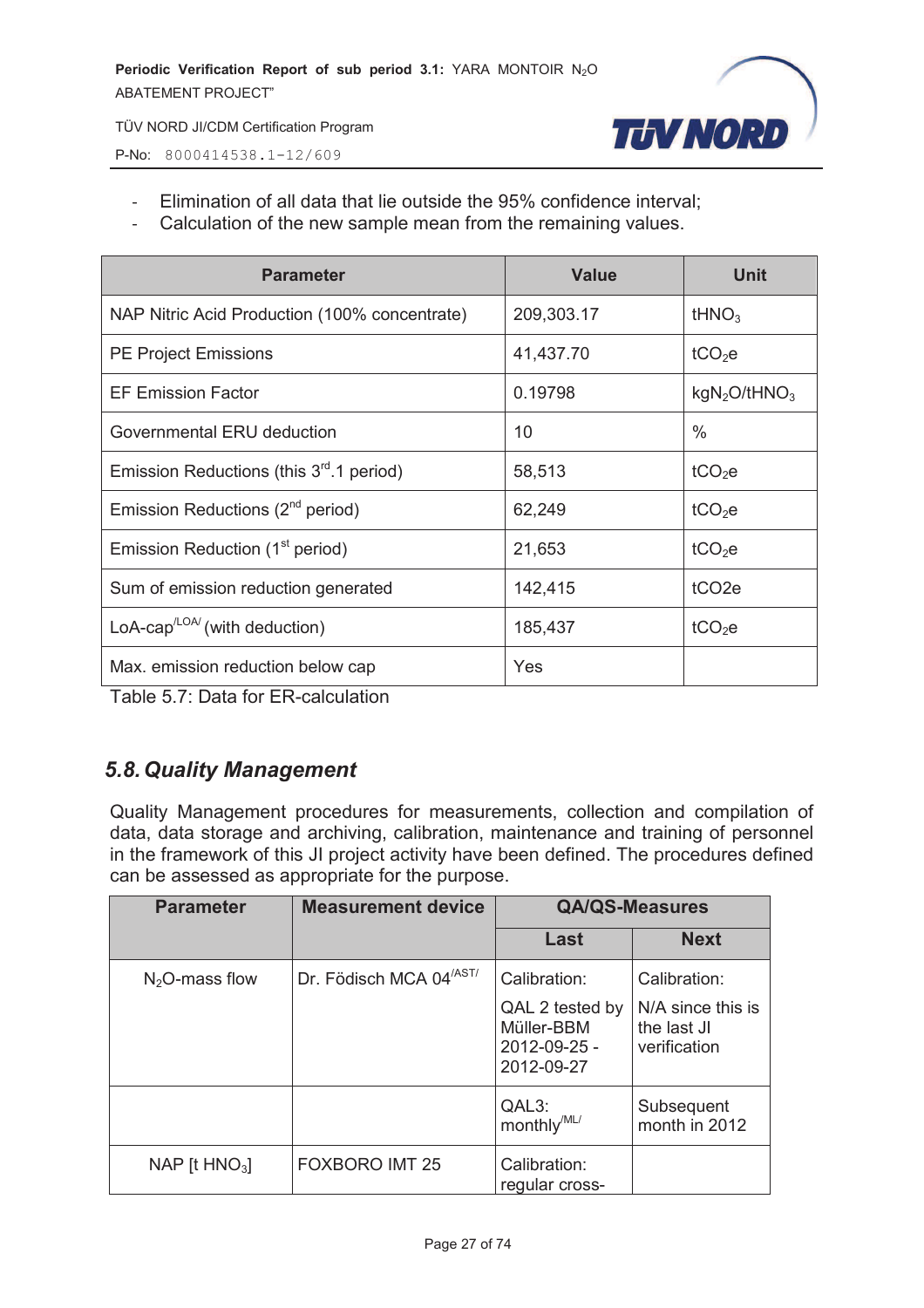- Elimination of all data that lie outside the 95% confidence interval;
- Calculation of the new sample mean from the remaining values.

| Parameter | Value | Unit |
|---|---|---|
| NAP Nitric Acid Production (100% concentrate) | 209,303.17 | $tHNO_3$ |
| PE Project Emissions | 41,437.70 | $tCO_2e$ |
| EF Emission Factor | 0.19798 | $kgN_2O/tHNO_3$ |
| Governmental ERU deduction | 10 | % |
| Emission Reductions (this 3rd.1 period) | 58,513 | $tCO_2e$ |
| Emission Reductions (2nd period) | 62,249 | $tCO_2e$ |
| Emission Reduction (1st period) | 21,653 | $tCO_2e$ |
| Sum of emission reduction generated | 142,415 | tCO2e |
| LoA-cap/LOA/ (with deduction) | 185,437 | $tCO_2e$ |
| Max. emission reduction below cap | Yes | |

Table 5.7: Data for ER-calculation

## 5.8. Quality Management

Quality Management procedures for measurements, collection and compilation of data, data storage and archiving, calibration, maintenance and training of personnel in the framework of this JI project activity have been defined. The procedures defined can be assessed as appropriate for the purpose.

| Parameter | Measurement device | QA/QS-Measures | |
|---|---|---|---|
| | | Last | Next |
| $N_2O$-mass flow | Dr. Födisch MCA 04/AST/ | Calibration: QAL 2 tested by Müller-BBM 2012-09-25 - 2012-09-27 | Calibration: N/A since this is the last JI verification |
| | | QAL3: monthly/ML/ | Subsequent month in 2012 |
| NAP [t $HNO_3$] | FOXBORO IMT 25 | Calibration: regular cross- | |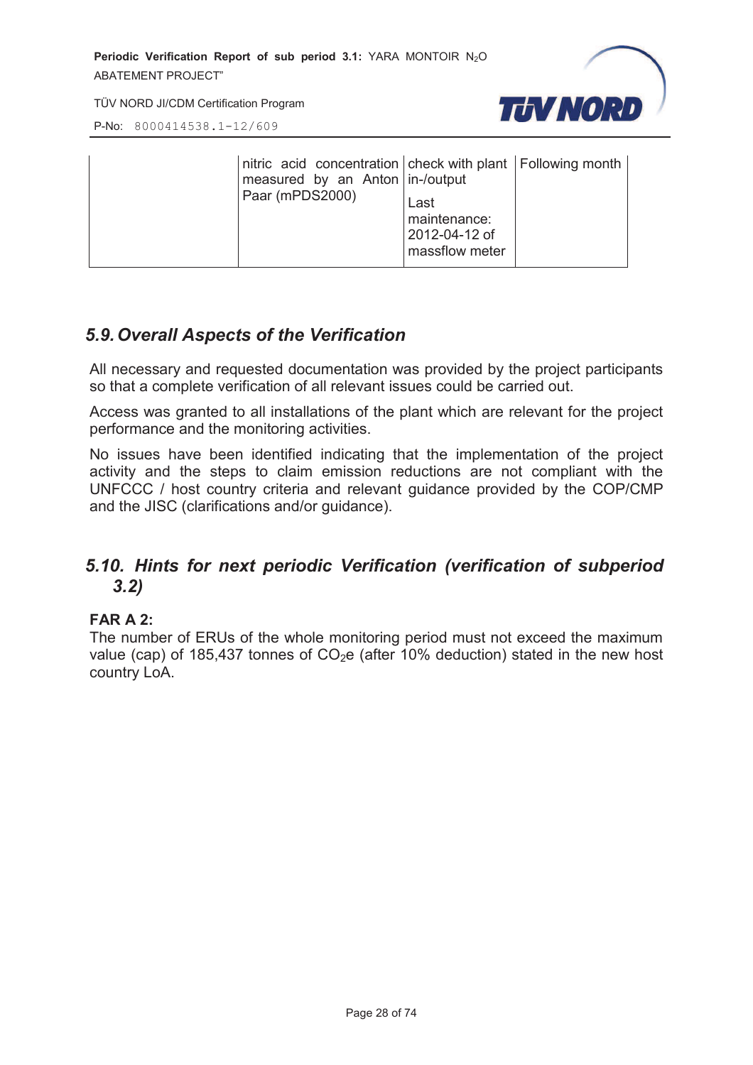|  | nitric acid concentration measured by an Anton Paar (mPDS2000) | check with plant in-/output<br><br>Last maintenance: 2012-04-12 of massflow meter | Following month |
|---|---|---|---|

## 5.9. Overall Aspects of the Verification

All necessary and requested documentation was provided by the project participants so that a complete verification of all relevant issues could be carried out.

Access was granted to all installations of the plant which are relevant for the project performance and the monitoring activities.

No issues have been identified indicating that the implementation of the project activity and the steps to claim emission reductions are not compliant with the UNFCCC / host country criteria and relevant guidance provided by the COP/CMP and the JISC (clarifications and/or guidance).

## 5.10. Hints for next periodic Verification (verification of subperiod 3.2)

**FAR A 2:**
The number of ERUs of the whole monitoring period must not exceed the maximum value (cap) of 185,437 tonnes of $CO_2$e (after 10% deduction) stated in the new host country LoA.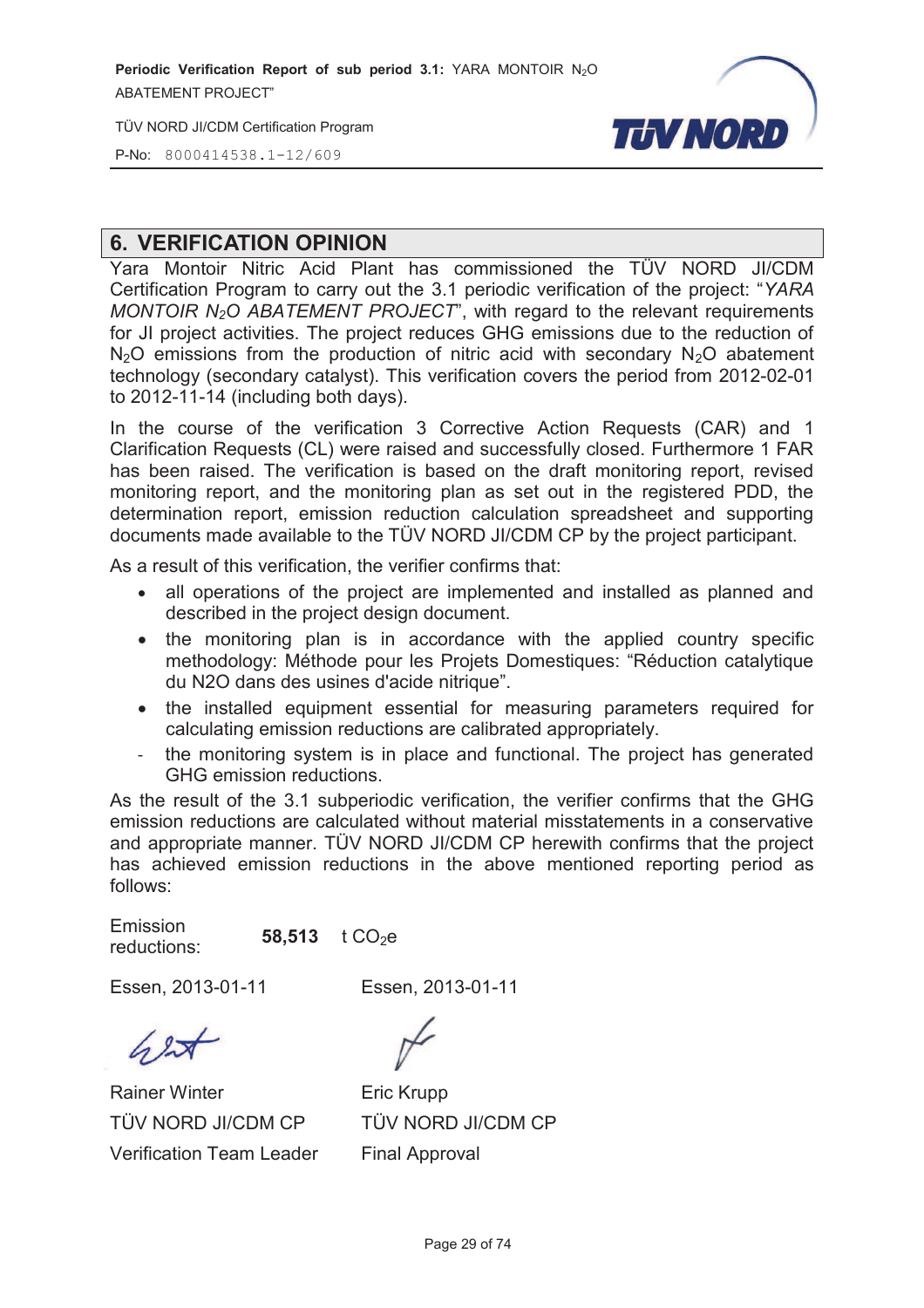## 6. VERIFICATION OPINION

Yara Montoir Nitric Acid Plant has commissioned the TÜV NORD JI/CDM Certification Program to carry out the 3.1 periodic verification of the project: "*YARA MONTOIR $N_2O$ ABATEMENT PROJECT*", with regard to the relevant requirements for JI project activities. The project reduces GHG emissions due to the reduction of $N_2O$ emissions from the production of nitric acid with secondary $N_2O$ abatement technology (secondary catalyst). This verification covers the period from 2012-02-01 to 2012-11-14 (including both days).

In the course of the verification 3 Corrective Action Requests (CAR) and 1 Clarification Requests (CL) were raised and successfully closed. Furthermore 1 FAR has been raised. The verification is based on the draft monitoring report, revised monitoring report, and the monitoring plan as set out in the registered PDD, the determination report, emission reduction calculation spreadsheet and supporting documents made available to the TÜV NORD JI/CDM CP by the project participant.

As a result of this verification, the verifier confirms that:

- all operations of the project are implemented and installed as planned and described in the project design document.
- the monitoring plan is in accordance with the applied country specific methodology: Méthode pour les Projets Domestiques: "Réduction catalytique du N2O dans des usines d'acide nitrique".
- the installed equipment essential for measuring parameters required for calculating emission reductions are calibrated appropriately.
- the monitoring system is in place and functional. The project has generated GHG emission reductions.

As the result of the 3.1 subperiodic verification, the verifier confirms that the GHG emission reductions are calculated without material misstatements in a conservative and appropriate manner. TÜV NORD JI/CDM CP herewith confirms that the project has achieved emission reductions in the above mentioned reporting period as follows:

Emission reductions: **58,513** t $CO_2e$

| Essen, 2013-01-11 | Essen, 2013-01-11 |
|---|---|
| Rainer Winter | Eric Krupp |
| TÜV NORD JI/CDM CP | TÜV NORD JI/CDM CP |
| Verification Team Leader | Final Approval |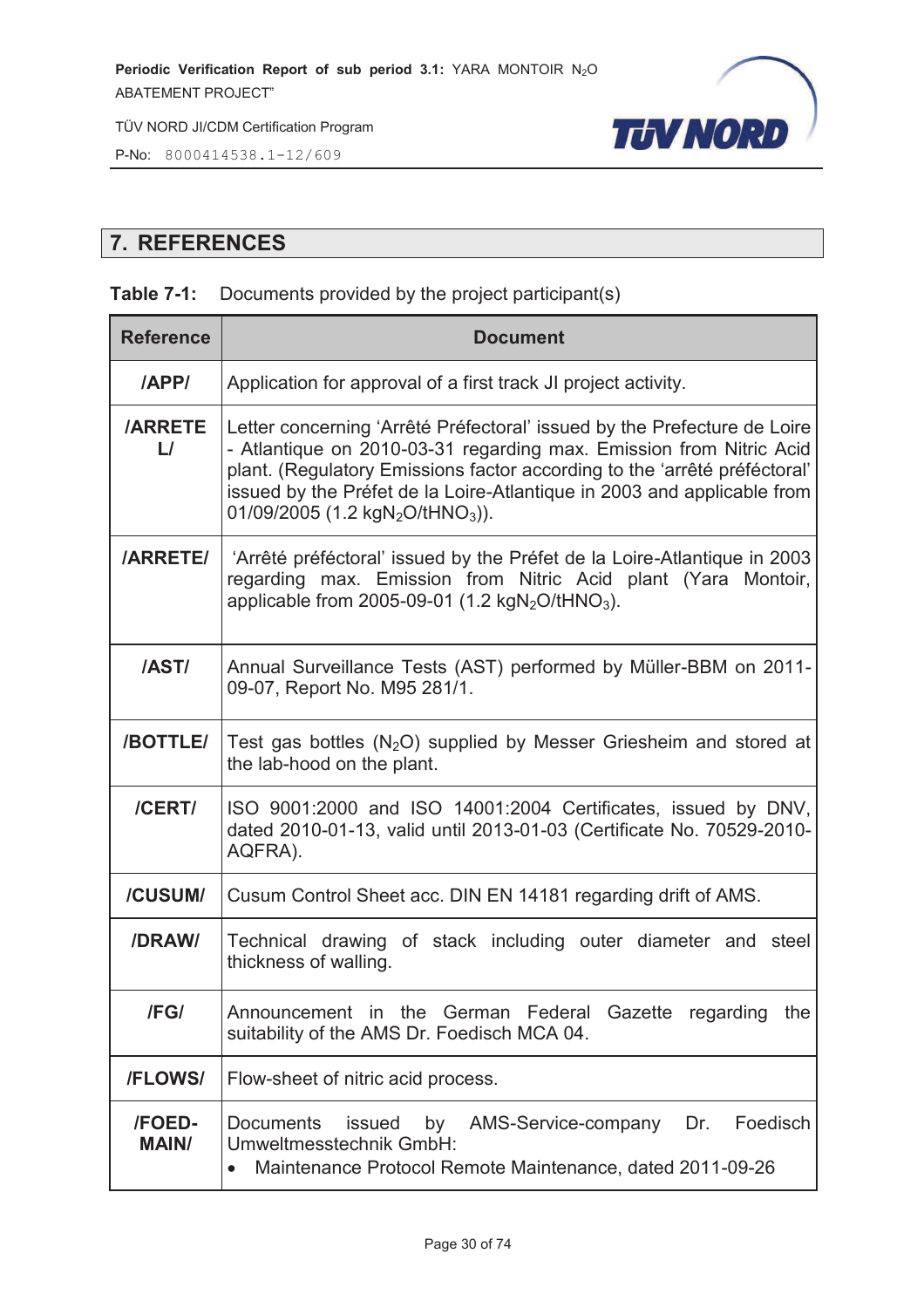## 7. REFERENCES

**Table 7-1:** Documents provided by the project participant(s)

| Reference | Document |
|---|---|
| /APP/ | Application for approval of a first track JI project activity. |
| /ARRETE L/ | Letter concerning 'Arrêté Préfectoral' issued by the Prefecture de Loire - Atlantique on 2010-03-31 regarding max. Emission from Nitric Acid plant. (Regulatory Emissions factor according to the 'arrêté préféctoral' issued by the Préfet de la Loire-Atlantique in 2003 and applicable from 01/09/2005 (1.2 kg$N_2O$/t$HNO_3$)). |
| /ARRETE/ | 'Arrêté préféctoral' issued by the Préfet de la Loire-Atlantique in 2003 regarding max. Emission from Nitric Acid plant (Yara Montoir, applicable from 2005-09-01 (1.2 kg$N_2O$/t$HNO_3$). |
| /AST/ | Annual Surveillance Tests (AST) performed by Müller-BBM on 2011-09-07, Report No. M95 281/1. |
| /BOTTLE/ | Test gas bottles ($N_2O$) supplied by Messer Griesheim and stored at the lab-hood on the plant. |
| /CERT/ | ISO 9001:2000 and ISO 14001:2004 Certificates, issued by DNV, dated 2010-01-13, valid until 2013-01-03 (Certificate No. 70529-2010-AQFRA). |
| /CUSUM/ | Cusum Control Sheet acc. DIN EN 14181 regarding drift of AMS. |
| /DRAW/ | Technical drawing of stack including outer diameter and steel thickness of walling. |
| /FG/ | Announcement in the German Federal Gazette regarding the suitability of the AMS Dr. Foedisch MCA 04. |
| /FLOWS/ | Flow-sheet of nitric acid process. |
| /FOED-MAIN/ | Documents issued by AMS-Service-company Dr. Foedisch Umweltmesstechnik GmbH: <br>• Maintenance Protocol Remote Maintenance, dated 2011-09-26 |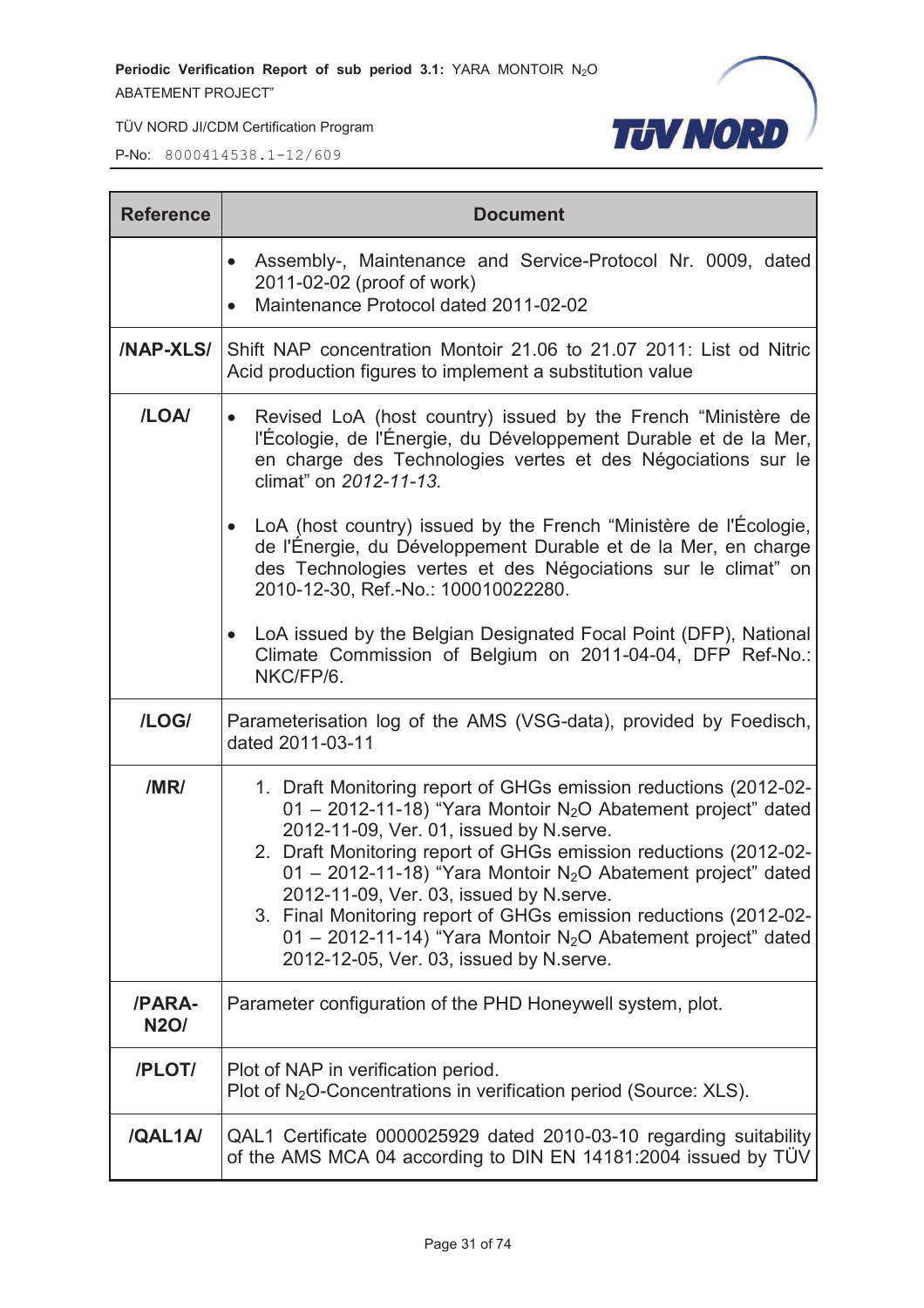| Reference | Document |
|---|---|
| | • Assembly-, Maintenance and Service-Protocol Nr. 0009, dated 2011-02-02 (proof of work)<br>• Maintenance Protocol dated 2011-02-02 |
| **/NAP-XLS/** | Shift NAP concentration Montoir 21.06 to 21.07 2011: List od Nitric Acid production figures to implement a substitution value |
| **/LOA/** | • Revised LoA (host country) issued by the French "Ministère de l'Écologie, de l'Énergie, du Développement Durable et de la Mer, en charge des Technologies vertes et des Négociations sur le climat" on *2012-11-13.*<br>• LoA (host country) issued by the French "Ministère de l'Écologie, de l'Énergie, du Développement Durable et de la Mer, en charge des Technologies vertes et des Négociations sur le climat" on 2010-12-30, Ref.-No.: 100010022280.<br>• LoA issued by the Belgian Designated Focal Point (DFP), National Climate Commission of Belgium on 2011-04-04, DFP Ref-No.: NKC/FP/6. |
| **/LOG/** | Parameterisation log of the AMS (VSG-data), provided by Foedisch, dated 2011-03-11 |
| **/MR/** | 1. Draft Monitoring report of GHGs emission reductions (2012-02-01 – 2012-11-18) "Yara Montoir $N_2O$ Abatement project" dated 2012-11-09, Ver. 01, issued by N.serve.<br>2. Draft Monitoring report of GHGs emission reductions (2012-02-01 – 2012-11-18) "Yara Montoir $N_2O$ Abatement project" dated 2012-11-09, Ver. 03, issued by N.serve.<br>3. Final Monitoring report of GHGs emission reductions (2012-02-01 – 2012-11-14) "Yara Montoir $N_2O$ Abatement project" dated 2012-12-05, Ver. 03, issued by N.serve. |
| **/PARA-N2O/** | Parameter configuration of the PHD Honeywell system, plot. |
| **/PLOT/** | Plot of NAP in verification period.<br>Plot of $N_2O$-Concentrations in verification period (Source: XLS). |
| **/QAL1A/** | QAL1 Certificate 0000025929 dated 2010-03-10 regarding suitability of the AMS MCA 04 according to DIN EN 14181:2004 issued by TÜV |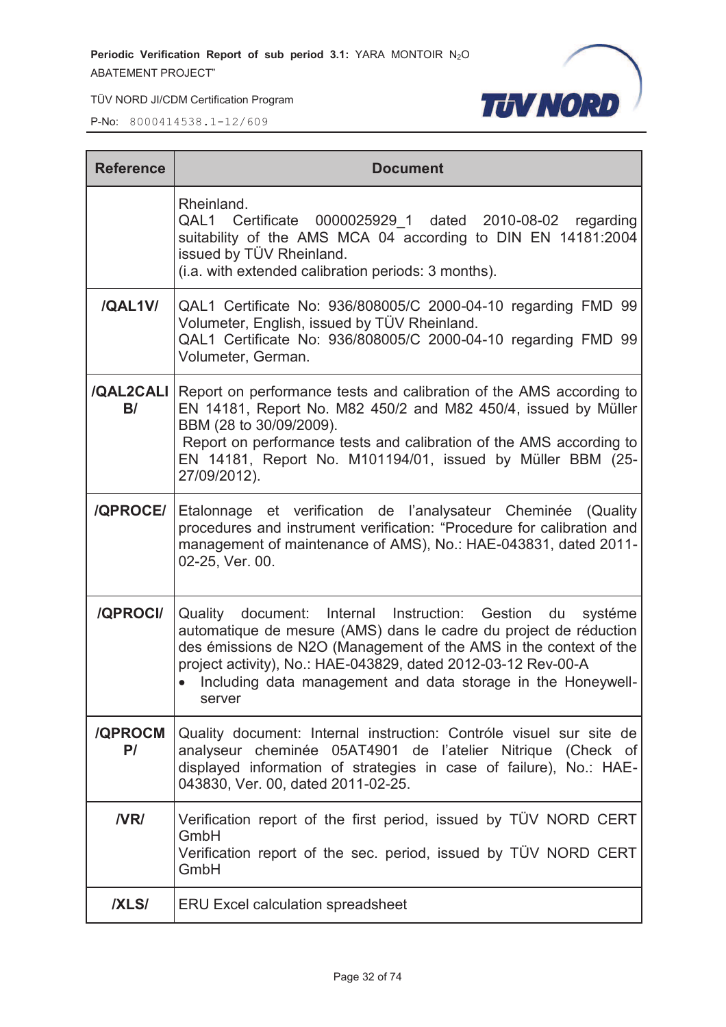| Reference | Document |
|---|---|
| | Rheinland.<br>QAL1 Certificate 0000025929_1 dated 2010-08-02 regarding suitability of the AMS MCA 04 according to DIN EN 14181:2004 issued by TÜV Rheinland.<br>(i.a. with extended calibration periods: 3 months). |
| **/QAL1V/** | QAL1 Certificate No: 936/808005/C 2000-04-10 regarding FMD 99 Volumeter, English, issued by TÜV Rheinland.<br>QAL1 Certificate No: 936/808005/C 2000-04-10 regarding FMD 99 Volumeter, German. |
| **/QAL2CALIB/** | Report on performance tests and calibration of the AMS according to EN 14181, Report No. M82 450/2 and M82 450/4, issued by Müller BBM (28 to 30/09/2009).<br>Report on performance tests and calibration of the AMS according to EN 14181, Report No. M101194/01, issued by Müller BBM (25-27/09/2012). |
| **/QPROCE/** | Etalonnage et verification de l'analysateur Cheminée (Quality procedures and instrument verification: "Procedure for calibration and management of maintenance of AMS), No.: HAE-043831, dated 2011-02-25, Ver. 00. |
| **/QPROCI/** | Quality document: Internal Instruction: Gestion du systéme automatique de mesure (AMS) dans le cadre du project de réduction des émissions de N2O (Management of the AMS in the context of the project activity), No.: HAE-043829, dated 2012-03-12 Rev-00-A<br>• Including data management and data storage in the Honeywell-server |
| **/QPROCMP/** | Quality document: Internal instruction: Contróle visuel sur site de analyseur cheminée 05AT4901 de l'atelier Nitrique (Check of displayed information of strategies in case of failure), No.: HAE-043830, Ver. 00, dated 2011-02-25. |
| **/VR/** | Verification report of the first period, issued by TÜV NORD CERT GmbH<br>Verification report of the sec. period, issued by TÜV NORD CERT GmbH |
| **/XLS/** | ERU Excel calculation spreadsheet |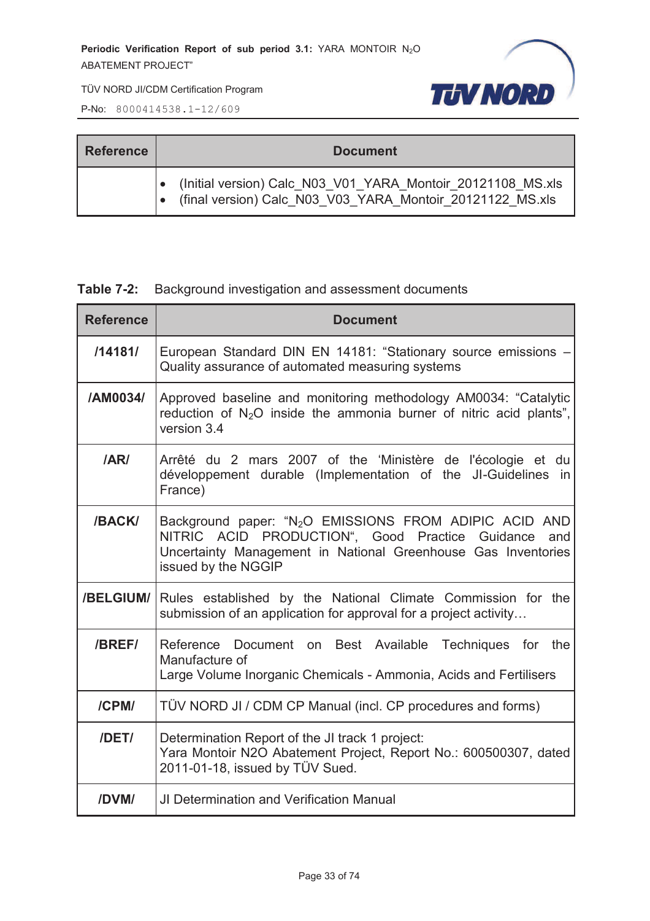| Reference | Document |
|---|---|
| | • (Initial version) Calc_N03_V01_YARA_Montoir_20121108_MS.xls<br>• (final version) Calc_N03_V03_YARA_Montoir_20121122_MS.xls |

**Table 7-2:** Background investigation and assessment documents

| Reference | Document |
|---|---|
| **/14181/** | European Standard DIN EN 14181: “Stationary source emissions – Quality assurance of automated measuring systems |
| **/AM0034/** | Approved baseline and monitoring methodology AM0034: “Catalytic reduction of $N_2O$ inside the ammonia burner of nitric acid plants”, version 3.4 |
| **/AR/** | Arrêté du 2 mars 2007 of the ‘Ministère de l'écologie et du développement durable (Implementation of the JI-Guidelines in France) |
| **/BACK/** | Background paper: “$N_2O$ EMISSIONS FROM ADIPIC ACID AND NITRIC ACID PRODUCTION“, Good Practice Guidance and Uncertainty Management in National Greenhouse Gas Inventories issued by the NGGIP |
| **/BELGIUM/** | Rules established by the National Climate Commission for the submission of an application for approval for a project activity… |
| **/BREF/** | Reference Document on Best Available Techniques for the Manufacture of<br>Large Volume Inorganic Chemicals - Ammonia, Acids and Fertilisers |
| **/CPM/** | TÜV NORD JI / CDM CP Manual (incl. CP procedures and forms) |
| **/DET/** | Determination Report of the JI track 1 project:<br>Yara Montoir N2O Abatement Project, Report No.: 600500307, dated 2011-01-18, issued by TÜV Sued. |
| **/DVM/** | JI Determination and Verification Manual |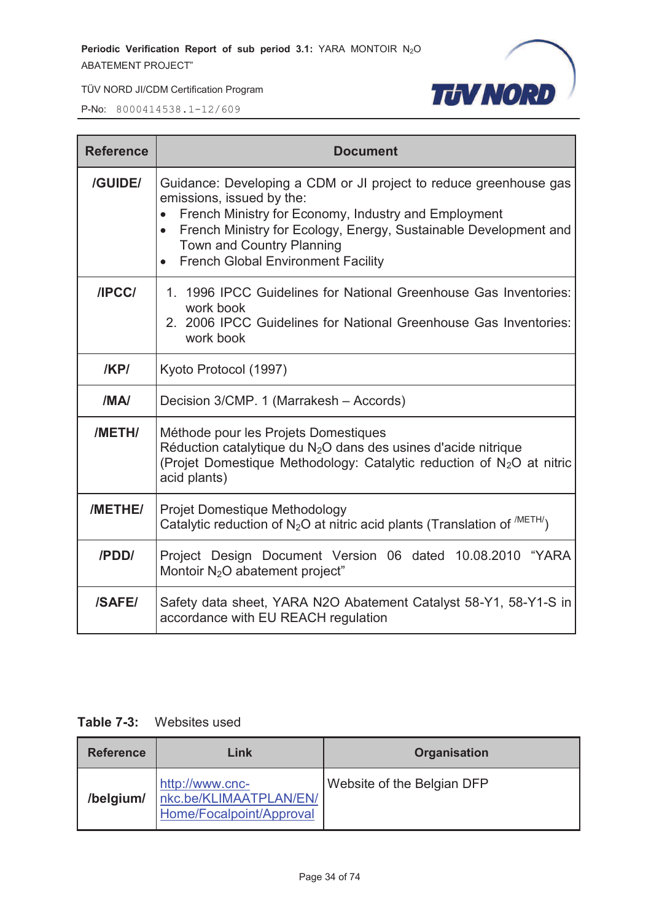| Reference | Document |
|---|---|
| /GUIDE/ | Guidance: Developing a CDM or JI project to reduce greenhouse gas emissions, issued by the: • French Ministry for Economy, Industry and Employment • French Ministry for Ecology, Energy, Sustainable Development and Town and Country Planning • French Global Environment Facility |
| /IPCC/ | 1. 1996 IPCC Guidelines for National Greenhouse Gas Inventories: work book 2. 2006 IPCC Guidelines for National Greenhouse Gas Inventories: work book |
| /KP/ | Kyoto Protocol (1997) |
| /MA/ | Decision 3/CMP. 1 (Marrakesh – Accords) |
| /METH/ | Méthode pour les Projets Domestiques Réduction catalytique du $N_2O$ dans des usines d'acide nitrique (Projet Domestique Methodology: Catalytic reduction of $N_2O$ at nitric acid plants) |
| /METHE/ | Projet Domestique Methodology Catalytic reduction of $N_2O$ at nitric acid plants (Translation of /METH/) |
| /PDD/ | Project Design Document Version 06 dated 10.08.2010 "YARA Montoir $N_2O$ abatement project" |
| /SAFE/ | Safety data sheet, YARA N2O Abatement Catalyst 58-Y1, 58-Y1-S in accordance with EU REACH regulation |

**Table 7-3:** Websites used

| Reference | Link | Organisation |
|---|---|---|
| /belgium/ | http://www.cnc-nkc.be/KLIMAATPLAN/EN/Home/Focalpoint/Approval | Website of the Belgian DFP |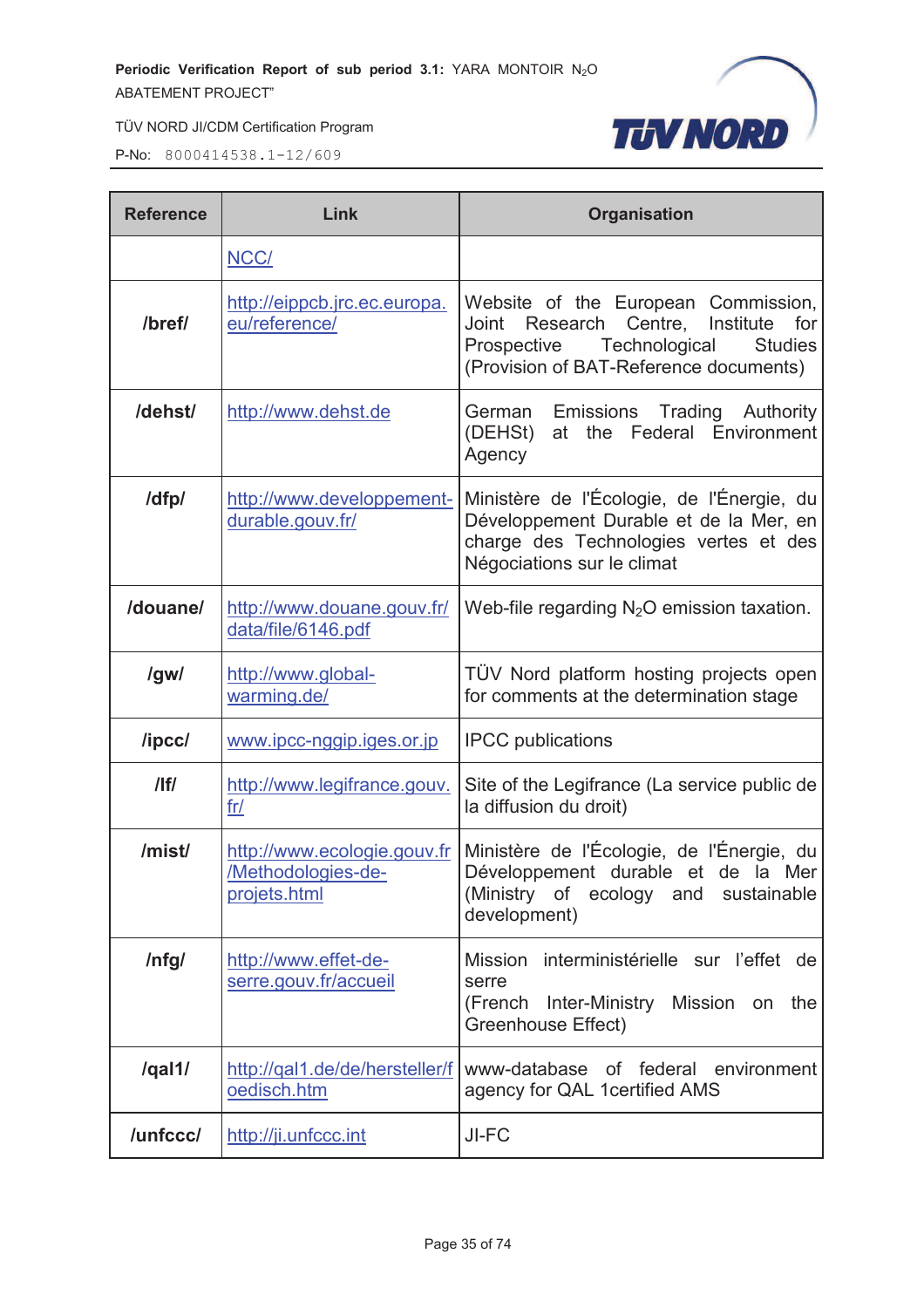| Reference | Link | Organisation |
|---|---|---|
| | NCC/ | |
| /bref/ | http://eippcb.jrc.ec.europa.eu/reference/ | Website of the European Commission, Joint Research Centre, Institute for Prospective Technological Studies (Provision of BAT-Reference documents) |
| /dehst/ | http://www.dehst.de | German Emissions Trading Authority (DEHSt) at the Federal Environment Agency |
| /dfp/ | http://www.developpement-durable.gouv.fr/ | Ministère de l'Écologie, de l'Énergie, du Développement Durable et de la Mer, en charge des Technologies vertes et des Négociations sur le climat |
| /douane/ | http://www.douane.gouv.fr/data/file/6146.pdf | Web-file regarding $N_2O$ emission taxation. |
| /gw/ | http://www.global-warming.de/ | TÜV Nord platform hosting projects open for comments at the determination stage |
| /ipcc/ | www.ipcc-nggip.iges.or.jp | IPCC publications |
| /lf/ | http://www.legifrance.gouv.fr/ | Site of the Legifrance (La service public de la diffusion du droit) |
| /mist/ | http://www.ecologie.gouv.fr/Methodologies-de-projets.html | Ministère de l'Écologie, de l'Énergie, du Développement durable et de la Mer (Ministry of ecology and sustainable development) |
| /nfg/ | http://www.effet-de-serre.gouv.fr/accueil | Mission interministérielle sur l'effet de serre (French Inter-Ministry Mission on the Greenhouse Effect) |
| /qal1/ | http://qal1.de/de/hersteller/foedisch.htm | www-database of federal environment agency for QAL 1certified AMS |
| /unfccc/ | http://ji.unfccc.int | JI-FC |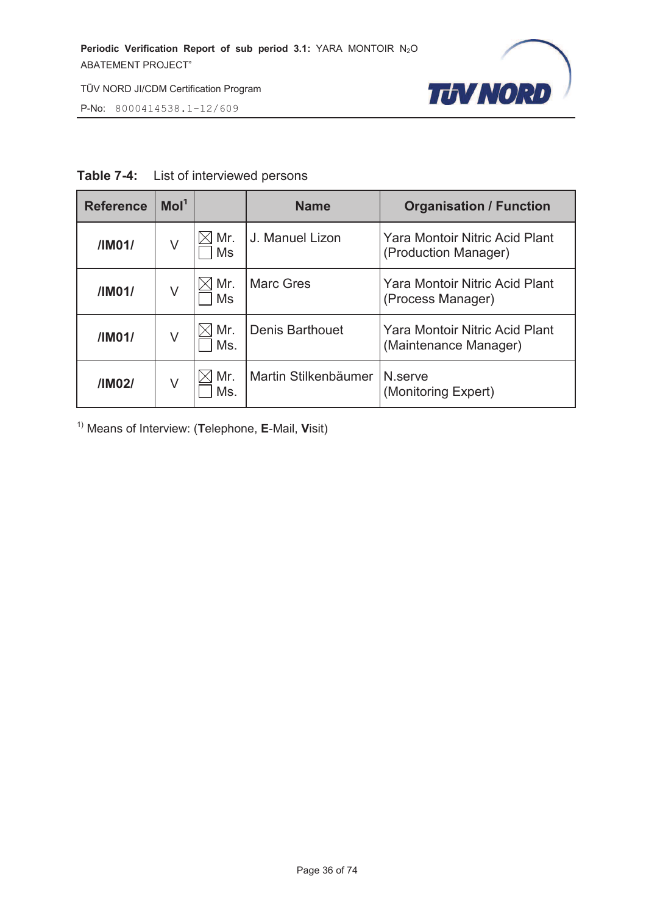**Table 7-4:** List of interviewed persons

| Reference | MoI[1] | | Name | Organisation / Function |
|---|---|---|---|---|
| **/IM01/** | V | ☒ Mr. ☐ Ms | J. Manuel Lizon | Yara Montoir Nitric Acid Plant (Production Manager) |
| **/IM01/** | V | ☒ Mr. ☐ Ms | Marc Gres | Yara Montoir Nitric Acid Plant (Process Manager) |
| **/IM01/** | V | ☒ Mr. ☐ Ms. | Denis Barthouet | Yara Montoir Nitric Acid Plant (Maintenance Manager) |
| **/IM02/** | V | ☒ Mr. ☐ Ms. | Martin Stilkenbäumer | N.serve (Monitoring Expert) |

[1)] Means of Interview: (**T**elephone, **E**-Mail, **V**isit)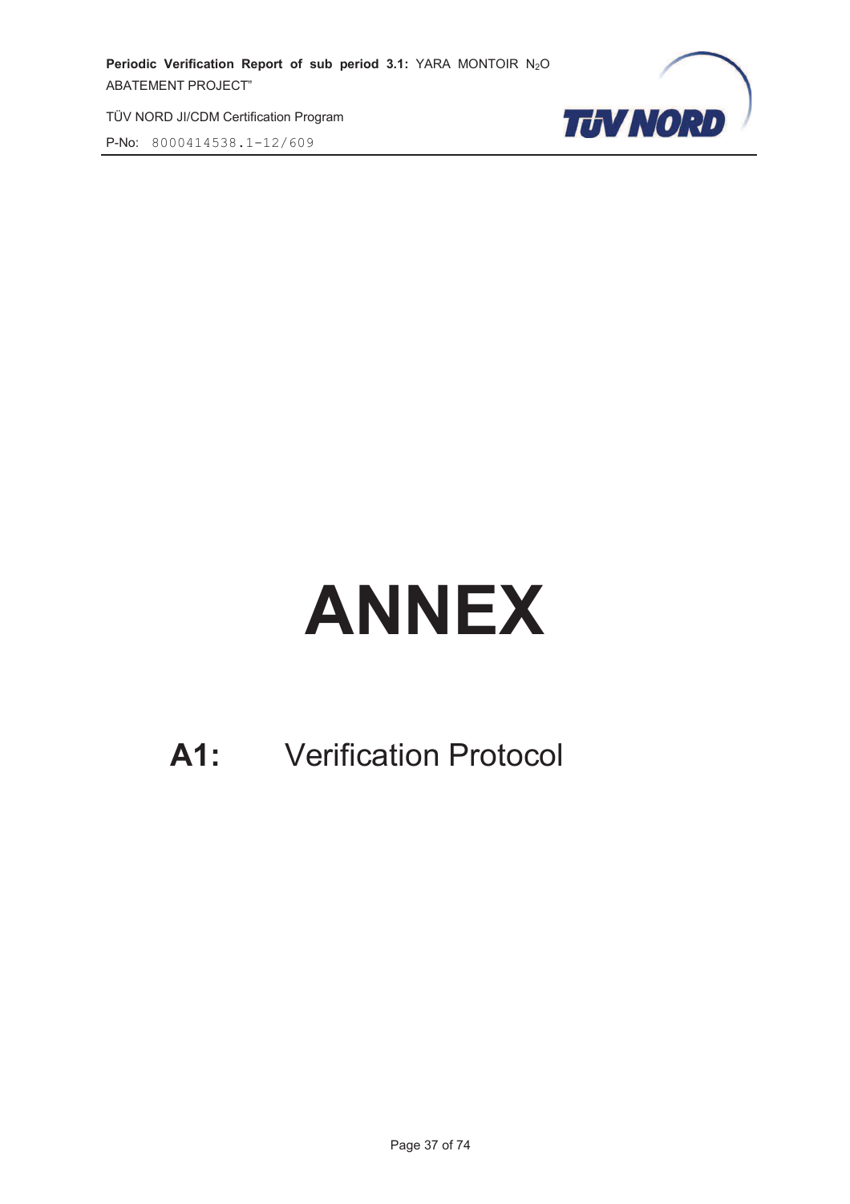# ANNEX

## A1: Verification Protocol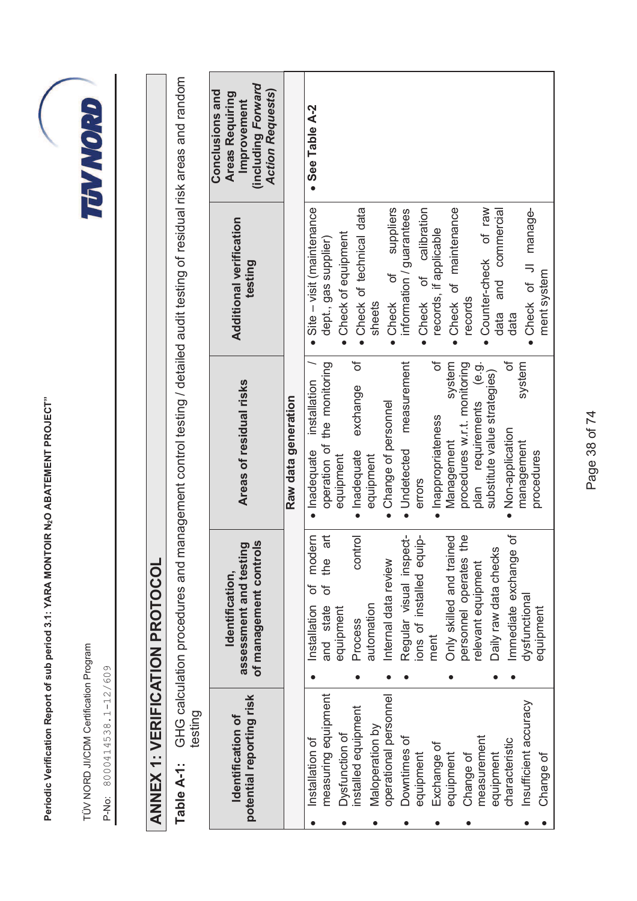# ANNEX 1: VERIFICATION PROTOCOL

**Table A-1:** GHG calculation procedures and management control testing / detailed audit testing of residual risk areas and random testing

| Identification of potential reporting risk | Identification, assessment and testing of management controls | Areas of residual risks | Additional verification testing | Conclusions and Areas Requiring Improvement (including *Forward Action Requests*) |
|---|---|---|---|---|
| | | **Raw data generation** | | |
| • Installation of measuring equipment<br>• Dysfunction of installed equipment<br>• Maloperation by operational personnel<br>• Downtimes of equipment<br>• Exchange of equipment<br>• Change of measurement equipment characteristic<br>• Insufficient accuracy<br>• Change of | • Installation of modern and state of the art equipment<br>• Process control automation<br>• Internal data review<br>• Regular visual inspections of installed equipment<br>• Only skilled and trained personnel operates the relevant equipment<br>• Daily raw data checks<br>• Immediate exchange of dysfunctional equipment | • Inadequate installation / operation of the monitoring equipment<br>• Inadequate exchange of equipment<br>• Change of personnel<br>• Undetected measurement errors<br>• Inappropriateness of Management system procedures w.r.t. monitoring plan requirements (e.g. substitute value strategies)<br>• Non-application of management system procedures | • Site – visit (maintenance dept., gas supplier)<br>• Check of equipment<br>• Check of technical data sheets<br>• Check of suppliers information / guarantees<br>• Check of calibration records, if applicable<br>• Check of maintenance records<br>• Counter-check of raw data and commercial data<br>• Check of JI management system | • **See Table A-2** |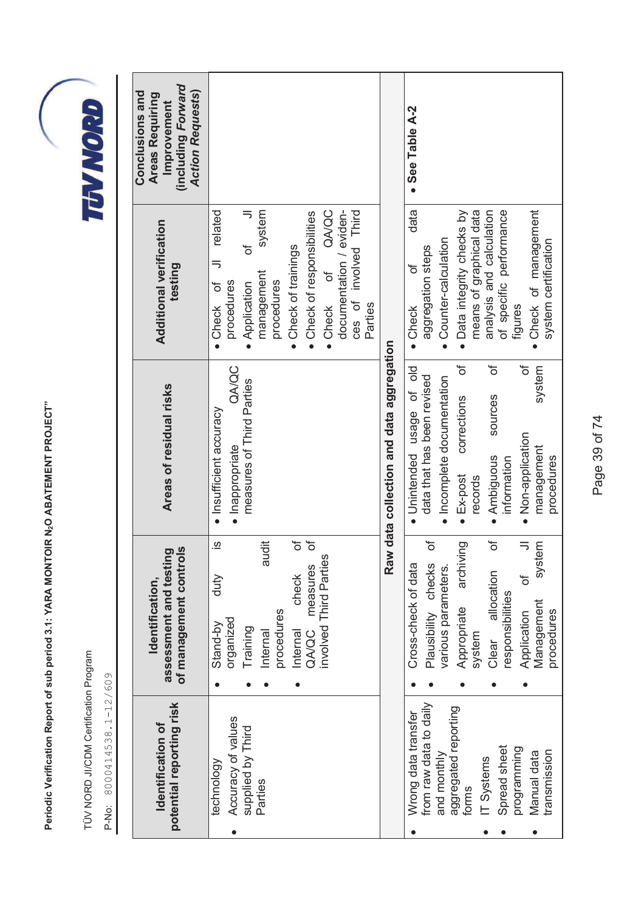| Identification of potential reporting risk | Identification, assessment and testing of management controls | Areas of residual risks | Additional verification testing | Conclusions and Areas Requiring Improvement (including *Forward Action Requests*) |
|---|---|---|---|---|
| technology<br>• Accuracy of values supplied by Third Parties | • Stand-by duty is organized<br>• Training<br>• Internal audit procedures<br>• Internal check of QA/QC measures of involved Third Parties | • Insufficient accuracy<br>• Inappropriate QA/QC measures of Third Parties | • Check of JI related procedures<br>• Application of JI management system procedures<br>• Check of trainings<br>• Check of responsibilities<br>• Check of QA/QC documentation / evidences of involved Third Parties | |
| **Raw data collection and data aggregation** | | | | |
| • Wrong data transfer from raw data to daily and monthly aggregated reporting forms<br>• IT Systems<br>• Spread sheet programming<br>• Manual data transmission | • Cross-check of data<br>• Plausibility checks of various parameters.<br>• Appropriate archiving system<br>• Clear allocation of responsibilities<br>• Application of JI Management system procedures | • Unintended usage of old data that has been revised<br>• Incomplete documentation<br>• Ex-post corrections of records<br>• Ambiguous sources of information<br>• Non-application of management system procedures | • Check of data aggregation steps<br>• Counter-calculation<br>• Data integrity checks by means of graphical data analysis and calculation of specific performance figures<br>• Check of management system certification | • **See Table A-2** |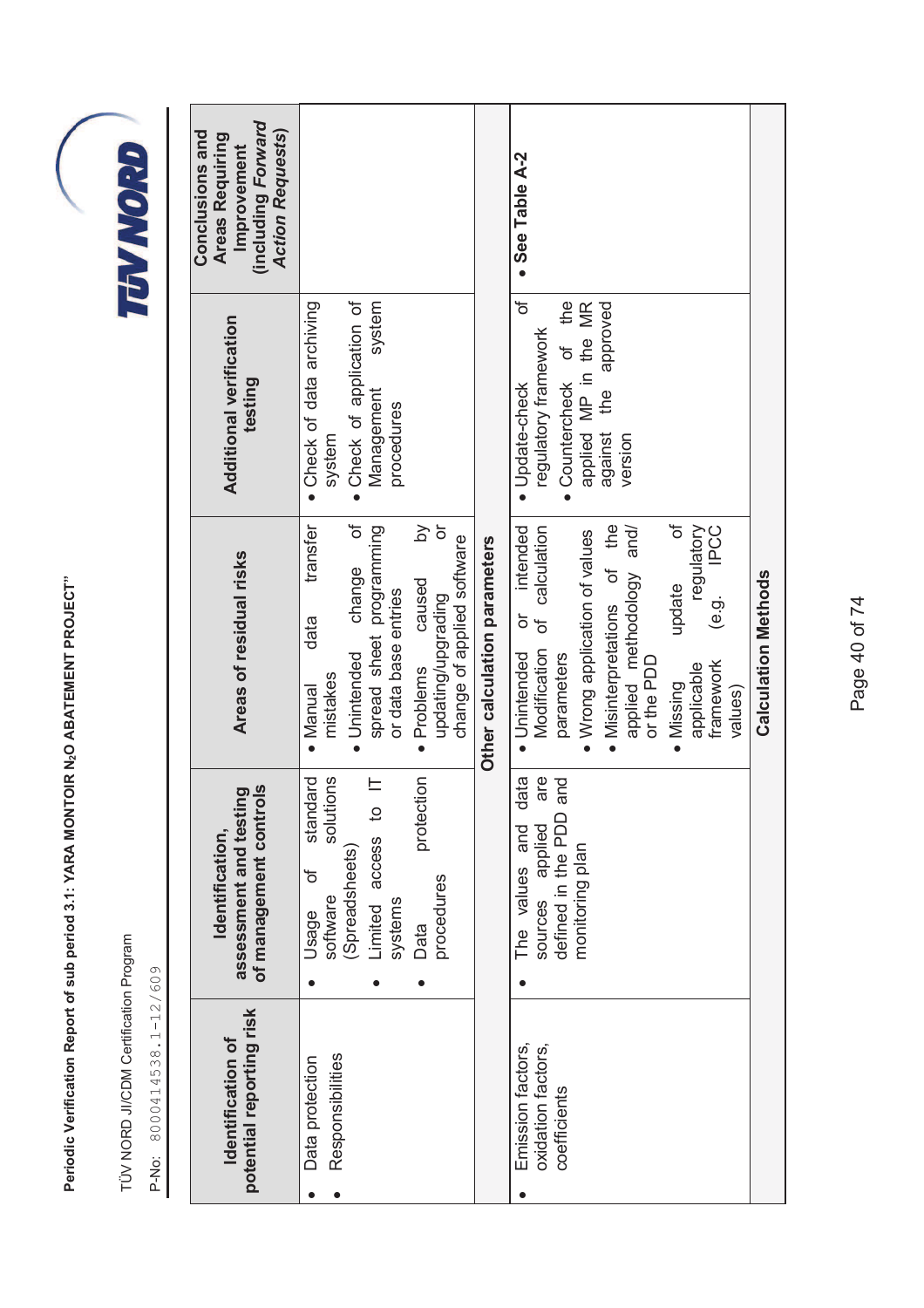| Identification of potential reporting risk | Identification, assessment and testing of management controls | Areas of residual risks | Additional verification testing | Conclusions and Areas Requiring Improvement (including *Forward Action Requests*) |
|---|---|---|---|---|
| • Data protection<br>• Responsibilities | • Usage of standard software solutions (Spreadsheets)<br>• Limited access to IT systems<br>• Data protection procedures | • Manual data transfer mistakes<br>• Unintended change of spread sheet programming or data base entries<br>• Problems caused by updating/upgrading or change of applied software | • Check of data archiving system<br>• Check of application of Management system procedures | |
| | | **Other calculation parameters** | | |
| • Emission factors, oxidation factors, coefficients | • The values and data sources applied are defined in the PDD and monitoring plan | • Unintended or intended Modification of calculation parameters<br>• Wrong application of values<br>• Misinterpretations of the applied methodology and/ or the PDD<br>• Missing update of applicable regulatory framework (e.g. IPCC values) | • Update-check of regulatory framework<br>• Countercheck of the applied MP in the MR against the approved version | • **See Table A-2** |
| | | **Calculation Methods** | | |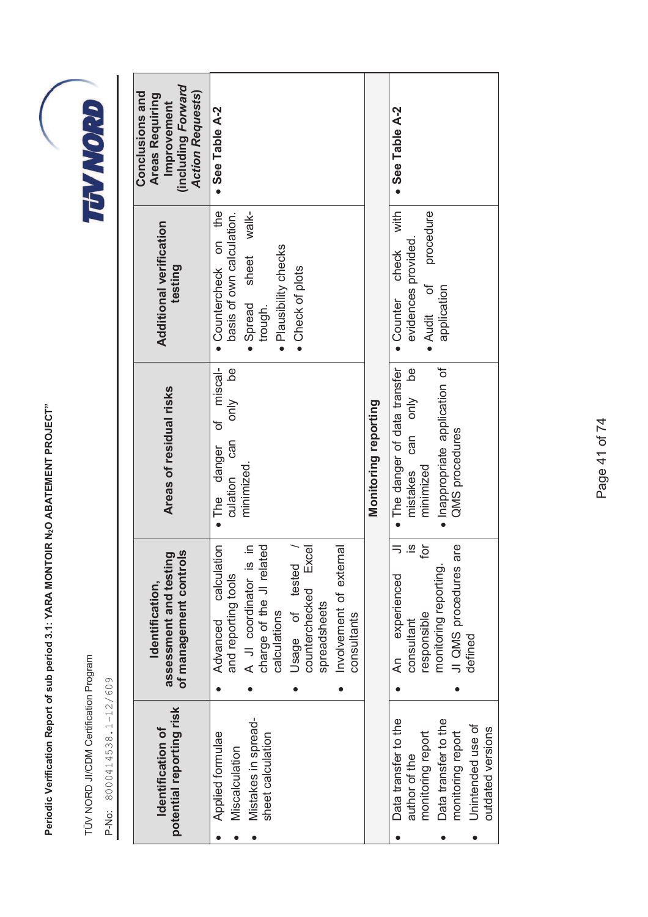| Identification of potential reporting risk | Identification, assessment and testing of management controls | Areas of residual risks | Additional verification testing | Conclusions and Areas Requiring Improvement (including *Forward Action Requests*) |
|---|---|---|---|---|
| • Applied formulae<br>• Miscalculation<br>• Mistakes in spread-sheet calculation | • Advanced calculation and reporting tools<br>• A JI coordinator is in charge of the JI related calculations<br>• Usage of tested / counterchecked Excel spreadsheets<br>• Involvement of external consultants | • The danger of miscal-culation can only be minimized. | • Countercheck on the basis of own calculation.<br>• Spread sheet walk-trough.<br>• Plausibility checks<br>• Check of plots | • **See Table A-2** |
| | | **Monitoring reporting** | | |
| • Data transfer to the author of the monitoring report<br>• Data transfer to the monitoring report<br>• Unintended use of outdated versions | • An experienced JI consultant is responsible for monitoring reporting.<br>• JI QMS procedures are defined | • The danger of data transfer mistakes can only be minimized<br>• Inappropriate application of QMS procedures | • Counter check with evidences provided.<br>• Audit of procedure application | • **See Table A-2** |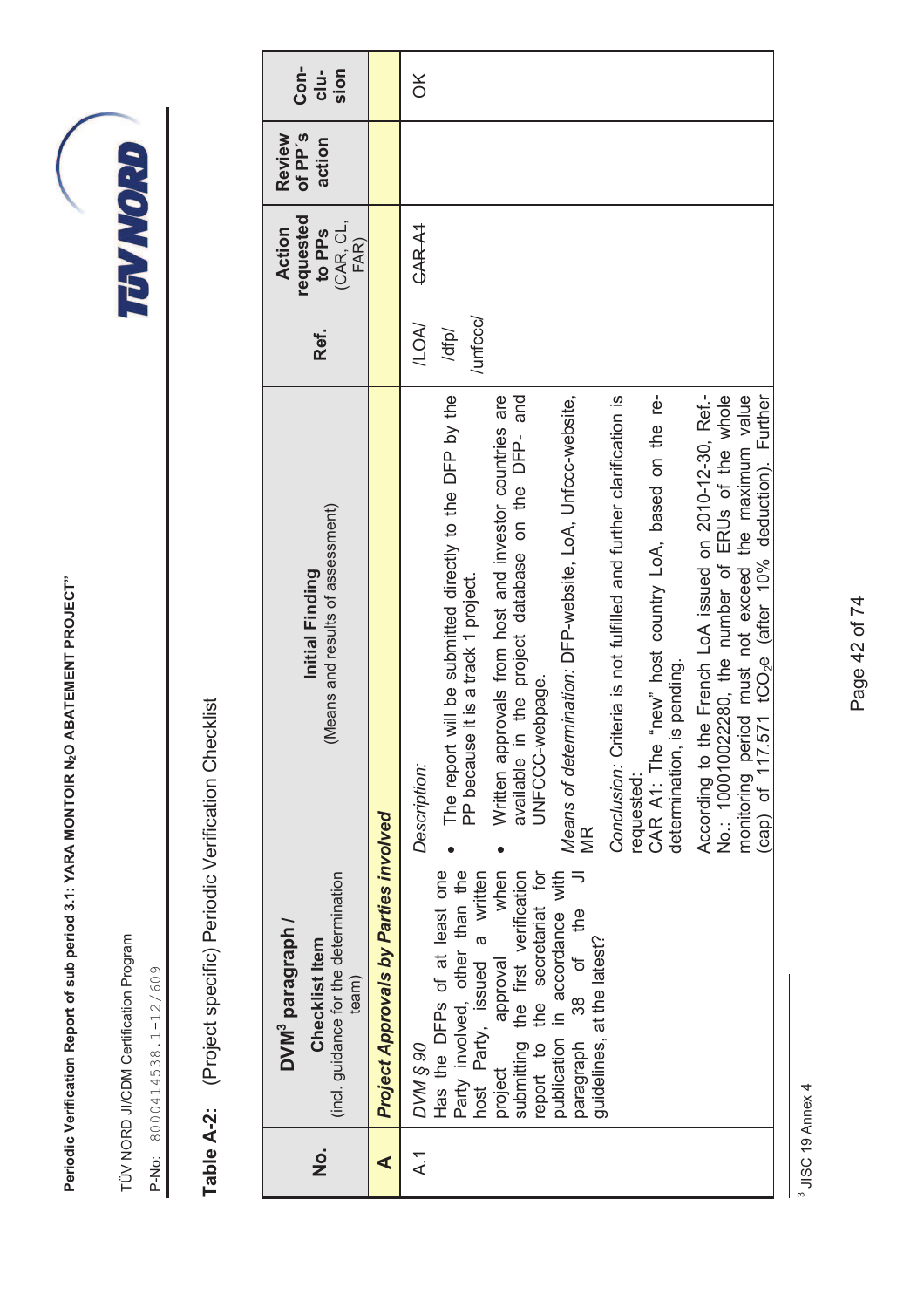## Table A-2: (Project specific) Periodic Verification Checklist

| No. | DVM[3] paragraph / Checklist Item (incl. guidance for the determination team) | Initial Finding (Means and results of assessment) | Ref. | Action requested to PPs (CAR, CL, FAR) | Review of PP's action | Con-clu-sion |
|---|---|---|---|---|---|---|
| **A** | ***Project Approvals by Parties involved*** | | | | | |
| A.1 | *DVM § 90* Has the DFPs of at least one Party involved, other than the host Party, issued a written project approval when submitting the first verification report to the secretariat for publication in accordance with paragraph 38 of the JI guidelines, at the latest? | *Description:* <br>• The report will be submitted directly to the DFP by the PP because it is a track 1 project. <br>• Written approvals from host and investor countries are available in the project database on the DFP- and UNFCCC-webpage. <br>*Means of determination*: DFP-website, LoA, Unfccc-website, MR <br>*Conclusion*: Criteria is not fulfilled and further clarification is requested: <br>CAR A1: The "new" host country LoA, based on the re-determination, is pending. <br>According to the French LoA issued on 2010-12-30, Ref.-No.: 100010022280, the number of ERUs of the whole monitoring period must not exceed the maximum value (cap) of 117.571 $tCO_2e$ (after 10% deduction). Further | /LOA/ <br>/dfp/ <br>/unfccc/ | ~~CAR A1~~ | | OK |

[3] JISC 19 Annex 4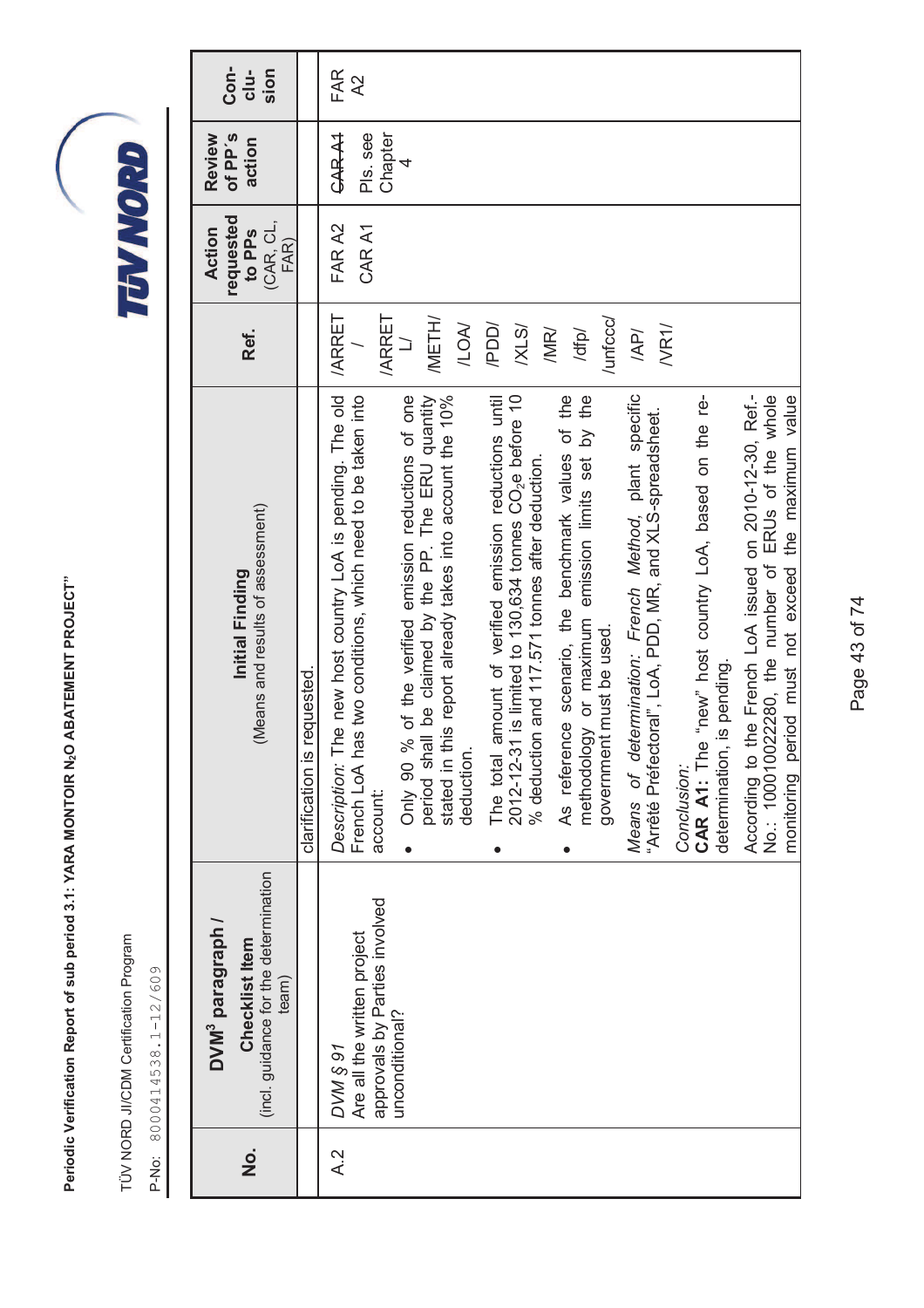| No. | DVM³ paragraph / Checklist Item (incl. guidance for the determination team) | Initial Finding (Means and results of assessment) | Ref. | Action requested to PPs (CAR, CL, FAR) | Review of PP's action | Con-clu-sion |
|---|---|---|---|---|---|---|
| | | clarification is requested. | | | | |
| A.2 | *DVM § 91*<br>Are all the written project approvals by Parties involved unconditional? | *Description:* The new host country LoA is pending. The old French LoA has two conditions, which need to be taken into account:<br>• Only 90 % of the verified emission reductions of one period shall be claimed by the PP. The ERU quantity stated in this report already takes into account the 10% deduction.<br>• The total amount of verified emission reductions until 2012-12-31 is limited to 130,634 tonnes $CO_2e$ before 10 % deduction and 117.571 tonnes after deduction.<br>• As reference scenario, the benchmark values of the methodology or maximum emission limits set by the government must be used.<br>*Means of determination: French Method,* plant specific "Arrêté Préfectoral", LoA, PDD, MR, and XLS-spreadsheet.<br>*Conclusion:*<br>**CAR A1:** The "new" host country LoA, based on the re-determination, is pending.<br>According to the French LoA issued on 2010-12-30, Ref.-No.: 100010022280, the number of ERUs of the whole monitoring period must not exceed the maximum value | /ARRET/<br>/ARRETL/<br>/METH/<br>/LOA/<br>/PDD/<br>/XLS/<br>/MR/<br>/dfp/<br>/unfccc/<br>/AP/<br>/VR1/ | FAR A2<br>CAR A1 | ~~CAR A1~~<br>Pls. see Chapter 4 | FAR A2 |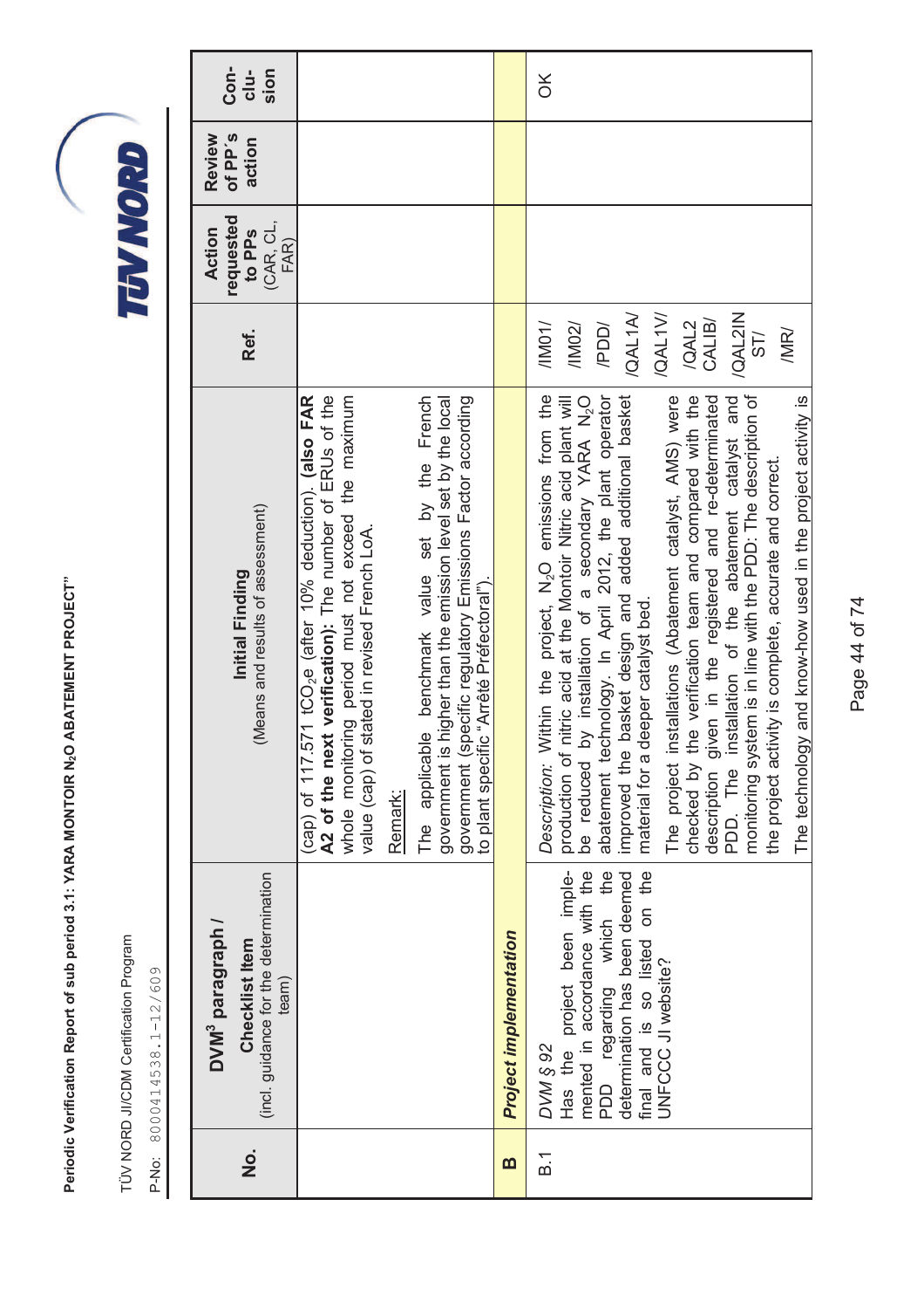| No. | DVM³ paragraph / Checklist Item (incl. guidance for the determination team) | Initial Finding (Means and results of assessment) | Ref. | Action requested to PPs (CAR, CL, FAR) | Review of PP's action | Con-clu-sion |
|---|---|---|---|---|---|---|
| | | (cap) of 117.571 $tCO_2e$ (after 10% deduction). **(also FAR A2 of the next verification)**: The number of ERUs of the whole monitoring period must not exceed the maximum value (cap) of stated in revised French LoA.<br><br>Remark:<br><br>The applicable benchmark value set by the French government is higher than the emission level set by the local government (specific regulatory Emissions Factor according to plant specific "Arrêté Préfectoral"). | | | | |
| **B** | ***Project implementation*** | | | | | |
| B.1 | *DVM § 92*<br>Has the project been implemented in accordance with the PDD regarding which the determination has been deemed final and is so listed on the UNFCCC JI website? | *Description:* Within the project, $N_2O$ emissions from the production of nitric acid at the Montoir Nitric acid plant will be reduced by installation of a secondary YARA $N_2O$ abatement technology. In April 2012, the plant operator improved the basket design and added additional basket material for a deeper catalyst bed.<br><br>The project installations (Abatement catalyst, AMS) were checked by the verification team and compared with the description given in the registered and re-determinated PDD. The installation of the abatement catalyst and monitoring system is in line with the PDD: The description of the project activity is complete, accurate and correct.<br><br>The technology and know-how used in the project activity is | /IM01/<br>/IM02/<br>/PDD/<br>/QAL1A/<br>/QAL1V/<br>/QAL2 CALIB/<br>/QAL2IN ST/<br>/MR/ | | | OK |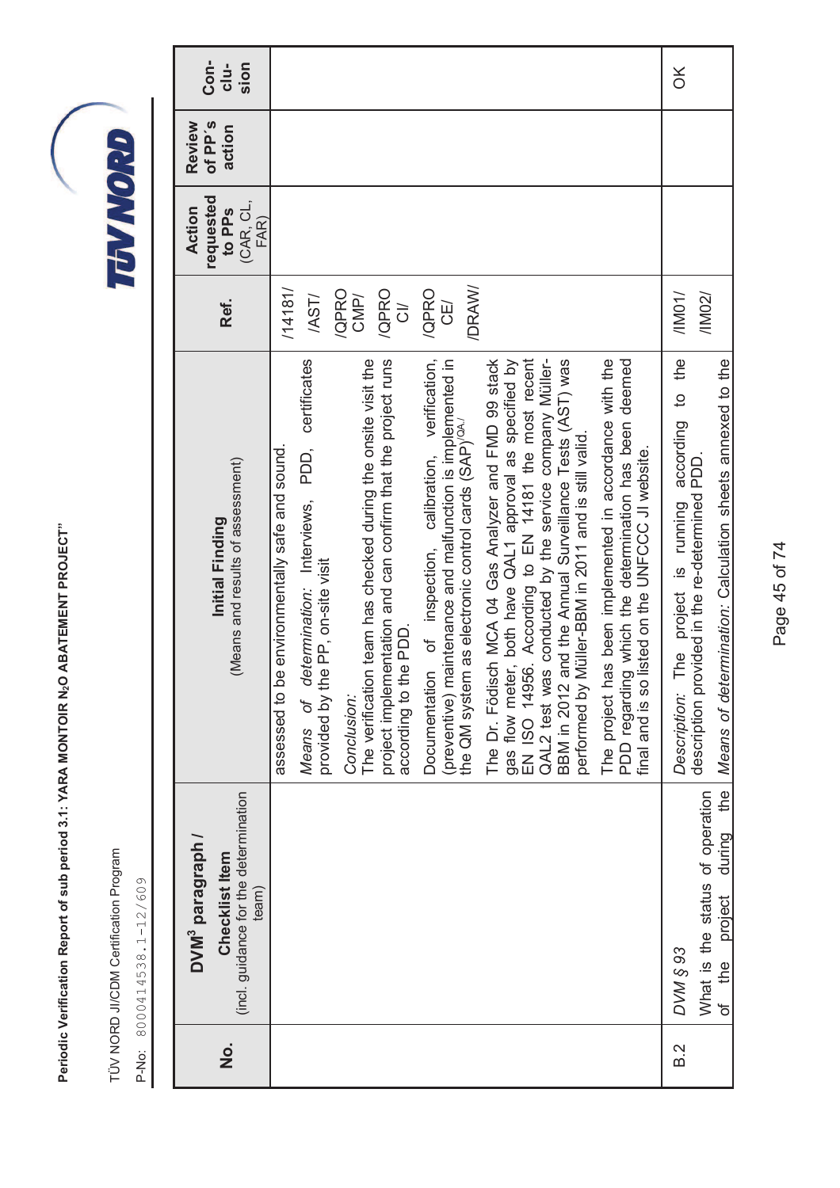| No. | DVM³ paragraph / Checklist Item (incl. guidance for the determination team) | Initial Finding (Means and results of assessment) | Ref. | Action requested to PPs (CAR, CL, FAR) | Review of PP's action | Conclusion |
|---|---|---|---|---|---|---|
| | | assessed to be environmentally safe and sound.<br>*Means of determination:* Interviews, PDD, certificates provided by the PP, on-site visit<br>*Conclusion:*<br>The verification team has checked during the onsite visit the project implementation and can confirm that the project runs according to the PDD.<br>Documentation of inspection, calibration, verification, (preventive) maintenance and malfunction is implemented in the QM system as electronic control cards (SAP)/QA/<br>The Dr. Födisch MCA 04 Gas Analyzer and FMD 99 stack gas flow meter, both have QAL1 approval as specified by EN ISO 14956. According to EN 14181 the most recent QAL2 test was conducted by the service company Müller-BBM in 2012 and the Annual Surveillance Tests (AST) was performed by Müller-BBM in 2011 and is still valid.<br>The project has been implemented in accordance with the PDD regarding which the determination has been deemed final and is so listed on the UNFCCC JI website. | /14181/<br>/AST/<br>/QPROCMP/<br>/QPROCI/<br>/QPROCE/<br>/DRAW/ | | | |
| B.2 | *DVM § 93*<br>What is the status of operation of the project during the | *Description:* The project is running according to the description provided in the re-determined PDD.<br>*Means of determination:* Calculation sheets annexed to the | /IM01/<br>/IM02/ | | | OK |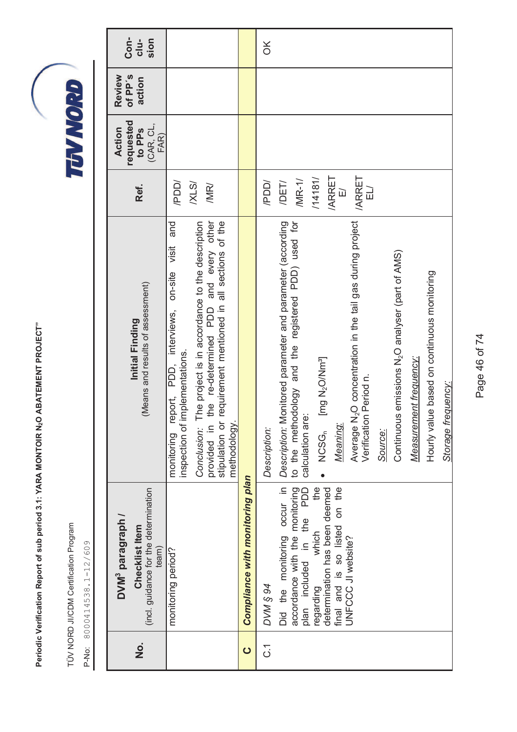| No. | DVM³ paragraph / Checklist Item (incl. guidance for the determination team) | Initial Finding (Means and results of assessment) | Ref. | Action requested to PPs (CAR, CL, FAR) | Review of PP's action | Conclusion |
|---|---|---|---|---|---|---|
| | monitoring period? | monitoring report, PDD, interviews, on-site visit and inspection of implementations.<br><br>*Conclusion:* The project is in accordance to the description provided in the re-determined PDD and every other stipulation or requirement mentioned in all sections of the methodology. | /PDD/<br>/XLS/<br>/MR/ | | | |
| **C** | ***Compliance with monitoring plan*** | | | | | |
| C.1 | *DVM § 94*<br><br>Did the monitoring occur in accordance with the monitoring plan included in the PDD regarding which the determination has been deemed final and is so listed on the UNFCCC JI website? | *Description:*<br><br>*Description:* Monitored parameter and parameter (according to the methodology and the registered PDD) used for calculation are:<br><br>• $NCSG_n$ [mg $N_2O$/Nm³]<br><br>*Meaning:*<br><br>Average $N_2O$ concentration in the tail gas during project Verification Period n.<br><br>*Source:*<br><br>Continuous emissions $N_2O$ analyser (part of AMS)<br><br>*Measurement frequency:*<br><br>Hourly value based on continuous monitoring<br><br>*Storage frequency:* | /PDD/<br>/DET/<br>/MR-1/<br>/14181/<br>/ARRETE/<br>/ARRETEL/ | | | OK |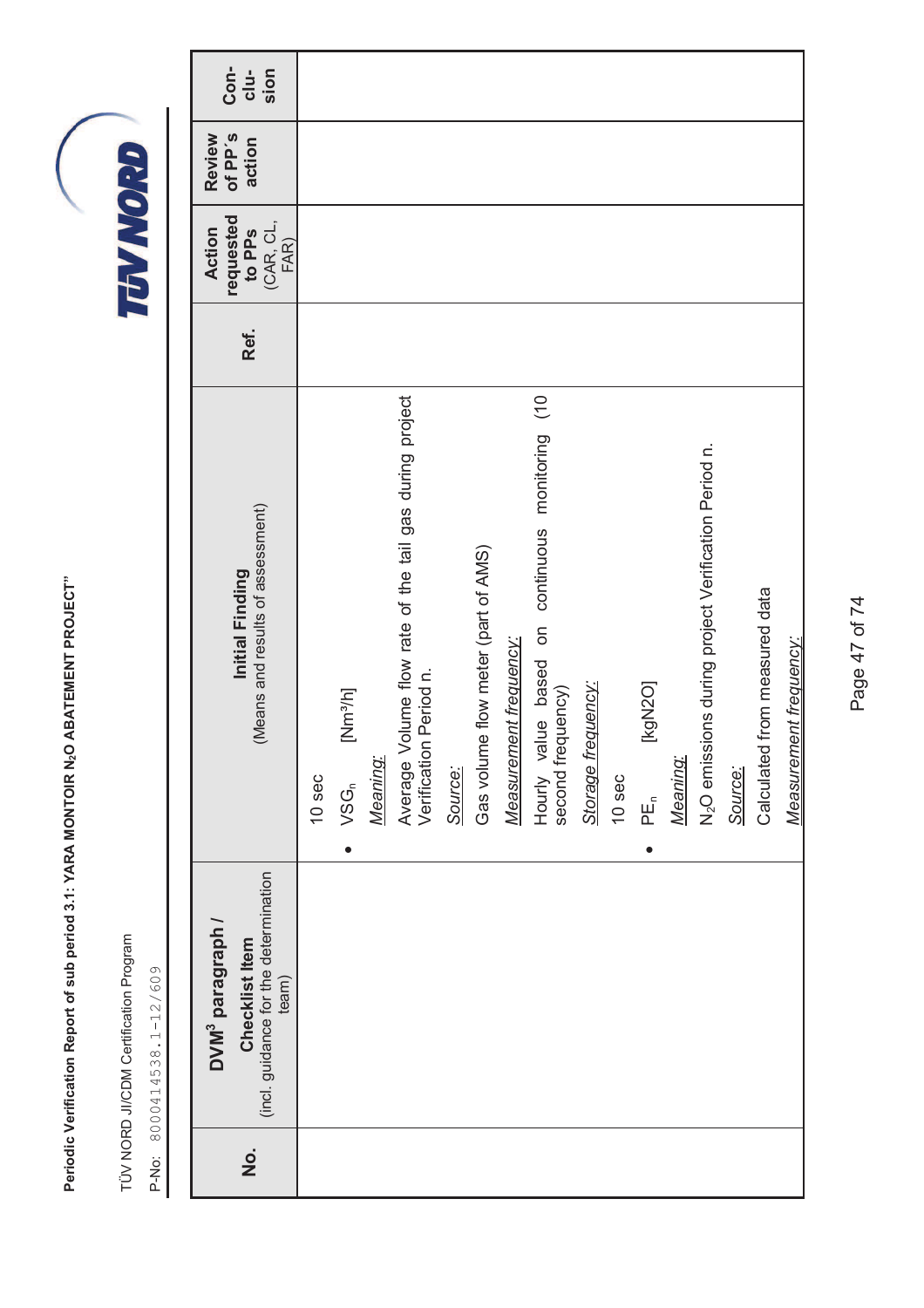| No. | DVM[3] paragraph / Checklist Item (incl. guidance for the determination team) | Initial Finding (Means and results of assessment) | Ref. | Action requested to PPs (CAR, CL, FAR) | Review of PP's action | Con-clu-sion |
|---|---|---|---|---|---|---|
| | | 10 sec<br>• $VSG_n$ [$Nm^3/h$]<br>*Meaning:*<br>Average Volume flow rate of the tail gas during project Verification Period n.<br>*Source:*<br>Gas volume flow meter (part of AMS)<br>*Measurement frequency:*<br>Hourly value based on continuous monitoring (10 second frequency)<br>*Storage frequency:*<br>10 sec<br>• $PE_n$ [kgN2O]<br>*Meaning:*<br>$N_2O$ emissions during project Verification Period n.<br>*Source:*<br>Calculated from measured data<br>*Measurement frequency:* | | | | |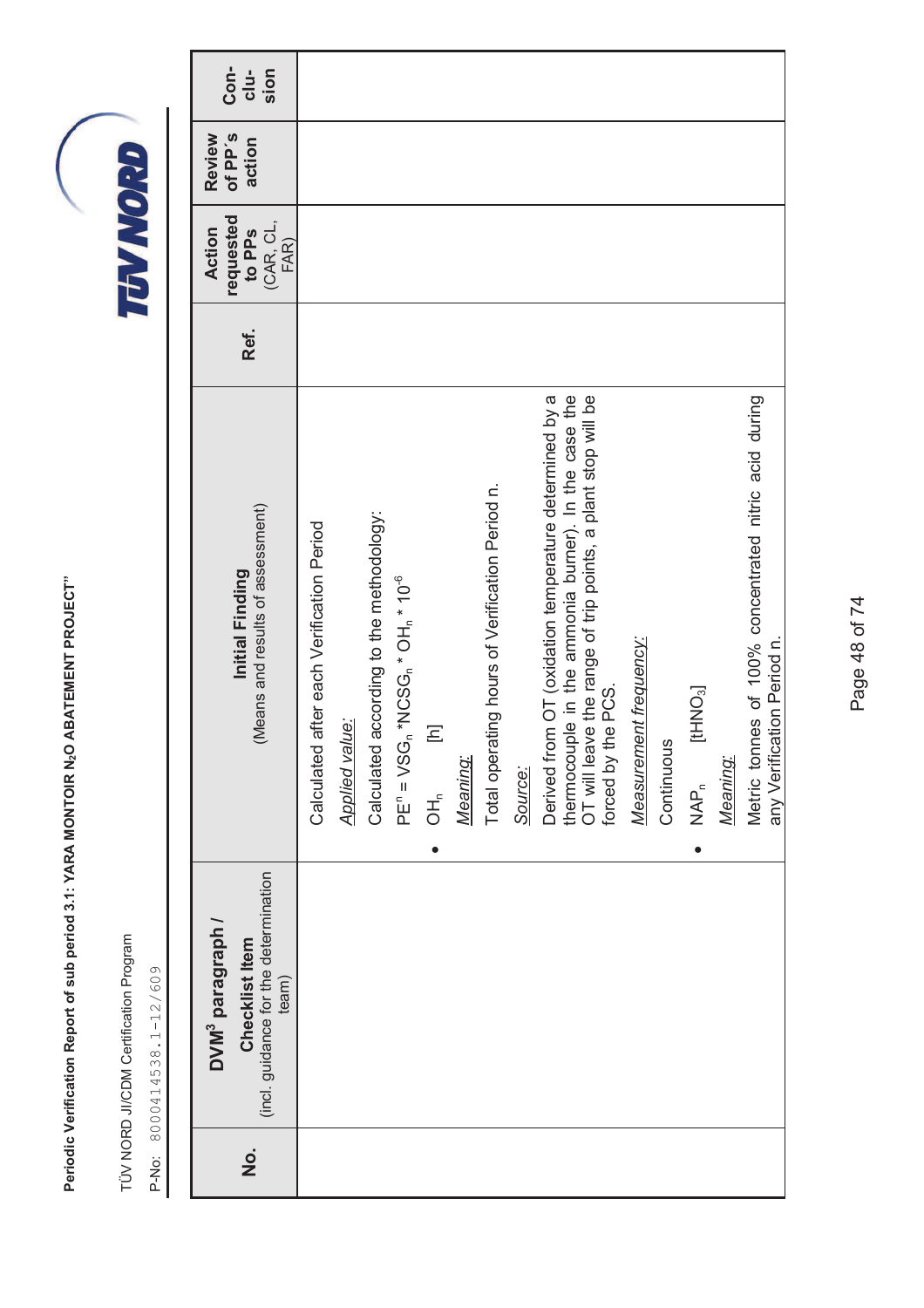| No. | DVM[3] paragraph / Checklist Item (incl. guidance for the determination team) | Initial Finding (Means and results of assessment) | Ref. | Action requested to PPs (CAR, CL, FAR) | Review of PP's action | Con-clu-sion |
|---|---|---|---|---|---|---|
| | | Calculated after each Verification Period<br><br>*Applied value:*<br><br>Calculated according to the methodology:<br><br>$PE^n = VSG_n * NCSG_n * OH_n * 10^{-6}$<br><br>• $OH_n$ [h]<br><br>*Meaning:*<br><br>Total operating hours of Verification Period n.<br><br>*Source:*<br><br>Derived from OT (oxidation temperature determined by a thermocouple in the ammonia burner). In the case the OT will leave the range of trip points, a plant stop will be forced by the PCS.<br><br>*Measurement frequency:*<br><br>Continuous<br><br>• $NAP_n$ [$tHNO_3$]<br><br>*Meaning:*<br><br>Metric tonnes of 100% concentrated nitric acid during any Verification Period n. | | | | |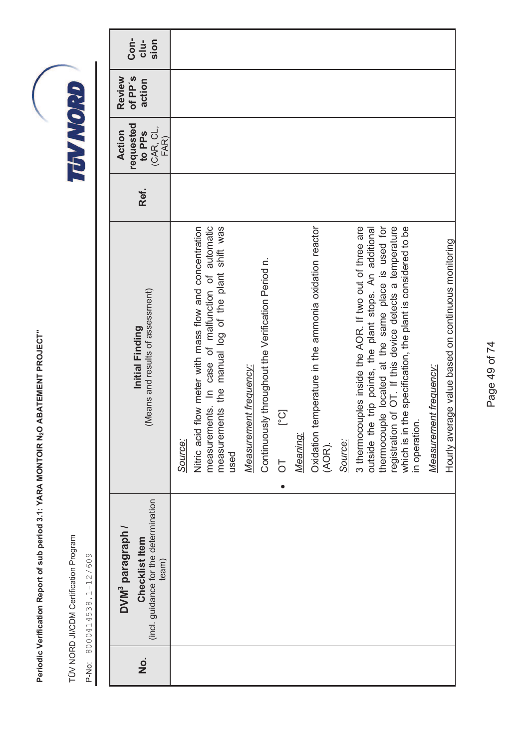| No. | DVM[3] paragraph / Checklist Item (incl. guidance for the determination team) | Initial Finding (Means and results of assessment) | Ref. | Action requested to PPs (CAR, CL, FAR) | Review of PP´s action | Con-clu-sion |
|---|---|---|---|---|---|---|
| | | *Source:*<br>Nitric acid flow meter with mass flow and concentration measurements. In case of malfunction of automatic measurements the manual log of the plant shift was used<br>*Measurement frequency:*<br>Continuously throughout the Verification Period n.<br>• OT [°C]<br>*Meaning:*<br>Oxidation temperature in the ammonia oxidation reactor (AOR).<br>*Source:*<br>3 thermocouples inside the AOR. If two out of three are outside the trip points, the plant stops. An additional thermocouple located at the same place is used for registration of OT. If this device detects a temperature which is in the specification, the plant is considered to be in operation.<br>*Measurement frequency:*<br>Hourly average value based on continuous monitoring | | | | |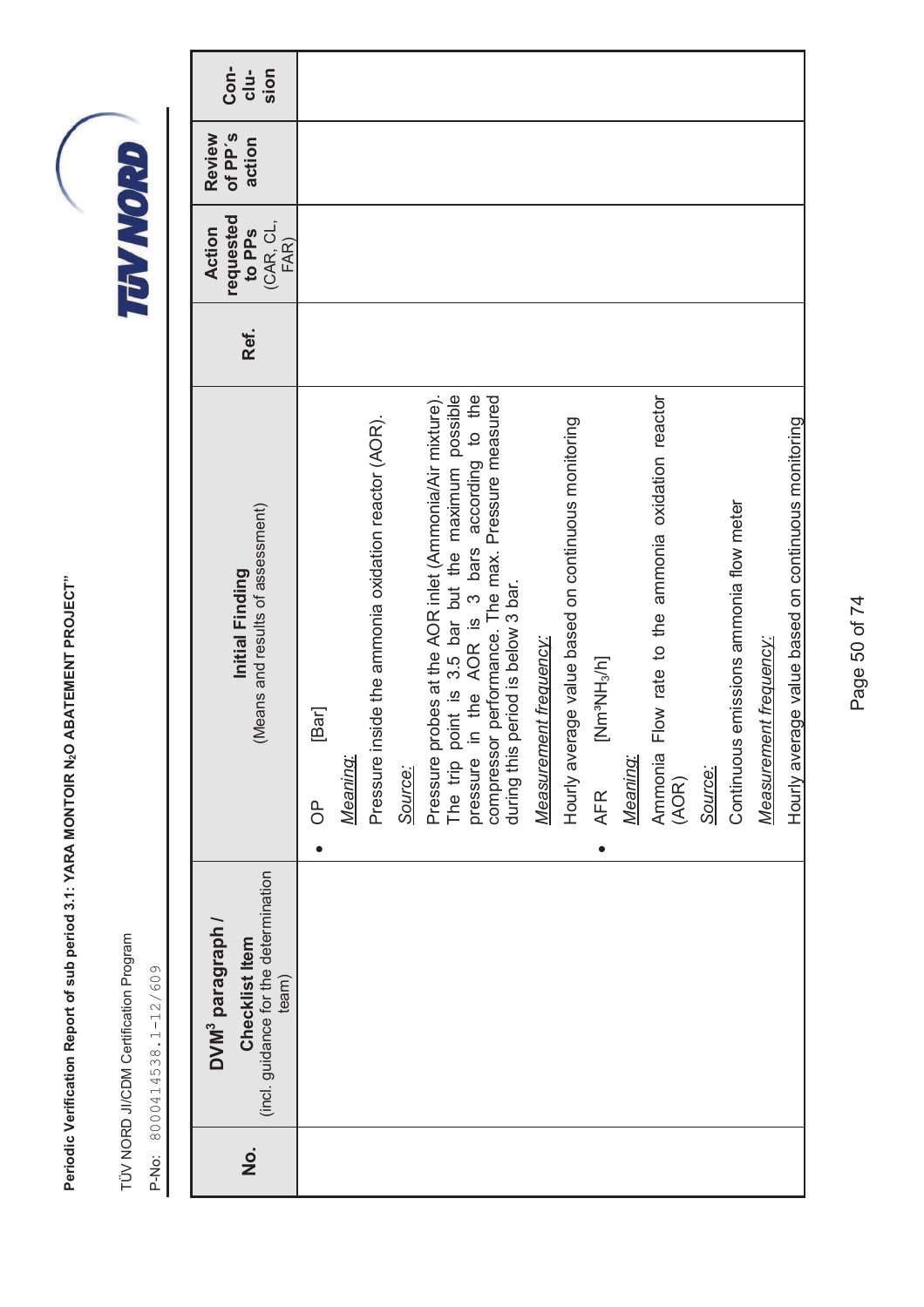| No. | DVM³ paragraph / Checklist Item (incl. guidance for the determination team) | Initial Finding (Means and results of assessment) | Ref. | Action requested to PPs (CAR, CL, FAR) | Review of PP's action | Con-clu-sion |
|---|---|---|---|---|---|---|
| | | • OP [Bar]<br>*Meaning:*<br>Pressure inside the ammonia oxidation reactor (AOR).<br>*Source:*<br>Pressure probes at the AOR inlet (Ammonia/Air mixture). The trip point is 3.5 bar but the maximum possible pressure in the AOR is 3 bars according to the compressor performance. The max. Pressure measured during this period is below 3 bar.<br>*Measurement frequency:*<br>Hourly average value based on continuous monitoring<br>• AFR [$Nm^3NH_3/h$]<br>*Meaning:*<br>Ammonia Flow rate to the ammonia oxidation reactor (AOR)<br>*Source:*<br>Continuous emissions ammonia flow meter<br>*Measurement frequency:*<br>Hourly average value based on continuous monitoring | | | | |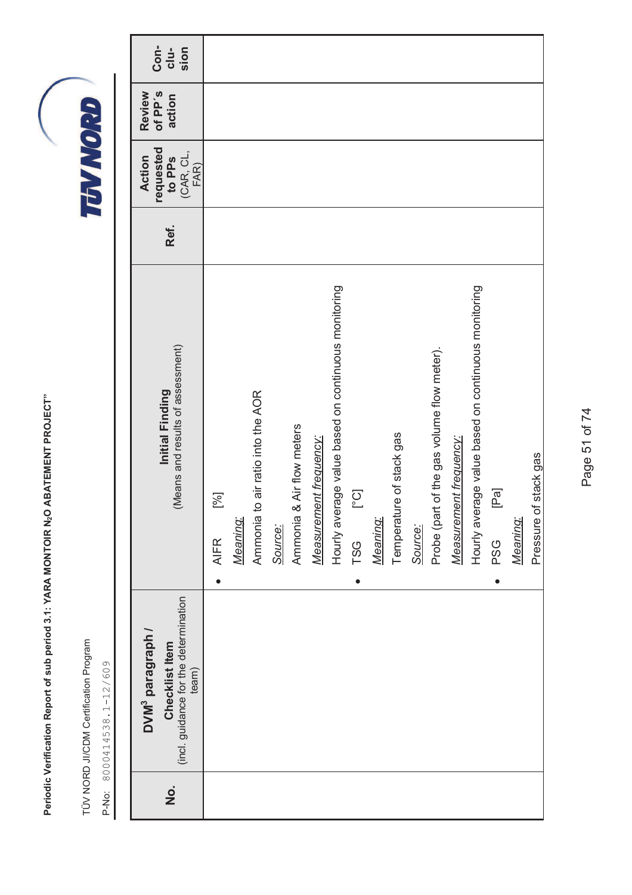| No. | DVM³ paragraph / Checklist Item (incl. guidance for the determination team) | Initial Finding (Means and results of assessment) | Ref. | Action requested to PPs (CAR, CL, FAR) | Review of PP´s action | Con-clu-sion |
|---|---|---|---|---|---|---|
| | | • AIFR [%]<br>*Meaning:*<br>Ammonia to air ratio into the AOR<br>*Source:*<br>Ammonia & Air flow meters<br>*Measurement frequency:*<br>Hourly average value based on continuous monitoring<br>• TSG [°C]<br>*Meaning:*<br>Temperature of stack gas<br>*Source:*<br>Probe (part of the gas volume flow meter).<br>*Measurement frequency:*<br>Hourly average value based on continuous monitoring<br>• PSG [Pa]<br>*Meaning:*<br>Pressure of stack gas | | | | |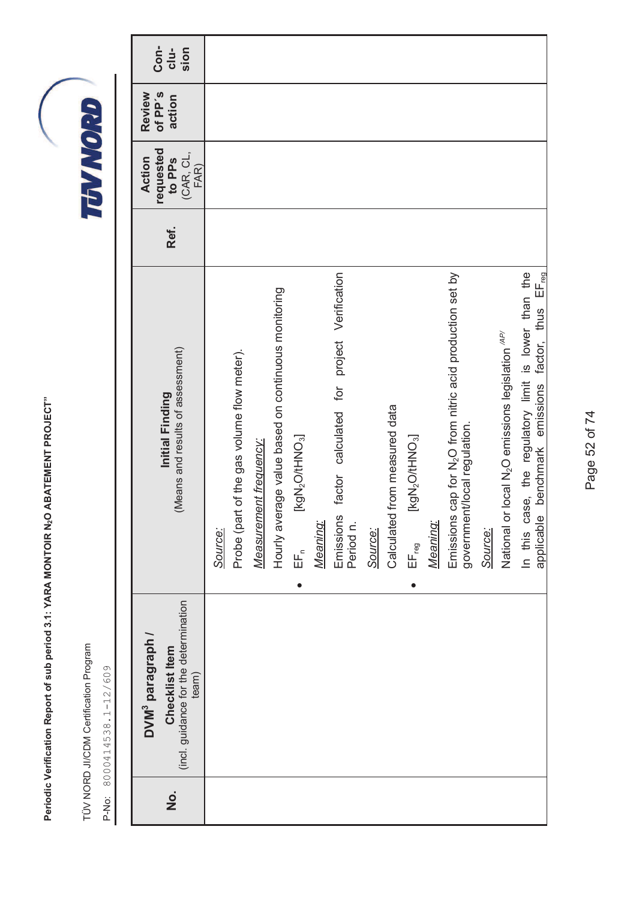| No. | DVM[3] paragraph / Checklist Item (incl. guidance for the determination team) | Initial Finding (Means and results of assessment) | Ref. | Action requested to PPs (CAR, CL, FAR) | Review of PP's action | Con-clu-sion |
|---|---|---|---|---|---|---|
| | | *Source:*<br>Probe (part of the gas volume flow meter).<br>*Measurement frequency:*<br>Hourly average value based on continuous monitoring<br>• $EF_n$ [$kgN_2O/tHNO_3$]<br>*Meaning:*<br>Emissions factor calculated for project Verification Period n.<br>*Source:*<br>Calculated from measured data<br>• $EF_{reg}$ [$kgN_2O/tHNO_3$]<br>*Meaning:*<br>Emissions cap for $N_2O$ from nitric acid production set by government/local regulation.<br>*Source:*<br>National or local $N_2O$ emissions legislation /AP/<br>In this case, the regulatory limit is lower than the applicable benchmark emissions factor, thus $EF_{reg}$ | | | | |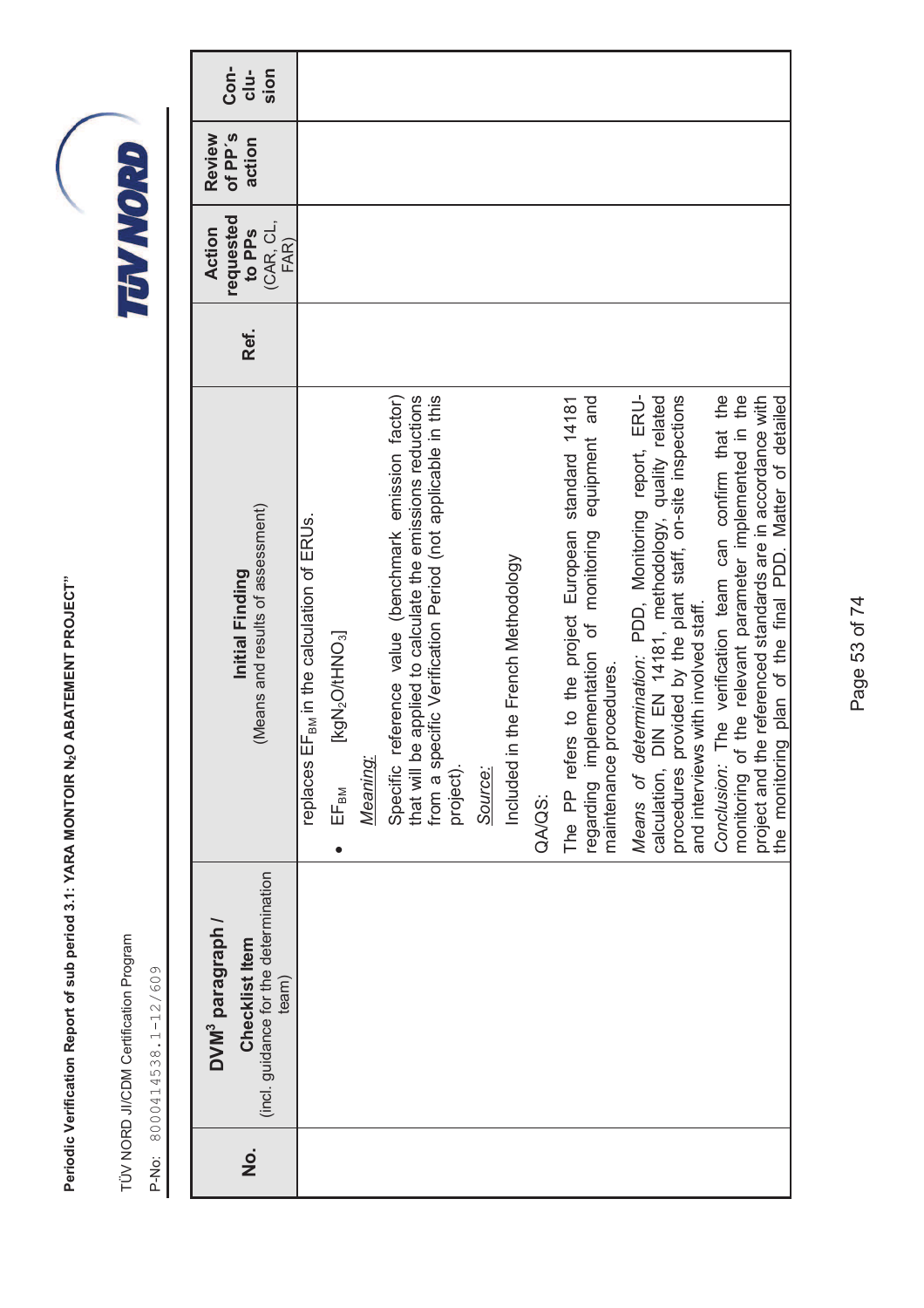| No. | DVM³ paragraph / Checklist Item (incl. guidance for the determination team) | Initial Finding (Means and results of assessment) | Ref. | Action requested to PPs (CAR, CL, FAR) | Review of PP's action | Con-clu-sion |
|---|---|---|---|---|---|---|
| | | replaces $EF_{BM}$ in the calculation of ERUs.<br>• $EF_{BM}$ [$kgN_2O/tHNO_3$]<br>*Meaning:*<br>Specific reference value (benchmark emission factor) that will be applied to calculate the emissions reductions from a specific Verification Period (not applicable in this project).<br>*Source:*<br>Included in the French Methodology<br>QA/QS:<br>The PP refers to the project European standard 14181 regarding implementation of monitoring equipment and maintenance procedures.<br>*Means of determination*: PDD, Monitoring report, ERU-calculation, DIN EN 14181, methodology, quality related procedures provided by the plant staff, on-site inspections and interviews with involved staff.<br>*Conclusion*: The verification team can confirm that the monitoring of the relevant parameter implemented in the project and the referenced standards are in accordance with the monitoring plan of the final PDD. Matter of detailed | | | | |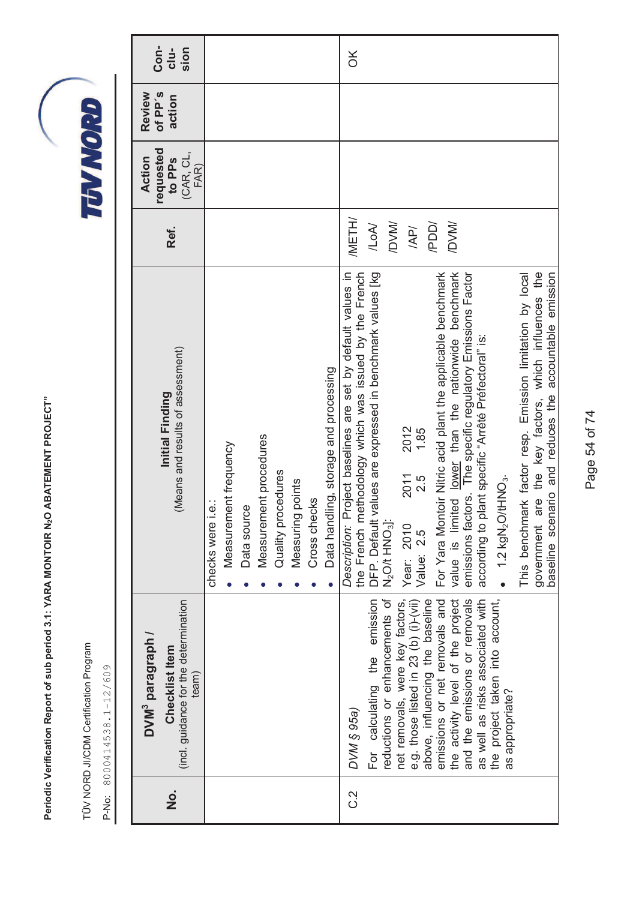| No. | DVM³ paragraph / Checklist Item (incl. guidance for the determination team) | Initial Finding (Means and results of assessment) | Ref. | Action requested to PPs (CAR, CL, FAR) | Review of PP's action | Conclusion |
|---|---|---|---|---|---|---|
| | | checks were i.e.:<br>• Measurement frequency<br>• Data source<br>• Measurement procedures<br>• Quality procedures<br>• Measuring points<br>• Cross checks<br>• Data handling, storage and processing | | | | |
| C.2 | *DVM § 95a)*<br>For calculating the emission reductions or enhancements of net removals, were key factors, e.g. those listed in 23 (b) (i)-(vii) above, influencing the baseline emissions or net removals and the activity level of the project and the emissions or removals as well as risks associated with the project taken into account, as appropriate? | *Description:* Project baselines are set by default values in the French methodology which was issued by the French DFP. Default values are expressed in benchmark values [kg $N_2O$/t $HNO_3$]:<br>Year: 2010 2011 2012<br>Value: 2.5 2.5 1.85<br>For Yara Montoir Nitric acid plant the applicable benchmark value is limited <u>lower</u> than the nationwide benchmark emissions factors. The specific regulatory Emissions Factor according to plant specific "Arrêté Préfectoral" is:<br>• 1.2 kg$N_2O$/t$HNO_3$.<br>This benchmark factor resp. Emission limitation by local government are the key factors, which influences the baseline scenario and reduces the accountable emission | /METH/<br>/LoA/<br>/DVM/<br>/AP/<br>/PDD/<br>/DVM/ | | | OK |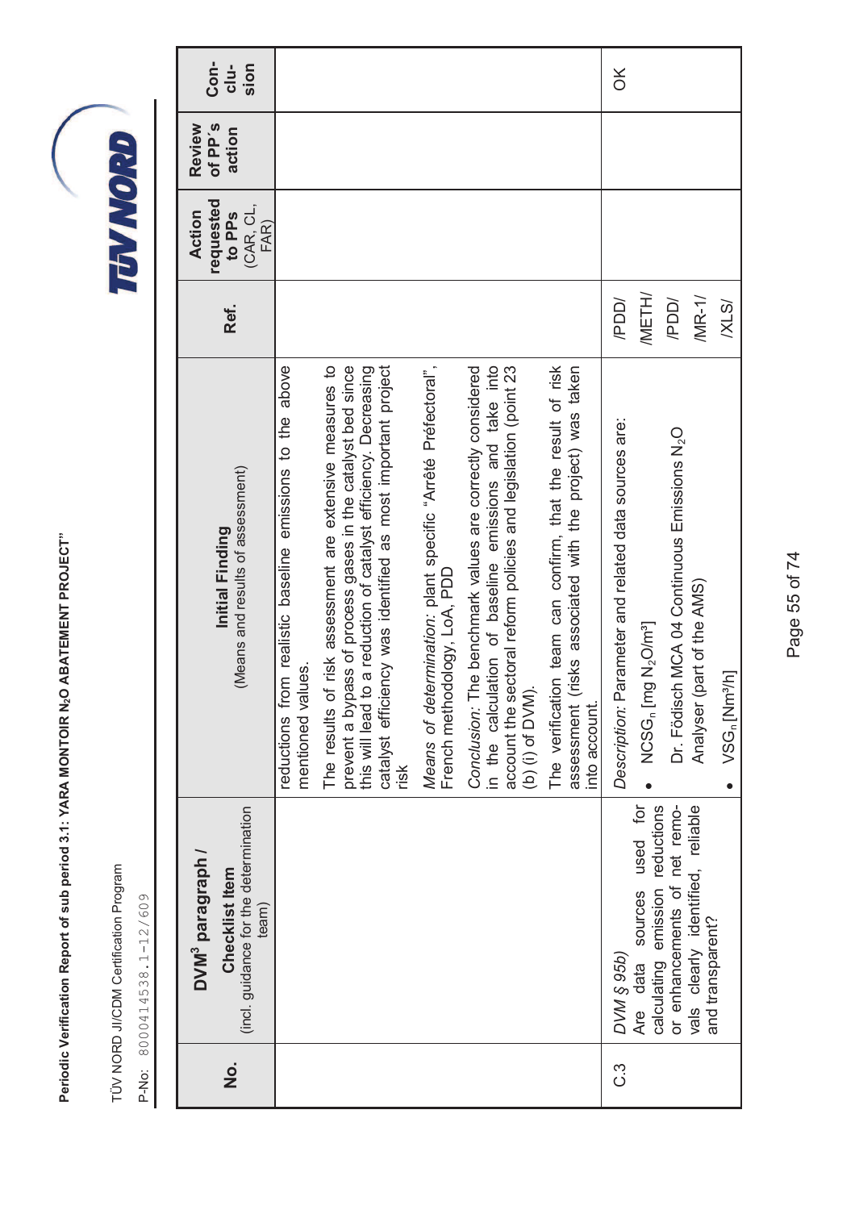| No. | DVM³ paragraph / Checklist Item (incl. guidance for the determination team) | Initial Finding (Means and results of assessment) | Ref. | Action requested to PPs (CAR, CL, FAR) | Review of PP's action | Conclusion |
|---|---|---|---|---|---|---|
| | | reductions from realistic baseline emissions to the above mentioned values.<br>The results of risk assessment are extensive measures to prevent a bypass of process gases in the catalyst bed since this will lead to a reduction of catalyst efficiency. Decreasing catalyst efficiency was identified as most important project risk<br>*Means of determination:* plant specific "Arrêté Préfectoral", French methodology, LoA, PDD<br>*Conclusion:* The benchmark values are correctly considered in the calculation of baseline emissions and take into account the sectoral reform policies and legislation (point 23 (b) (i) of DVM).<br>The verification team can confirm, that the result of risk assessment (risks associated with the project) was taken into account. | | | | |
| C.3 | *DVM § 95b)*<br>Are data sources used for calculating emission reductions or enhancements of net removals clearly identified, reliable and transparent? | *Description:* Parameter and related data sources are:<br>• $NCSG_n$ [mg $N_2O$/m³]<br>Dr. Födisch MCA 04 Continuous Emissions $N_2O$ Analyser (part of the AMS)<br>• $VSG_n$[Nm³/h] | /PDD/<br>/METH/<br>/PDD/<br>/MR-1/<br>/XLS/ | | | OK |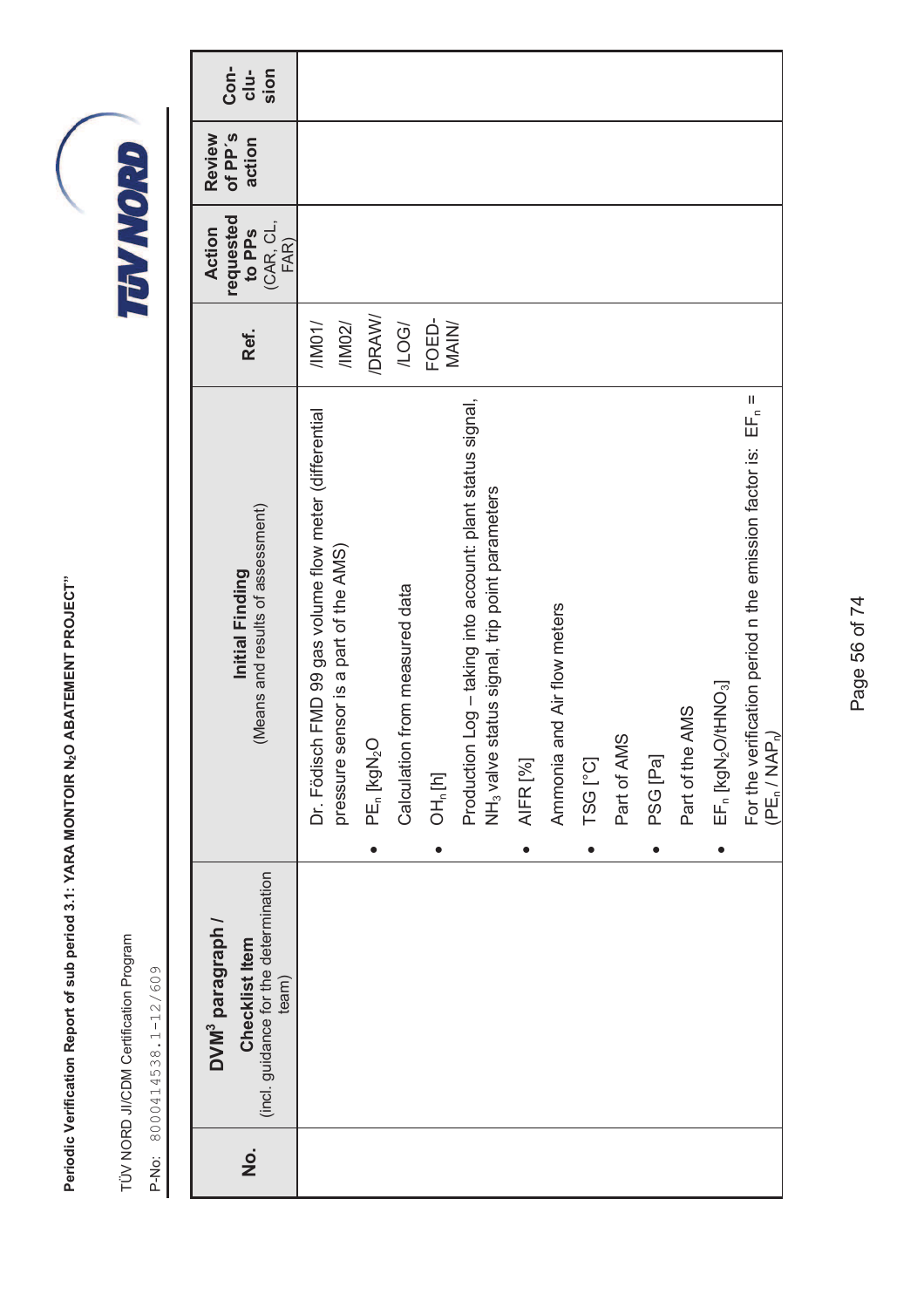| No. | DVM[3] paragraph / Checklist Item (incl. guidance for the determination team) | Initial Finding (Means and results of assessment) | Ref. | Action requested to PPs (CAR, CL, FAR) | Review of PP's action | Conclusion |
|---|---|---|---|---|---|---|
| | | Dr. Födisch FMD 99 gas volume flow meter (differential pressure sensor is a part of the AMS)<br>• $PE_n$ [$kgN_2O$]<br>Calculation from measured data<br>• $OH_n$ [h]<br>Production Log – taking into account: plant status signal, $NH_3$ valve status signal, trip point parameters<br>• AIFR [%]<br>Ammonia and Air flow meters<br>• TSG [°C]<br>Part of AMS<br>• PSG [Pa]<br>Part of the AMS<br>• $EF_n$ [$kgN_2O/tHNO_3$]<br>For the verification period n the emission factor is: $EF_n = (PE_n / NAP_n)$ | /IM01/<br>/IM02/<br>/DRAW/<br>/LOG/<br>FOED-MAIN/ | | | |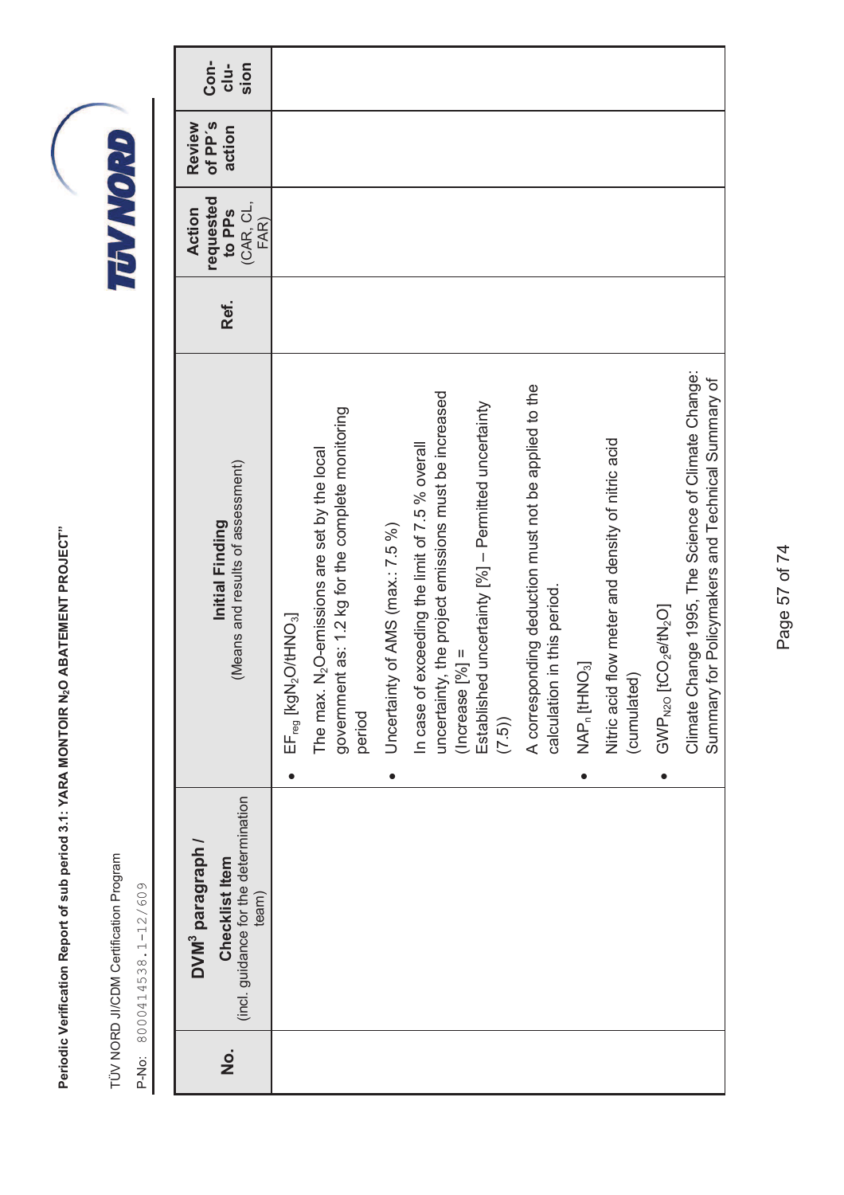| No. | DVM³ paragraph / Checklist Item (incl. guidance for the determination team) | Initial Finding (Means and results of assessment) | Ref. | Action requested to PPs (CAR, CL, FAR) | Review of PP's action | Con-clu-sion |
|---|---|---|---|---|---|---|
| | | • $EF_{reg}$ [$kgN_2O/tHNO_3$]<br>The max. $N_2O$-emissions are set by the local government as: 1.2 kg for the complete monitoring period<br>• Uncertainty of AMS (max.: 7.5 %)<br>In case of exceeding the limit of 7.5 % overall uncertainty, the project emissions must be increased (Increase [%] = Established uncertainty [%] – Permitted uncertainty (7.5))<br>A corresponding deduction must not be applied to the calculation in this period.<br>• $NAP_n$ [$tHNO_3$]<br>Nitric acid flow meter and density of nitric acid (cumulated)<br>• $GWP_{N2O}$ [$tCO_2e/tN_2O$]<br>Climate Change 1995, The Science of Climate Change: Summary for Policymakers and Technical Summary of | | | | |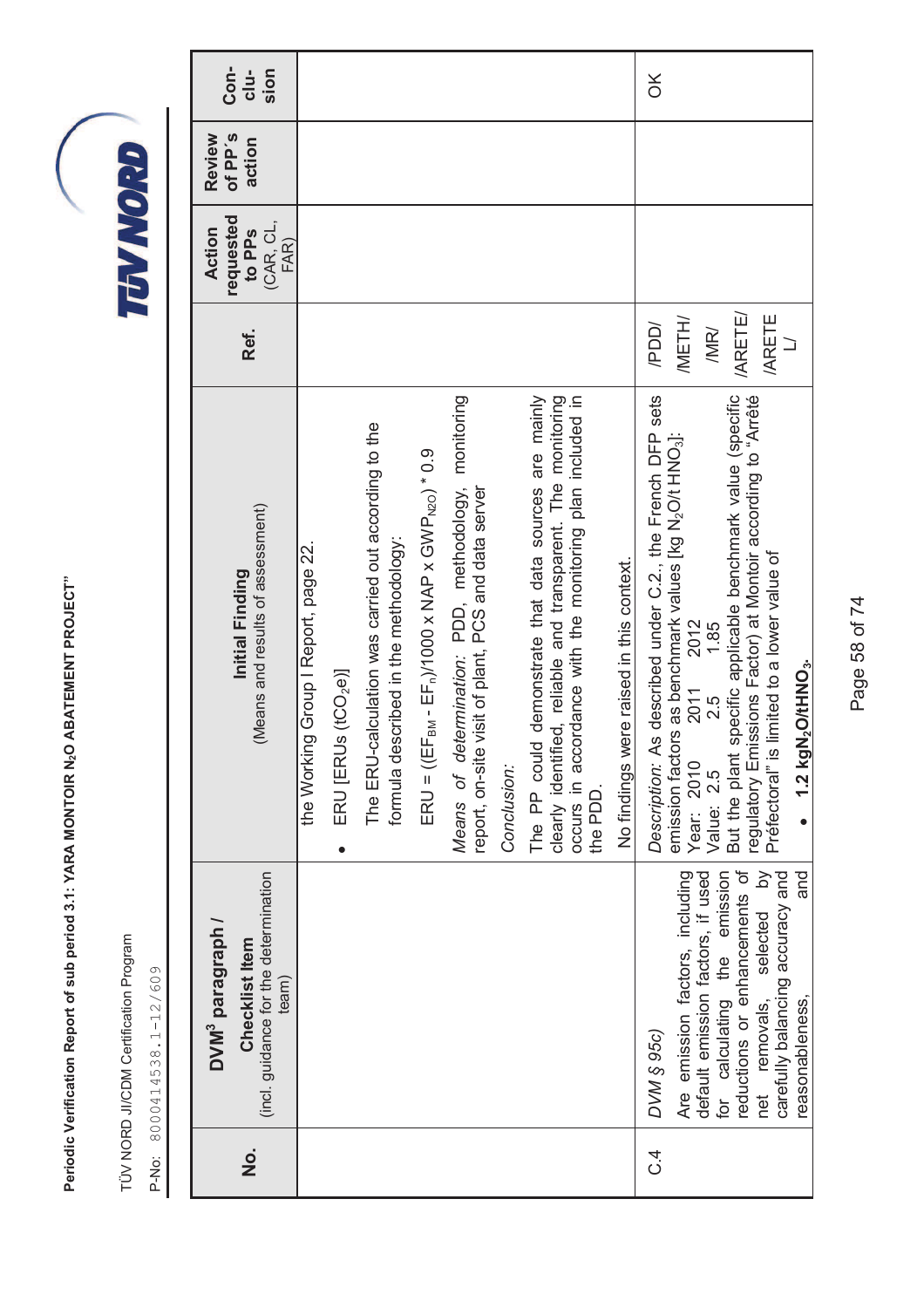| No. | DVM[3] paragraph / Checklist Item (incl. guidance for the determination team) | Initial Finding (Means and results of assessment) | Ref. | Action requested to PPs (CAR, CL, FAR) | Review of PP´s action | Con-clu-sion |
|---|---|---|---|---|---|---|
| | | the Working Group I Report, page 22.<br>• ERU [ERUs ($tCO_2e$)]<br>The ERU-calculation was carried out according to the formula described in the methodology:<br>$ERU = ((EF_{BM} - EF_n)/1000 \times NAP \times GWP_{N2O}) * 0.9$<br>*Means of determination:* PDD, methodology, monitoring report, on-site visit of plant, PCS and data server<br>*Conclusion:*<br>The PP could demonstrate that data sources are mainly clearly identified, reliable and transparent. The monitoring occurs in accordance with the monitoring plan included in the PDD.<br>No findings were raised in this context. | | | | |
| C.4 | *DVM § 95c)*<br>Are emission factors, including default emission factors, if used for calculating the emission reductions or enhancements of net removals, selected by carefully balancing accuracy and reasonableness, and | *Description:* As described under C.2., the French DFP sets emission factors as benchmark values [kg $N_2O$/t $HNO_3$]:<br>Year: 2010 2011 2012<br>Value: 2.5 2.5 1.85<br>But the plant specific applicable benchmark value (specific regulatory Emissions Factor) at Montoir according to "Arrêté Préfectoral" is limited to a lower value of<br>• **1.2 kg$N_2O$/t$HNO_3$.** | /PDD/<br>/METH/<br>/MR/<br>/ARETE/<br>/ARETEL/ | | | OK |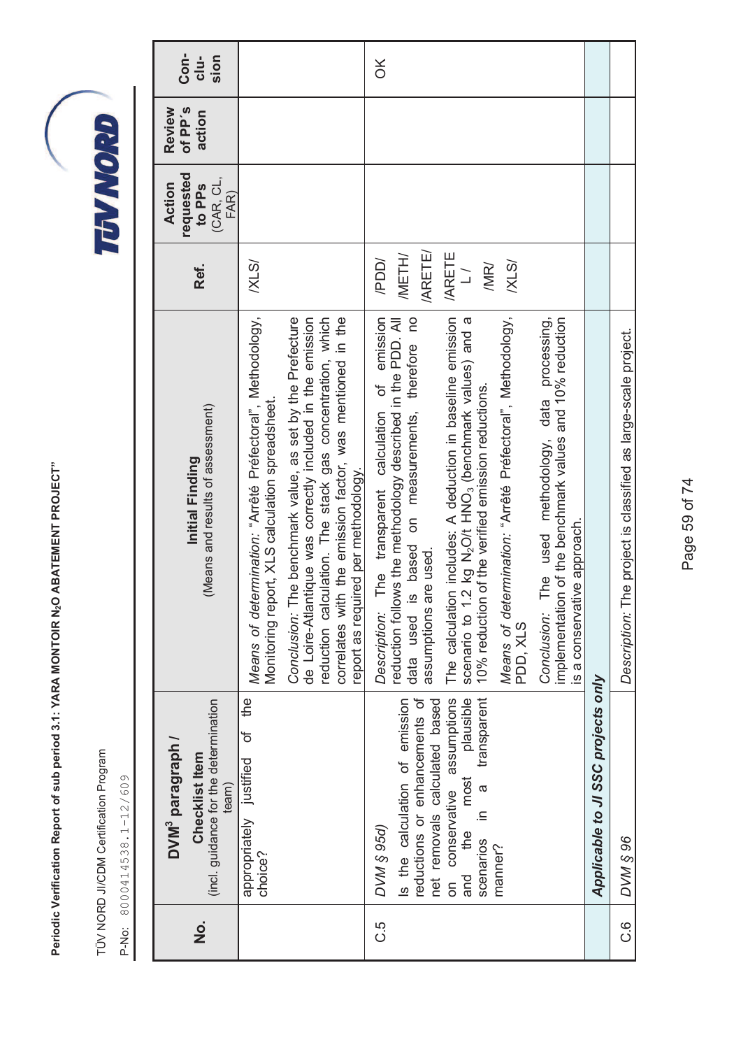| No. | DVM³ paragraph / Checklist Item (incl. guidance for the determination team) | Initial Finding (Means and results of assessment) | Ref. | Action requested to PPs (CAR, CL, FAR) | Review of PP's action | Con-clu-sion |
|---|---|---|---|---|---|---|
| | appropriately justified of the choice? | *Means of determination:* "Arrêté Préfectoral", Methodology, Monitoring report, XLS calculation spreadsheet.<br>*Conclusion:* The benchmark value, as set by the Prefecture de Loire-Atlantique was correctly included in the emission reduction calculation. The stack gas concentration, which correlates with the emission factor, was mentioned in the report as required per methodology. | /XLS/ | | | |
| C.5 | *DVM § 95d)*<br>Is the calculation of emission reductions or enhancements of net removals calculated based on conservative assumptions and the most plausible scenarios in a transparent manner? | *Description:* The transparent calculation of emission reduction follows the methodology described in the PDD. All data used is based on measurements, therefore no assumptions are used.<br>The calculation includes: A deduction in baseline emission scenario to 1.2 kg $N_2O$/t $HNO_3$ (benchmark values) and a 10% reduction of the verified emission reductions.<br>*Means of determination:* "Arrêté Préfectoral", Methodology, PDD, XLS<br>*Conclusion:* The used methodology, data processing, implementation of the benchmark values and 10% reduction is a conservative approach. | /PDD/<br>/METH/<br>/ARETE/<br>/ARETE L/<br>/MR/<br>/XLS/ | | | OK |
| | ***Applicable to JI SSC projects only*** | | | | | |
| C.6 | *DVM § 96* | *Description:* The project is classified as large-scale project. | | | | |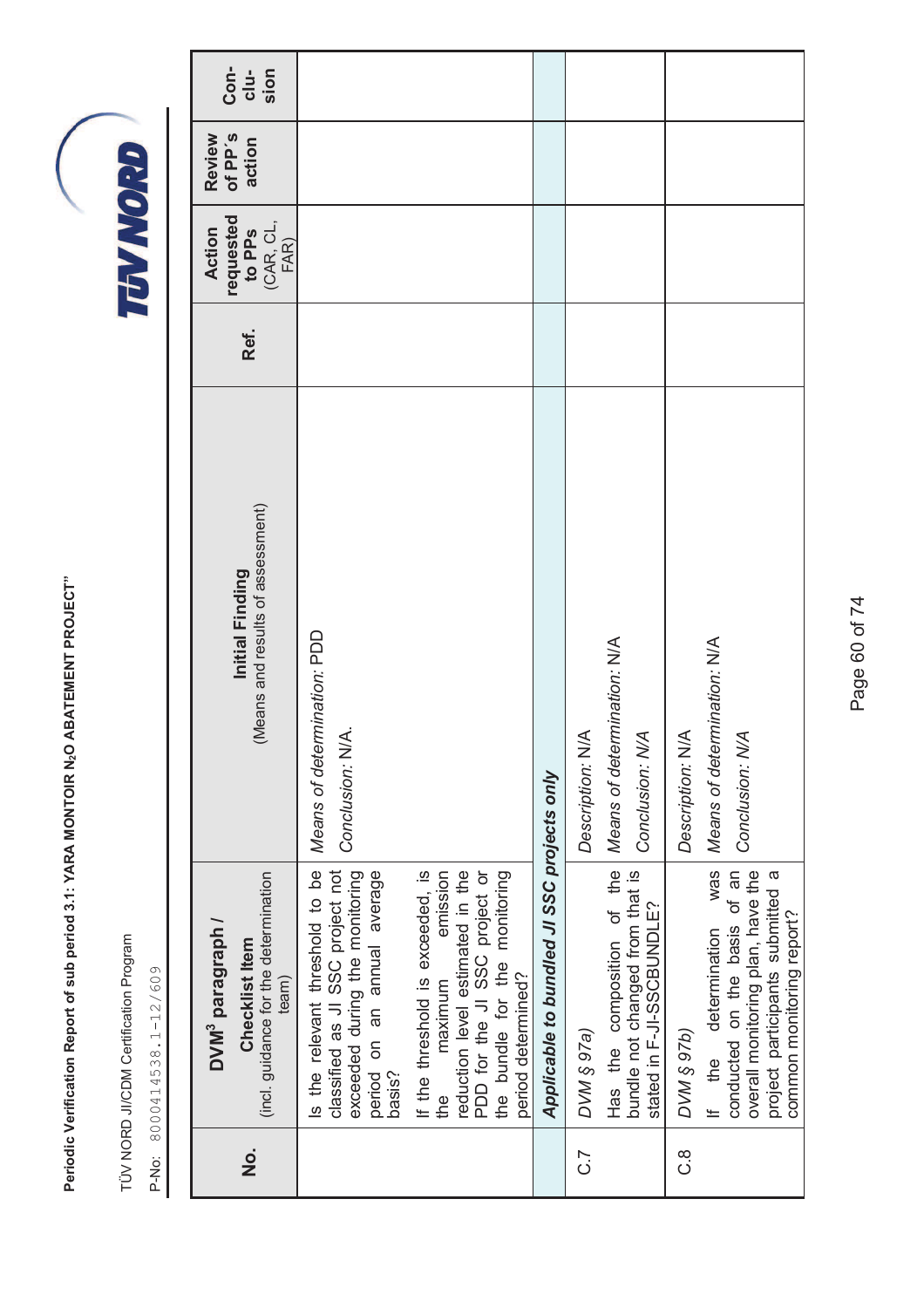| No. | DVM[3] paragraph / Checklist Item (incl. guidance for the determination team) | Initial Finding (Means and results of assessment) | Ref. | Action requested to PPs (CAR, CL, FAR) | Review of PP´s action | Con-clu-sion |
|---|---|---|---|---|---|---|
| | Is the relevant threshold to be classified as JI SSC project not exceeded during the monitoring period on an annual average basis? If the threshold is exceeded, is the maximum emission reduction level estimated in the PDD for the JI SSC project or the bundle for the monitoring period determined? | *Means of determination:* PDD *Conclusion:* N/A. | | | | |
| | ***Applicable to bundled JI SSC projects only*** | | | | | |
| C.7 | *DVM § 97a)* Has the composition of the bundle not changed from that is stated in F-JI-SSCBUNDLE? | *Description: N/A* *Means of determination:* N/A *Conclusion: N/A* | | | | |
| C.8 | *DVM § 97b)* If the determination was conducted on the basis of an overall monitoring plan, have the project participants submitted a common monitoring report? | *Description: N/A* *Means of determination:* N/A *Conclusion: N/A* | | | | |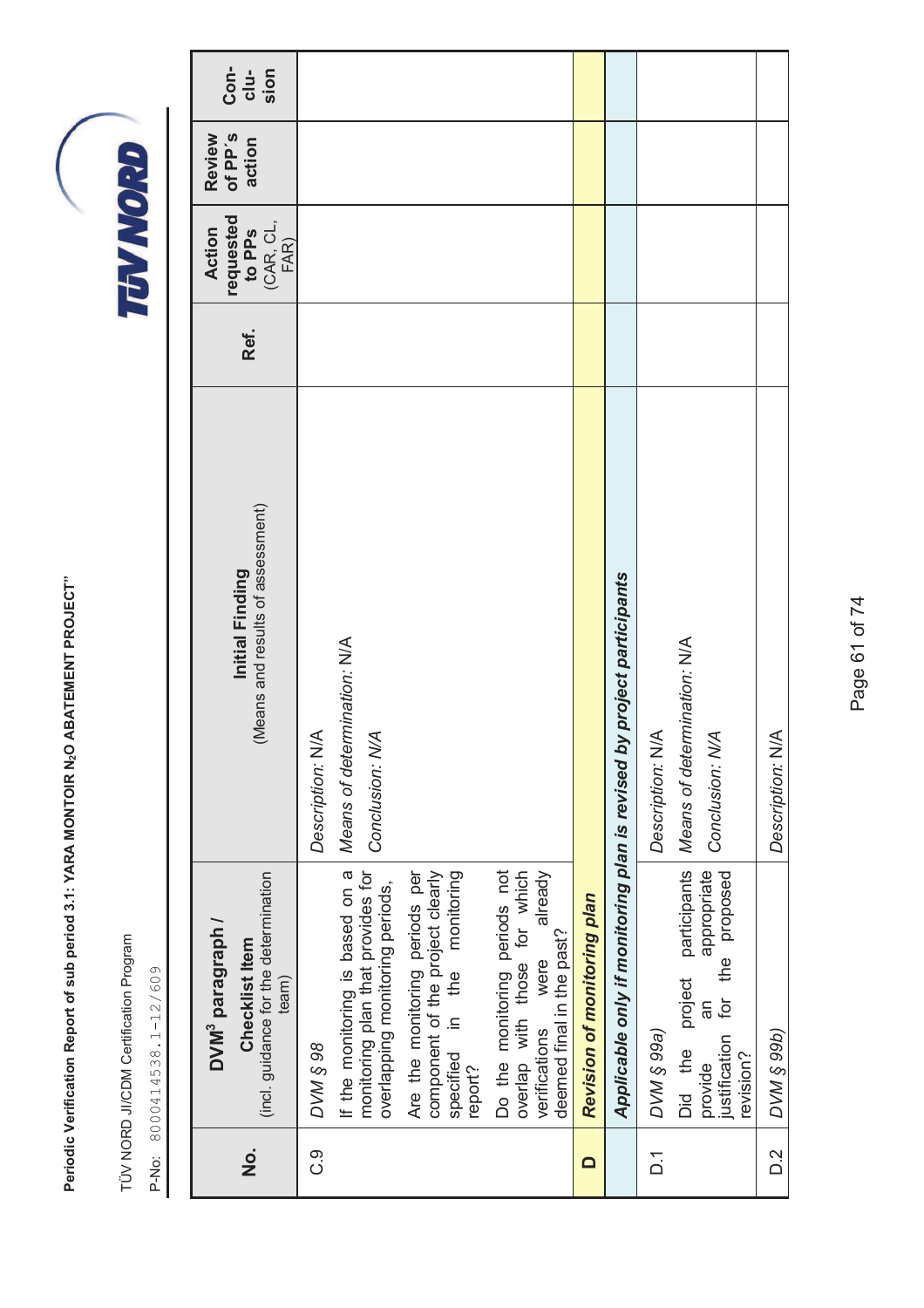| No. | DVM³ paragraph / Checklist Item (incl. guidance for the determination team) | Initial Finding (Means and results of assessment) | Ref. | Action requested to PPs (CAR, CL, FAR) | Review of PP´s action | Con-clu-sion |
|---|---|---|---|---|---|---|
| C.9 | *DVM § 98* If the monitoring is based on a monitoring plan that provides for overlapping monitoring periods, Are the monitoring periods per component of the project clearly specified in the monitoring report? Do the monitoring periods not overlap with those for which verifications were already deemed final in the past? | *Description:* N/A *Means of determination:* N/A *Conclusion: N/A* | | | | |
| **D** | ***Revision of monitoring plan*** | | | | | |
| | ***Applicable only if monitoring plan is revised by project participants*** | | | | | |
| D.1 | *DVM § 99a)* Did the project participants provide an appropriate justification for the proposed revision? | *Description:* N/A *Means of determination:* N/A *Conclusion: N/A* | | | | |
| D.2 | *DVM § 99b)* | *Description:* N/A | | | | |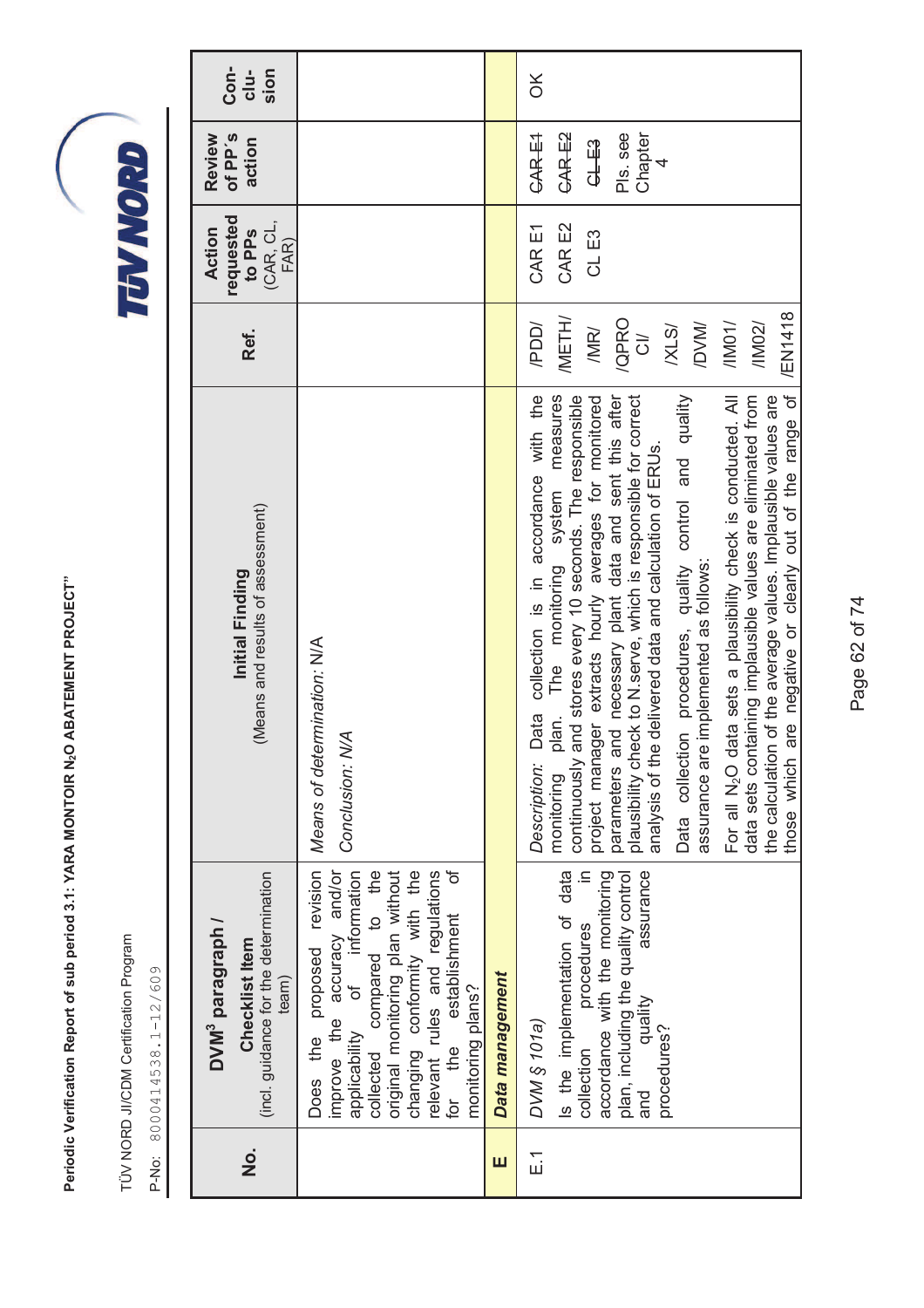| No. | DVM³ paragraph / Checklist Item (incl. guidance for the determination team) | Initial Finding (Means and results of assessment) | Ref. | Action requested to PPs (CAR, CL, FAR) | Review of PP's action | Con-clu-sion |
|---|---|---|---|---|---|---|
| | Does the proposed revision improve the accuracy and/or applicability of information collected compared to the original monitoring plan without changing conformity with the relevant rules and regulations for the establishment of monitoring plans? | *Means of determination:* N/A<br><br>*Conclusion: N/A* | | | | |
| **E** | ***Data management*** | | | | | |
| E.1 | *DVM § 101a)*<br><br>Is the implementation of data collection procedures in accordance with the monitoring plan, including the quality control and quality assurance procedures? | *Description:* Data collection is in accordance with the monitoring plan. The monitoring system measures continuously and stores every 10 seconds. The responsible project manager extracts hourly averages for monitored parameters and necessary plant data and sent this after plausibility check to N.serve, which is responsible for correct analysis of the delivered data and calculation of ERUs.<br><br>Data collection procedures, quality control and quality assurance are implemented as follows:<br><br>For all $N_2O$ data sets a plausibility check is conducted. All data sets containing implausible values are eliminated from the calculation of the average values. Implausible values are those which are negative or clearly out of the range of | /PDD/ /METH/ /MR/ /QPROCI/ /XLS/ /DVM/ /IM01/ /IM02/ /EN1418 | CAR E1<br>CAR E2<br>CL E3 | ~~CAR E1~~<br>~~CAR E2~~<br>~~CL E3~~<br>Pls. see Chapter 4 | OK |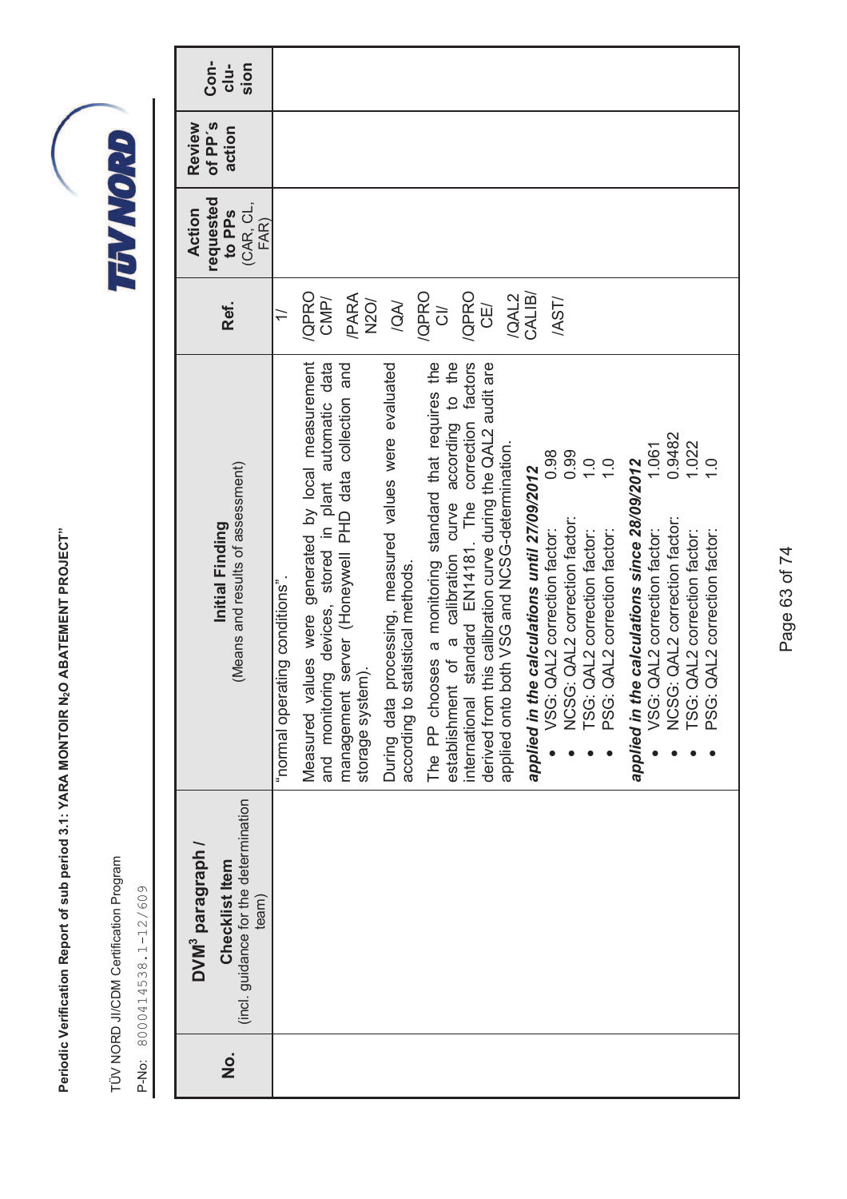| No. | DVM³ paragraph / Checklist Item (incl. guidance for the determination team) | Initial Finding (Means and results of assessment) | Ref. | Action requested to PPs (CAR, CL, FAR) | Review of PP's action | Con-clu-sion |
|---|---|---|---|---|---|---|
| | | "normal operating conditions".<br><br>Measured values were generated by local measurement and monitoring devices, stored in plant automatic data management server (Honeywell PHD data collection and storage system).<br><br>During data processing, measured values were evaluated according to statistical methods.<br><br>The PP chooses a monitoring standard that requires the establishment of a calibration curve according to the international standard EN14181. The correction factors derived from this calibration curve during the QAL2 audit are applied onto both VSG and NCSG-determination.<br><br>***applied in the calculations until 27/09/2012***<br>• VSG: QAL2 correction factor: 0.98<br>• NCSG: QAL2 correction factor: 0.99<br>• TSG: QAL2 correction factor: 1.0<br>• PSG: QAL2 correction factor: 1.0<br><br>***applied in the calculations since 28/09/2012***<br>• VSG: QAL2 correction factor: 1.061<br>• NCSG: QAL2 correction factor: 0.9482<br>• TSG: QAL2 correction factor: 1.022<br>• PSG: QAL2 correction factor: 1.0 | 1/<br>/QPRO CMP/<br>/PARA N2O/<br>/QA/<br>/QPRO CI/<br>/QPRO CE/<br>/QAL2 CALIB/<br>/AST/ | | | |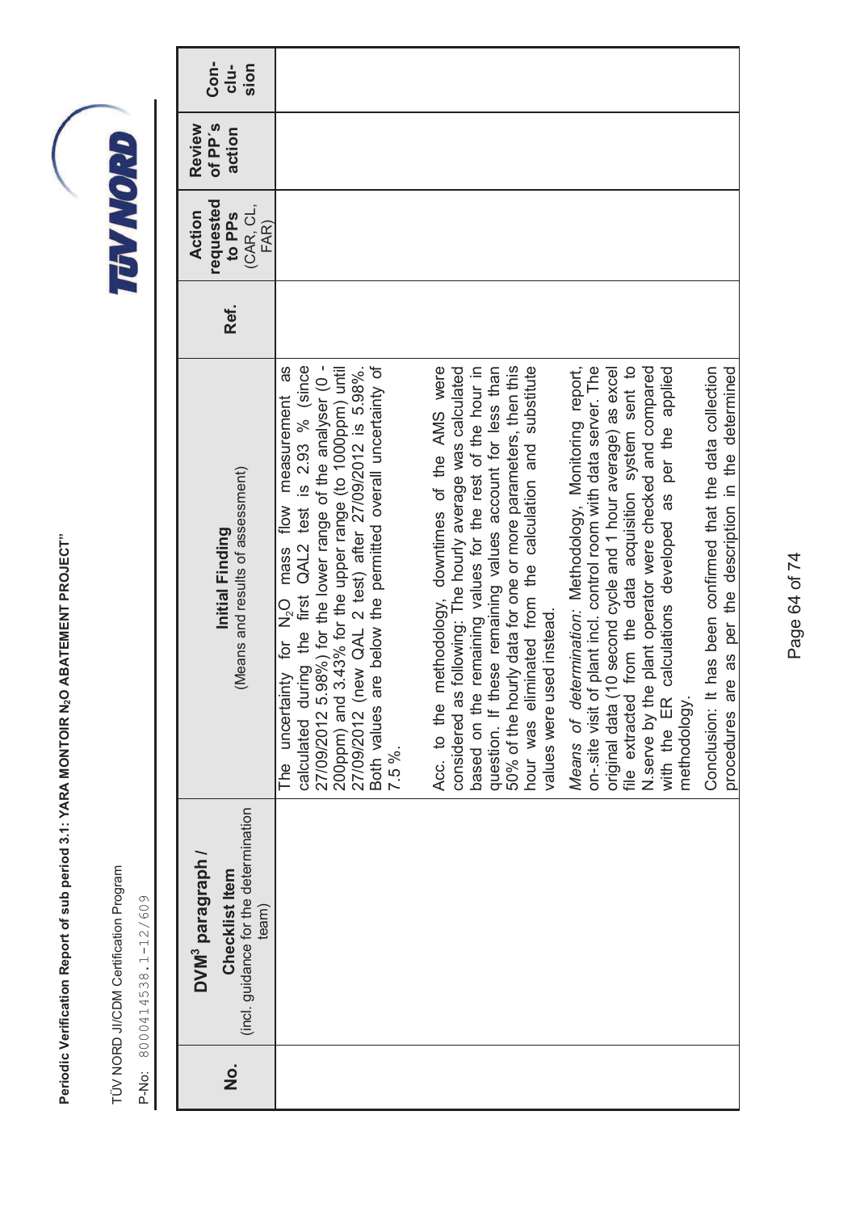| No. | DVM[3] paragraph / Checklist Item (incl. guidance for the determination team) | Initial Finding (Means and results of assessment) | Ref. | Action requested to PPs (CAR, CL, FAR) | Review of PP's action | Con-clu-sion |
|---|---|---|---|---|---|---|
| | | The uncertainty for $N_2O$ mass flow measurement as calculated during the first QAL2 test is 2.93 % (since 27/09/2012 5.98%) for the lower range of the analyser (0 - 200ppm) and 3.43% for the upper range (to 1000ppm) until 27/09/2012 (new QAL 2 test) after 27/09/2012 is 5.98%. Both values are below the permitted overall uncertainty of 7.5 %.<br><br>Acc. to the methodology, downtimes of the AMS were considered as following: The hourly average was calculated based on the remaining values for the rest of the hour in question. If these remaining values account for less than 50% of the hourly data for one or more parameters, then this hour was eliminated from the calculation and substitute values were used instead.<br><br>*Means of determination:* Methodology, Monitoring report, on-.site visit of plant incl. control room with data server. The original data (10 second cycle and 1 hour average) as excel file extracted from the data acquisition system sent to N.serve by the plant operator were checked and compared with the ER calculations developed as per the applied methodology.<br><br>Conclusion: It has been confirmed that the data collection procedures are as per the description in the determined | | | | |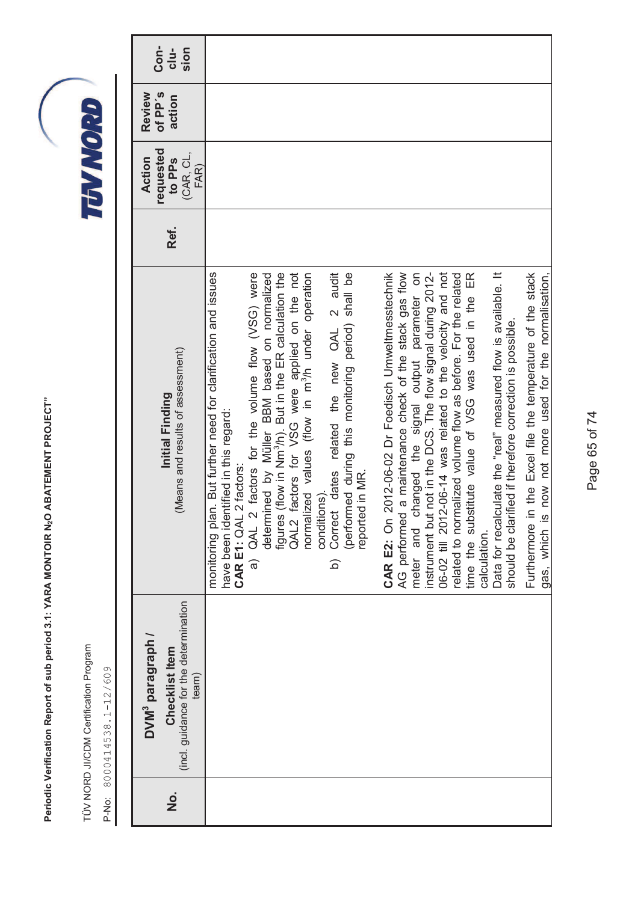| No. | DVM³ paragraph / Checklist Item (incl. guidance for the determination team) | Initial Finding (Means and results of assessment) | Ref. | Action requested to PPs (CAR, CL, FAR) | Review of PP's action | Con-clu-sion |
|---|---|---|---|---|---|---|
| | | monitoring plan. But further need for clarification and issues have been identified in this regard:<br>**CAR E1:** QAL 2 factors:<br>a) QAL 2 factors for the volume flow (VSG) were determined by Müller BBM based on normalized figures (flow in $Nm^3/h$). But in the ER calculation the QAL2 factors for VSG were applied on the not normalized values (flow in $m^3/h$ under operation conditions).<br>b) Correct dates related the new QAL 2 audit (performed during this monitoring period) shall be reported in MR.<br><br>**CAR E2:** On 2012-06-02 Dr Foedisch Umweltmesstechnik AG performed a maintenance check of the stack gas flow meter and changed the signal output parameter on instrument but not in the DCS. The flow signal during 2012-06-02 till 2012-06-14 was related to the velocity and not related to normalized volume flow as before. For the related time the substitute value of VSG was used in the ER calculation.<br>Data for recalculate the "real" measured flow is available. It should be clarified if therefore correction is possible.<br><br>Furthermore in the Excel file the temperature of the stack gas, which is now not more used for the normalisation, | | | | |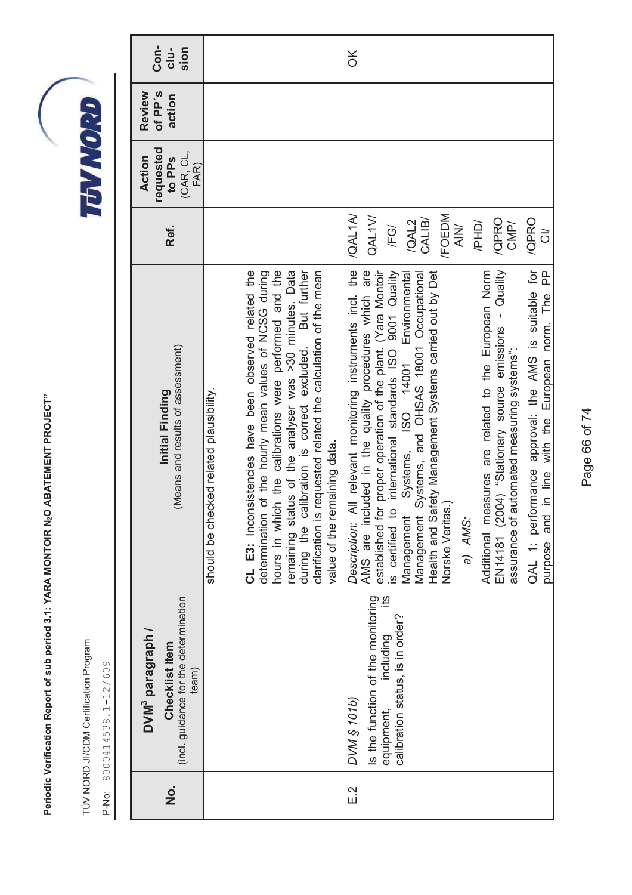| No. | DVM³ paragraph / Checklist Item (incl. guidance for the determination team) | Initial Finding (Means and results of assessment) | Ref. | Action requested to PPs (CAR, CL, FAR) | Review of PP's action | Con-clu-sion |
|---|---|---|---|---|---|---|
| | | should be checked related plausibility.<br><br>**CL E3:** Inconsistencies have been observed related the determination of the hourly mean values of NCSG during hours in which the calibrations were performed and the remaining status of the analyser was >30 minutes. Data during the calibration is correct excluded. But further clarification is requested related the calculation of the mean value of the remaining data. | | | | |
| E.2 | *DVM § 101b)*<br>Is the function of the monitoring equipment, including its calibration status, is in order? | *Description:* All relevant monitoring instruments incl. the AMS are included in the quality procedures which are established for proper operation of the plant. (Yara Montoir is certified to international standards ISO 9001 Quality Management Systems, ISO 14001 Environmental Management Systems, and OHSAS 18001 Occupational Health and Safety Management Systems carried out by Det Norske Veritas.)<br><br>*a) AMS:*<br><br>Additional measures are related to the European Norm EN14181 (2004) "Stationary source emissions - Quality assurance of automated measuring systems":<br><br>QAL 1: performance approval: the AMS is suitable for purpose and in line with the European norm. The PP | /QAL1A/<br>QAL1V/<br>/FG/<br>/QAL2 CALIB/<br>/FOEDM AIN/<br>/PHD/<br>/QPRO CMP/<br>/QPRO CI/ | | | OK |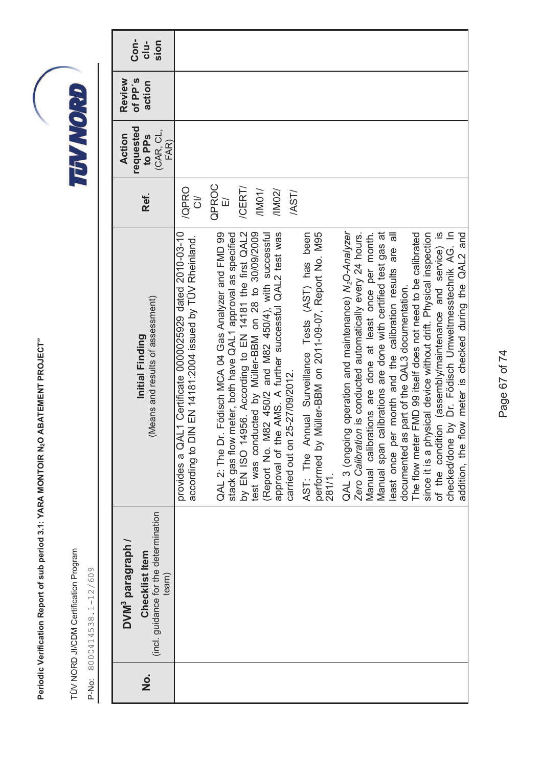| No. | DVM³ paragraph / Checklist Item (incl. guidance for the determination team) | Initial Finding (Means and results of assessment) | Ref. | Action requested to PPs (CAR, CL, FAR) | Review of PP's action | Conclusion |
|---|---|---|---|---|---|---|
| | | provides a QAL1 Certificate 0000025929 dated 2010-03-10 according to DIN EN 14181:2004 issued by TÜV Rheinland.<br><br>QAL 2: The Dr. Födisch MCA 04 Gas Analyzer and FMD 99 stack gas flow meter, both have QAL1 approval as specified by EN ISO 14956. According to EN 14181 the first QAL2 test was conducted by Müller-BBM on 28 to 30/09/2009 (Report No. M82 450/2 and M82 450/4), with successful approval of the AMS. A further successful QAL2 test was carried out on 25-27/09/2012.<br><br>AST: The Annual Surveillance Tests (AST) has been performed by Müller-BBM on 2011-09-07, Report No. M95 281/1.<br><br>QAL 3 (ongoing operation and maintenance) $N_2O$-*Analyzer Zero Calibration* is conducted automatically every 24 hours. Manual calibrations are done at least once per month. Manual span calibrations are done with certified test gas at least once per month and the calibration results are all documented as part of the QAL3 documentation.<br>The flow meter FMD 99 itself does not need to be calibrated since it is a physical device without drift. Physical inspection of the condition (assembly/maintenance and service) is checked/done by Dr. Födisch Umweltmesstechnik AG. In addition, the flow meter is checked during the QAL2 and | /QPROCI/<br>QPROCE/<br>/CERT/<br>/IM01/<br>/IM02/<br>/AST/ | | | |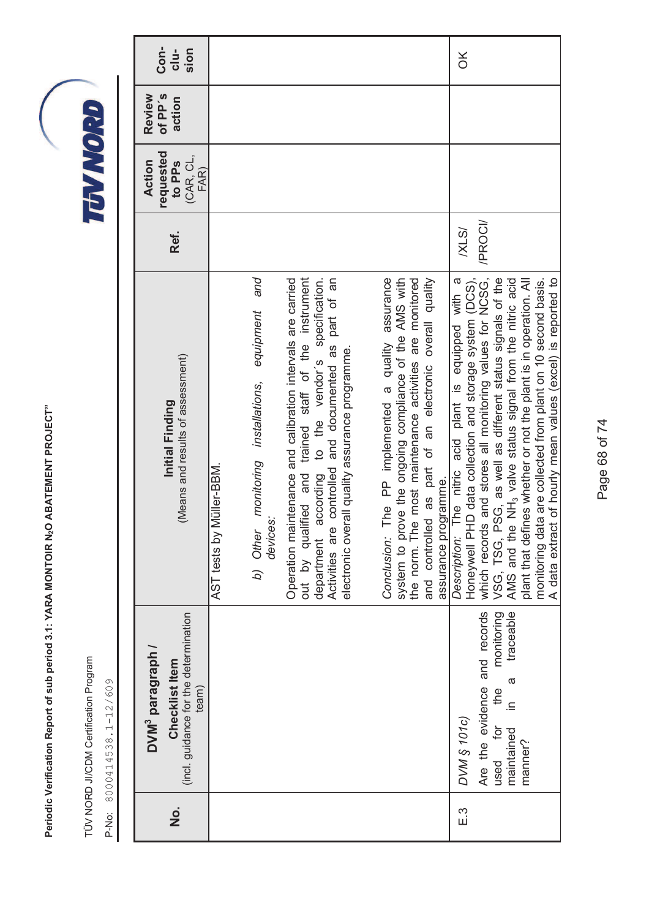| No. | DVM³ paragraph / Checklist Item (incl. guidance for the determination team) | Initial Finding (Means and results of assessment) | Ref. | Action requested to PPs (CAR, CL, FAR) | Review of PP´s action | Con-clu-sion |
|---|---|---|---|---|---|---|
| | | AST tests by Müller-BBM.<br><br>*b) Other monitoring installations, equipment and devices:*<br><br>Operation maintenance and calibration intervals are carried out by qualified and trained staff of the instrument department according to the vendor´s specification. Activities are controlled and documented as part of an electronic overall quality assurance programme.<br><br>*Conclusion:* The PP implemented a quality assurance system to prove the ongoing compliance of the AMS with the norm. The most maintenance activities are monitored and controlled as part of an electronic overall quality assurance programme. | | | | |
| E.3 | *DVM § 101c)*<br>Are the evidence and records used for the monitoring maintained in a traceable manner? | *Description:* The nitric acid plant is equipped with a Honeywell PHD data collection and storage system (DCS), which records and stores all monitoring values for NCSG, VSG, TSG, PSG, as well as different status signals of the AMS and the $NH_3$ valve status signal from the nitric acid plant that defines whether or not the plant is in operation. All monitoring data are collected from plant on 10 second basis. A data extract of hourly mean values (excel) is reported to | /XLS/<br>/PROC/ | | | OK |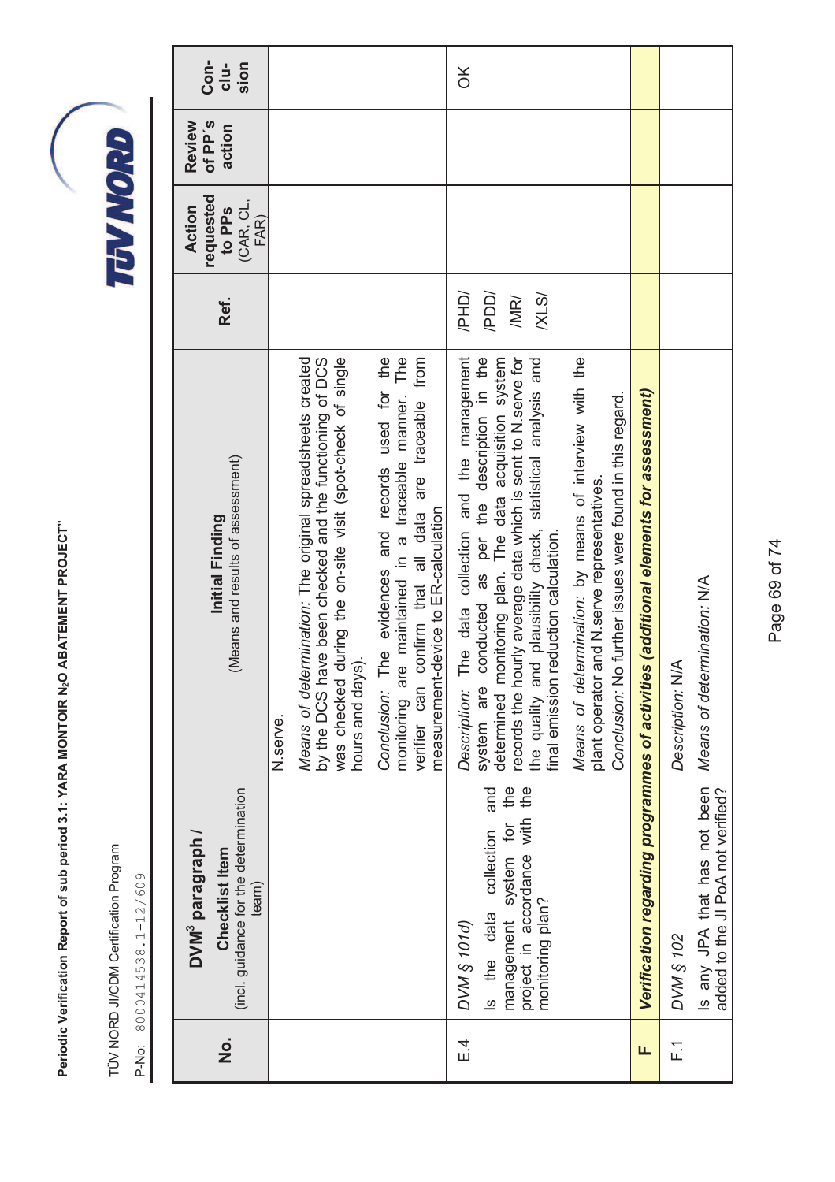| No. | DVM³ paragraph / Checklist Item (incl. guidance for the determination team) | Initial Finding (Means and results of assessment) | Ref. | Action requested to PPs (CAR, CL, FAR) | Review of PP's action | Con-clu-sion |
|---|---|---|---|---|---|---|
| | | N.serve. *Means of determination:* The original spreadsheets created by the DCS have been checked and the functioning of DCS was checked during the on-site visit (spot-check of single hours and days). *Conclusion:* The evidences and records used for the monitoring are maintained in a traceable manner. The verifier can confirm that all data are traceable from measurement-device to ER-calculation | | | | |
| E.4 | *DVM § 101d)* Is the data collection and management system for the project in accordance with the monitoring plan? | *Description:* The data collection and the management system are conducted as per the description in the determined monitoring plan. The data acquisition system records the hourly average data which is sent to N.serve for the quality and plausibility check, statistical analysis and final emission reduction calculation. *Means of determination:* by means of interview with the plant operator and N.serve representatives. *Conclusion:* No further issues were found in this regard. | /PHD/ /PDD/ /MR/ /XLS/ | | | OK |
| **F** | ***Verification regarding programmes of activities (additional elements for assessment)*** | | | | | |
| F.1 | *DVM § 102* Is any JPA that has not been added to the JI PoA not verified? | *Description:* N/A *Means of determination:* N/A | | | | |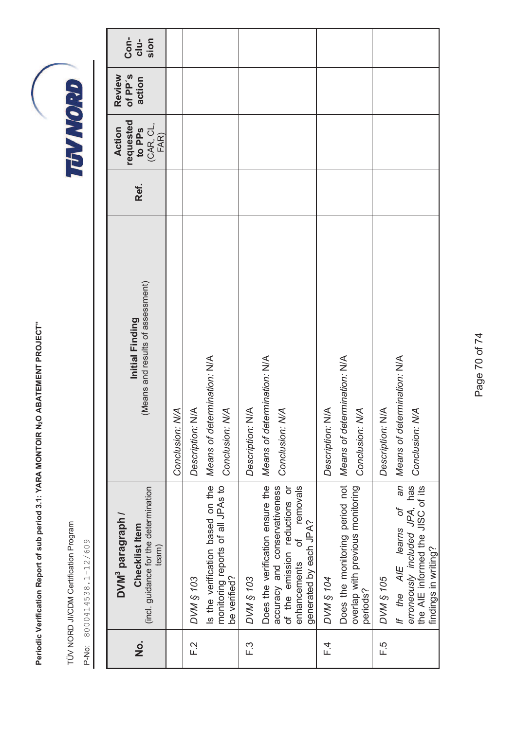| No. | DVM³ paragraph / Checklist Item (incl. guidance for the determination team) | Initial Finding (Means and results of assessment) | Ref. | Action requested to PPs (CAR, CL, FAR) | Review of PP´s action | Con-clu-sion |
|---|---|---|---|---|---|---|
| | | *Conclusion: N/A* | | | | |
| F.2 | *DVM § 103*<br>Is the verification based on the monitoring reports of all JPAs to be verified? | *Description:* N/A<br>*Means of determination:* N/A<br>*Conclusion: N/A* | | | | |
| F.3 | *DVM § 103*<br>Does the verification ensure the accuracy and conservativeness of the emission reductions or enhancements of removals generated by each JPA? | *Description:* N/A<br>*Means of determination:* N/A<br>*Conclusion: N/A* | | | | |
| F.4 | *DVM § 104*<br>Does the monitoring period not overlap with previous monitoring periods? | *Description:* N/A<br>*Means of determination:* N/A<br>*Conclusion: N/A* | | | | |
| F.5 | *DVM § 105*<br>*If the AIE learns of an erroneously included JPA*, has the AIE informed the JISC of its findings in writing? | *Description:* N/A<br>*Means of determination:* N/A<br>*Conclusion: N/A* | | | | |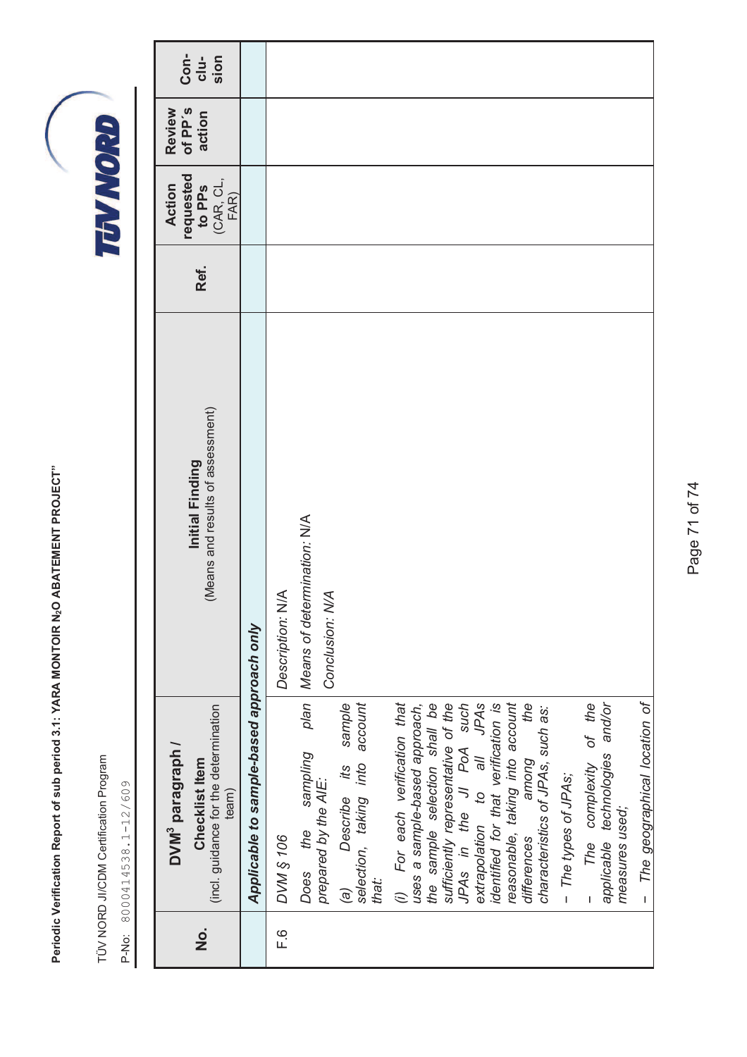| No. | DVM³ paragraph / Checklist Item (incl. guidance for the determination team) | Initial Finding (Means and results of assessment) | Ref. | Action requested to PPs (CAR, CL, FAR) | Review of PP's action | Con-clu-sion |
|---|---|---|---|---|---|---|
| | *Applicable to sample-based approach only* | | | | | |
| F.6 | *DVM § 106*<br>*Does the sampling plan prepared by the AIE:*<br>*(a) Describe its sample selection, taking into account that:*<br>*(i) For each verification that uses a sample-based approach, the sample selection shall be sufficiently representative of the JPAs in the JI PoA such extrapolation to all JPAs identified for that verification is reasonable, taking into account differences among the characteristics of JPAs, such as:*<br>*– The types of JPAs;*<br>*– The complexity of the applicable technologies and/or measures used;*<br>*– The geographical location of* | *Description:* N/A<br>*Means of determination:* N/A<br>*Conclusion: N/A* | | | | |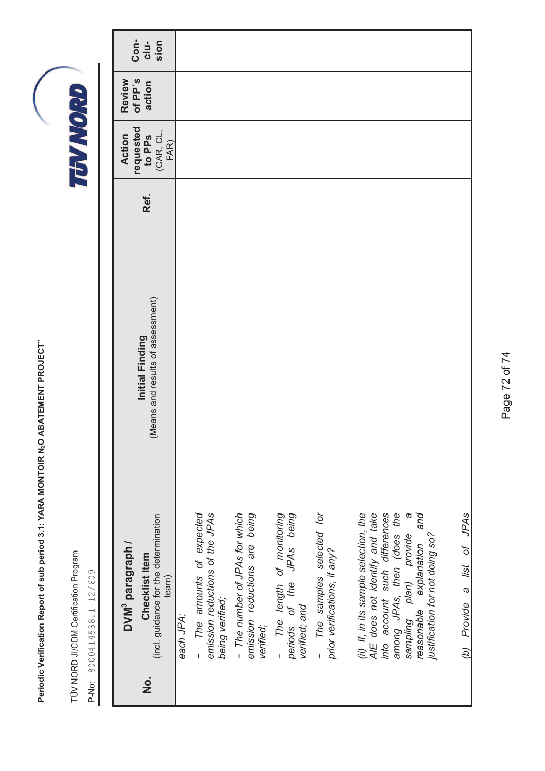| No. | DVM[3] paragraph / Checklist Item (incl. guidance for the determination team) | Initial Finding (Means and results of assessment) | Ref. | Action requested to PPs (CAR, CL, FAR) | Review of PP´s action | Con-clu-sion |
|---|---|---|---|---|---|---|
| | *each JPA;*<br>*– The amounts of expected emission reductions of the JPAs being verified;*<br>*– The number of JPAs for which emission reductions are being verified;*<br>*– The length of monitoring periods of the JPAs being verified; and*<br>*– The samples selected for prior verifications, if any?*<br><br>*(ii) If, in its sample selection, the AIE does not identify and take into account such differences among JPAs, then (does the sampling plan) provide a reasonable explanation and justification for not doing so?*<br><br>*(b) Provide a list of JPAs* | | | | | |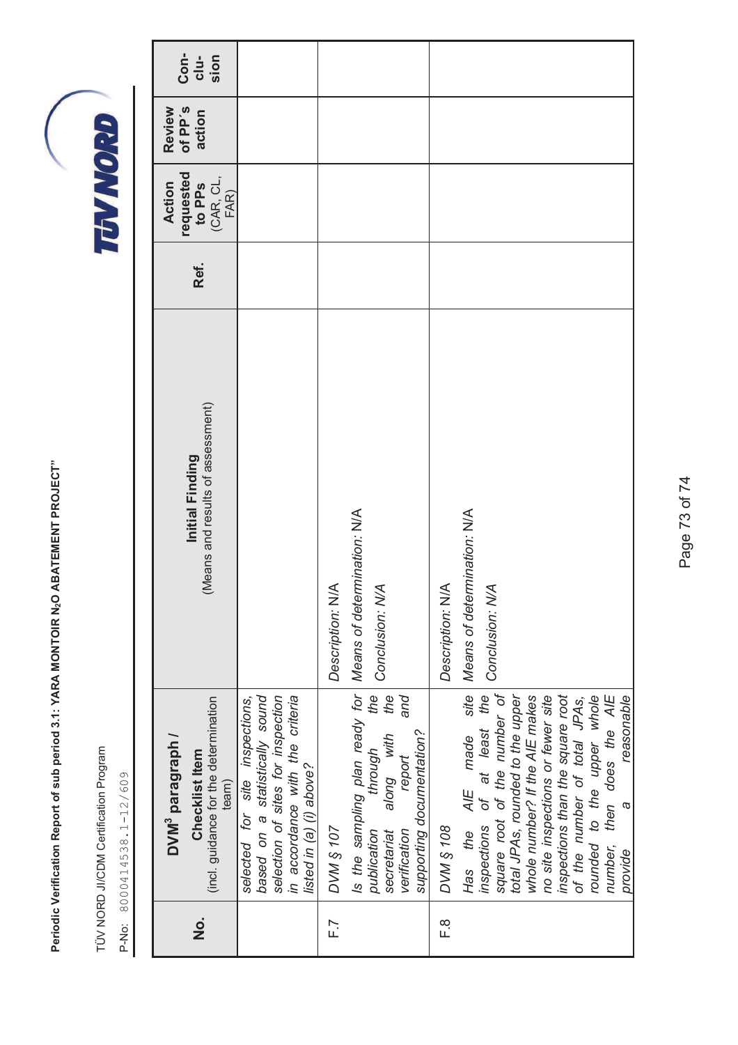| No. | DVM[3] paragraph / Checklist Item (incl. guidance for the determination team) | Initial Finding (Means and results of assessment) | Ref. | Action requested to PPs (CAR, CL, FAR) | Review of PP´s action | Con-clu-sion |
|---|---|---|---|---|---|---|
| | *selected for site inspections, based on a statistically sound selection of sites for inspection in accordance with the criteria listed in (a) (i) above?* | | | | | |
| F.7 | *DVM § 107*<br>*Is the sampling plan ready for publication through the secretariat along with the verification report and supporting documentation?* | *Description: N/A*<br>*Means of determination: N/A*<br>*Conclusion: N/A* | | | | |
| F.8 | *DVM § 108*<br>*Has the AIE made site inspections of at least the square root of the number of total JPAs, rounded to the upper whole number? If the AIE makes no site inspections or fewer site inspections than the square root of the number of total JPAs, rounded to the upper whole number, then does the AIE provide a reasonable* | *Description: N/A*<br>*Means of determination: N/A*<br>*Conclusion: N/A* | | | | |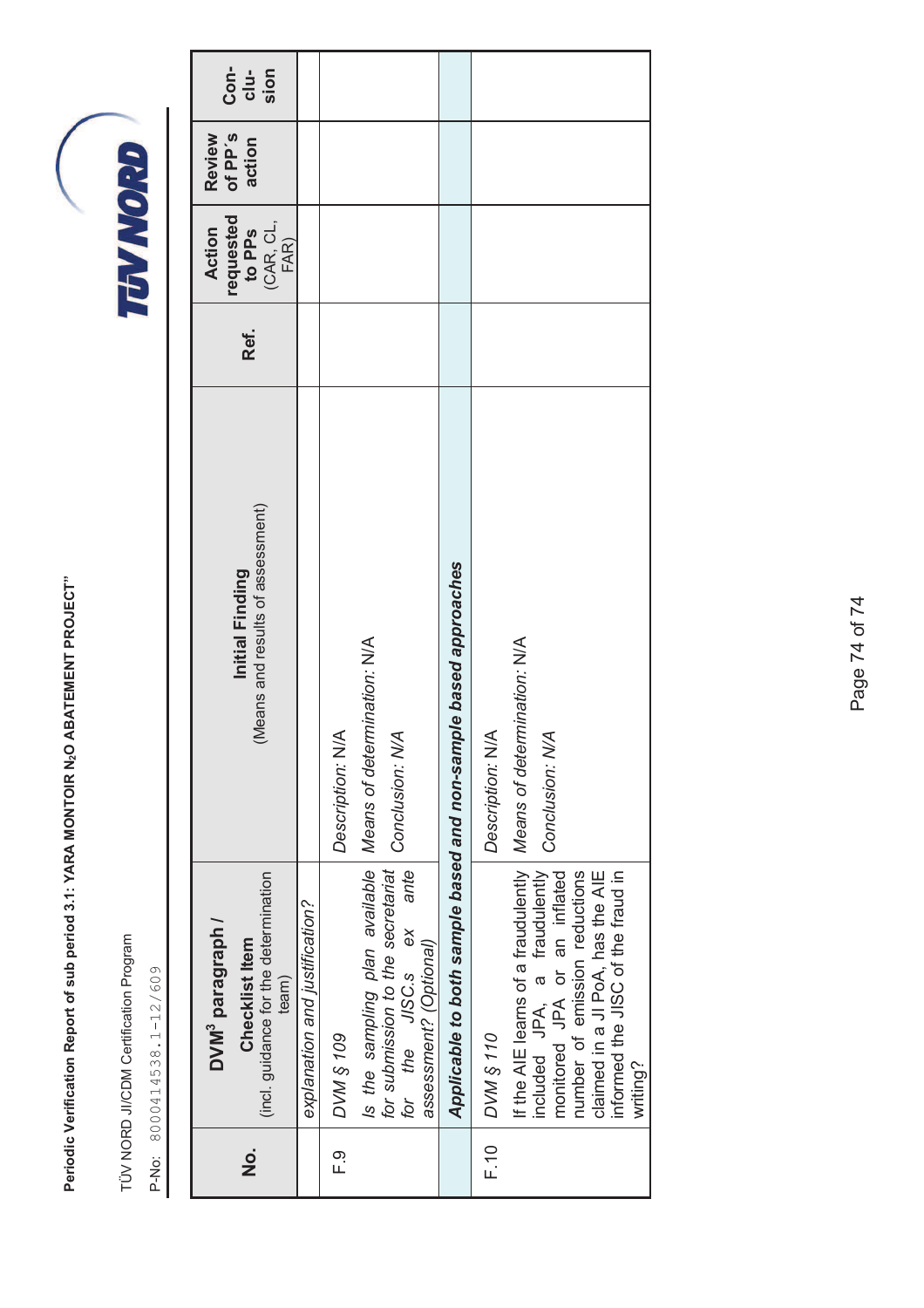| No. | DVM³ paragraph / Checklist Item (incl. guidance for the determination team) | Initial Finding (Means and results of assessment) | Ref. | Action requested to PPs (CAR, CL, FAR) | Review of PP's action | Con-clu-sion |
|---|---|---|---|---|---|---|
| | *explanation and justification?* | | | | | |
| F.9 | *DVM § 109*<br>*Is the sampling plan available for submission to the secretariat for the JISC.s ex ante assessment? (Optional)* | *Description:* N/A<br>*Means of determination:* N/A<br>*Conclusion: N/A* | | | | |
| ***Applicable to both sample based and non-sample based approaches*** | | | | | | |
| F.10 | *DVM § 110*<br>If the AIE learns of a fraudulently included JPA, a fraudulently monitored JPA or an inflated number of emission reductions claimed in a JI PoA, has the AIE informed the JISC of the fraud in writing? | *Description:* N/A<br>*Means of determination:* N/A<br>*Conclusion: N/A* | | | | |